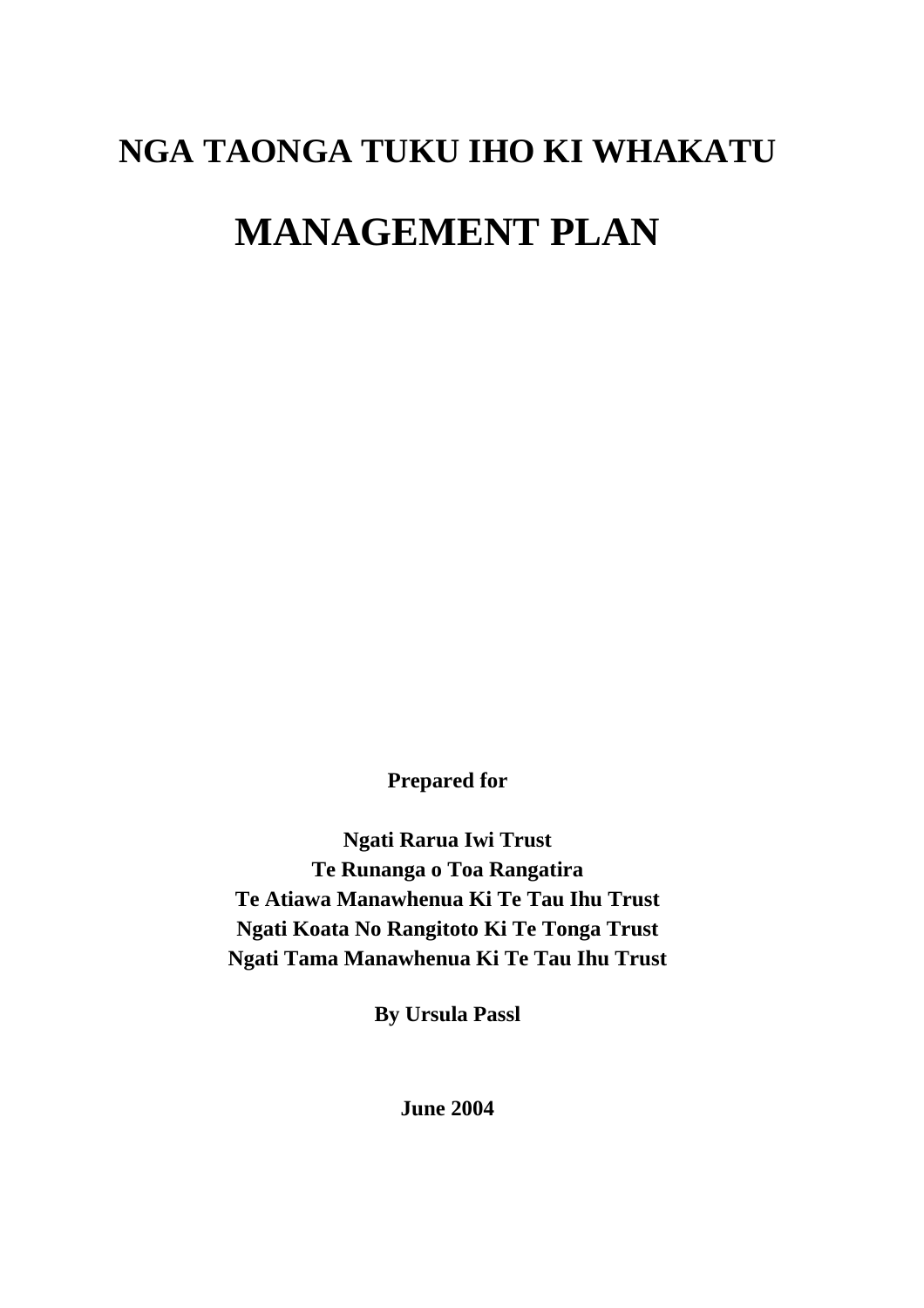# NGA TAONGA TUKU IHO KI WHAKATU

# MANAGEMENT PLAN

**Prepared for**

**Ngati Rarua Iwi Trust**
**Te Runanga o Toa Rangatira**
**Te Atiawa Manawhenua Ki Te Tau Ihu Trust**
**Ngati Koata No Rangitoto Ki Te Tonga Trust**
**Ngati Tama Manawhenua Ki Te Tau Ihu Trust**

**By Ursula Passl**

**June 2004**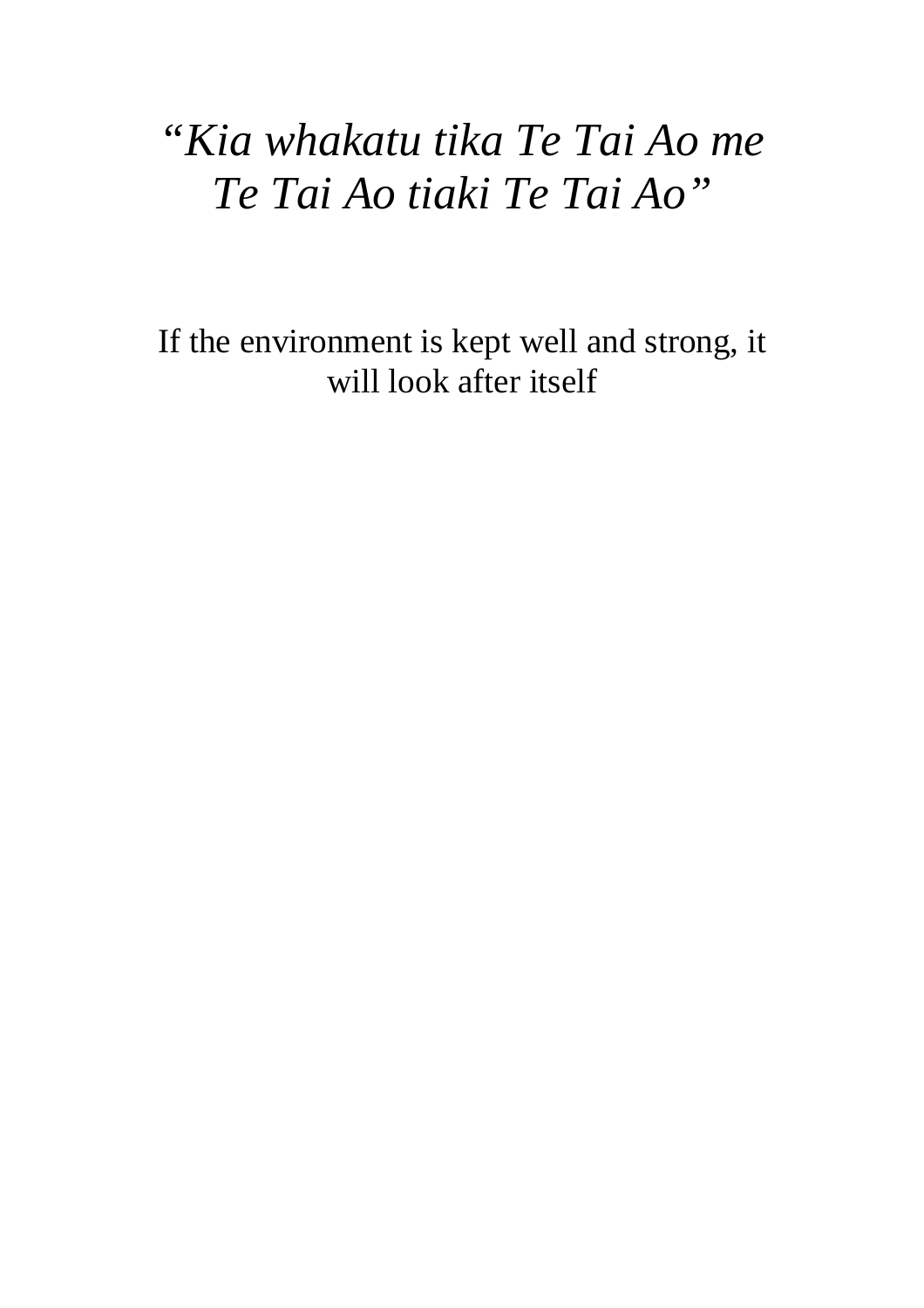*“Kia whakatu tika Te Tai Ao me Te Tai Ao tiaki Te Tai Ao”*

If the environment is kept well and strong, it will look after itself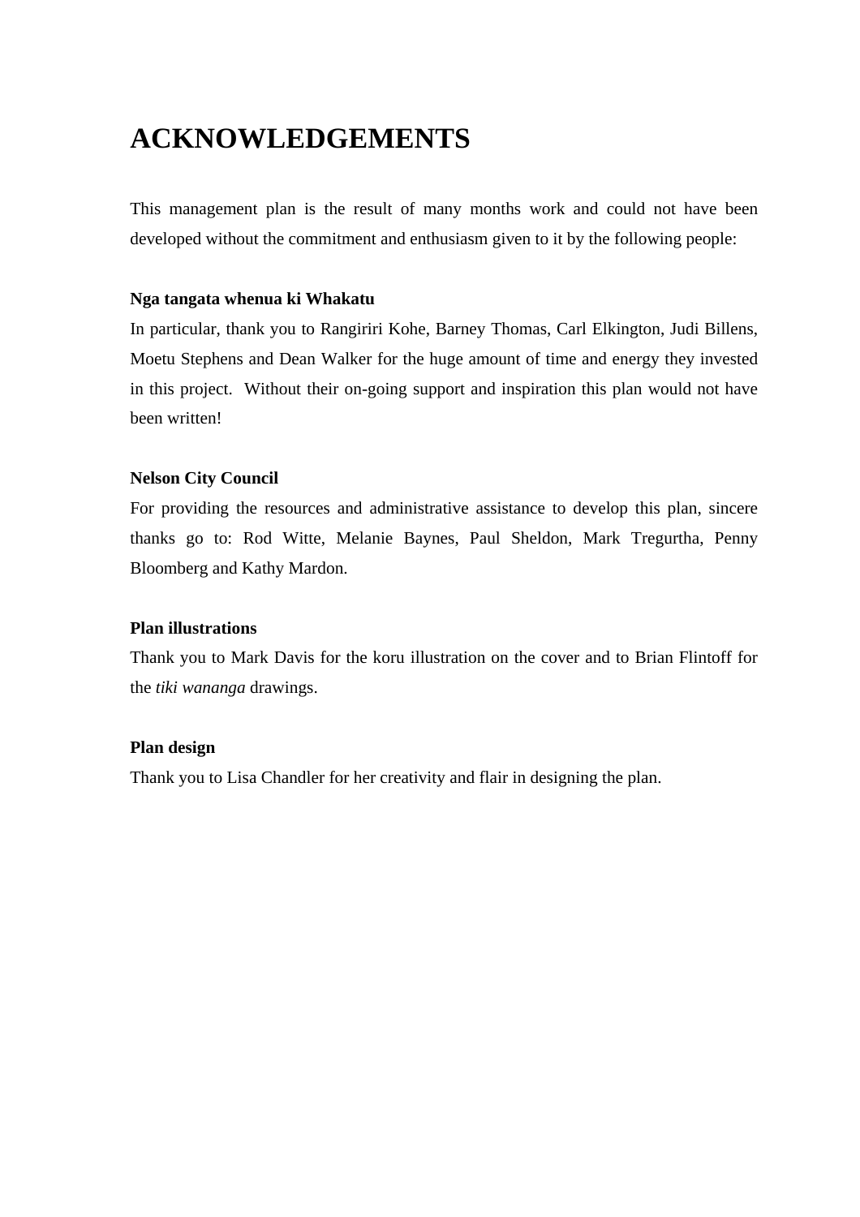# ACKNOWLEDGEMENTS

This management plan is the result of many months work and could not have been developed without the commitment and enthusiasm given to it by the following people:

**Nga tangata whenua ki Whakatu**

In particular, thank you to Rangiriri Kohe, Barney Thomas, Carl Elkington, Judi Billens, Moetu Stephens and Dean Walker for the huge amount of time and energy they invested in this project. Without their on-going support and inspiration this plan would not have been written!

**Nelson City Council**

For providing the resources and administrative assistance to develop this plan, sincere thanks go to: Rod Witte, Melanie Baynes, Paul Sheldon, Mark Tregurtha, Penny Bloomberg and Kathy Mardon.

**Plan illustrations**

Thank you to Mark Davis for the koru illustration on the cover and to Brian Flintoff for the *tiki wananga* drawings.

**Plan design**

Thank you to Lisa Chandler for her creativity and flair in designing the plan.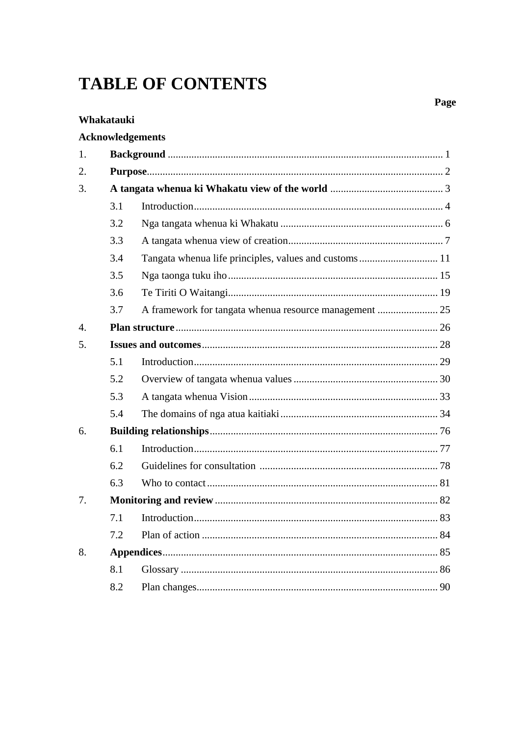# TABLE OF CONTENTS

| | | Page |
|---|---|---|
| **Whakatauki** | | |
| **Acknowledgements** | | |
| 1. | **Background** | 1 |
| 2. | **Purpose** | 2 |
| 3. | **A tangata whenua ki Whakatu view of the world** | 3 |
| | 3.1 Introduction | 4 |
| | 3.2 Nga tangata whenua ki Whakatu | 6 |
| | 3.3 A tangata whenua view of creation | 7 |
| | 3.4 Tangata whenua life principles, values and customs | 11 |
| | 3.5 Nga taonga tuku iho | 15 |
| | 3.6 Te Tiriti O Waitangi | 19 |
| | 3.7 A framework for tangata whenua resource management | 25 |
| 4. | **Plan structure** | 26 |
| 5. | **Issues and outcomes** | 28 |
| | 5.1 Introduction | 29 |
| | 5.2 Overview of tangata whenua values | 30 |
| | 5.3 A tangata whenua Vision | 33 |
| | 5.4 The domains of nga atua kaitiaki | 34 |
| 6. | **Building relationships** | 76 |
| | 6.1 Introduction | 77 |
| | 6.2 Guidelines for consultation | 78 |
| | 6.3 Who to contact | 81 |
| 7. | **Monitoring and review** | 82 |
| | 7.1 Introduction | 83 |
| | 7.2 Plan of action | 84 |
| 8. | **Appendices** | 85 |
| | 8.1 Glossary | 86 |
| | 8.2 Plan changes | 90 |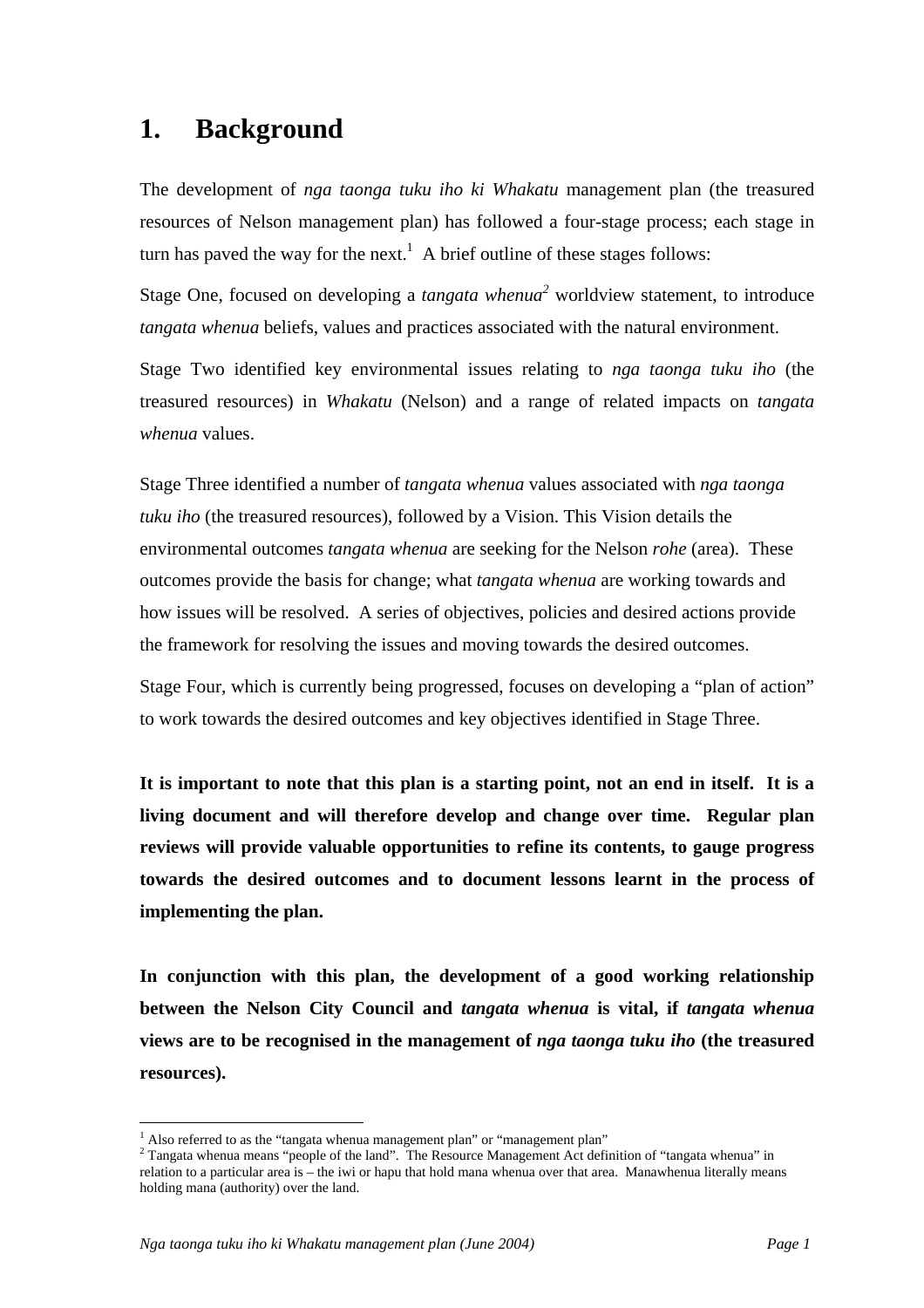# 1. Background

The development of *nga taonga tuku iho ki Whakatu* management plan (the treasured resources of Nelson management plan) has followed a four-stage process; each stage in turn has paved the way for the next.[1] A brief outline of these stages follows:

Stage One, focused on developing a *tangata whenua*[2] worldview statement, to introduce *tangata whenua* beliefs, values and practices associated with the natural environment.

Stage Two identified key environmental issues relating to *nga taonga tuku iho* (the treasured resources) in *Whakatu* (Nelson) and a range of related impacts on *tangata whenua* values.

Stage Three identified a number of *tangata whenua* values associated with *nga taonga tuku iho* (the treasured resources), followed by a Vision. This Vision details the environmental outcomes *tangata whenua* are seeking for the Nelson *rohe* (area). These outcomes provide the basis for change; what *tangata whenua* are working towards and how issues will be resolved. A series of objectives, policies and desired actions provide the framework for resolving the issues and moving towards the desired outcomes.

Stage Four, which is currently being progressed, focuses on developing a "plan of action" to work towards the desired outcomes and key objectives identified in Stage Three.

**It is important to note that this plan is a starting point, not an end in itself. It is a living document and will therefore develop and change over time. Regular plan reviews will provide valuable opportunities to refine its contents, to gauge progress towards the desired outcomes and to document lessons learnt in the process of implementing the plan.**

**In conjunction with this plan, the development of a good working relationship between the Nelson City Council and *tangata whenua* is vital, if *tangata whenua* views are to be recognised in the management of *nga taonga tuku iho* (the treasured resources).**

---

[1] Also referred to as the "tangata whenua management plan" or "management plan"

[2] Tangata whenua means "people of the land". The Resource Management Act definition of "tangata whenua" in relation to a particular area is – the iwi or hapu that hold mana whenua over that area. Manawhenua literally means holding mana (authority) over the land.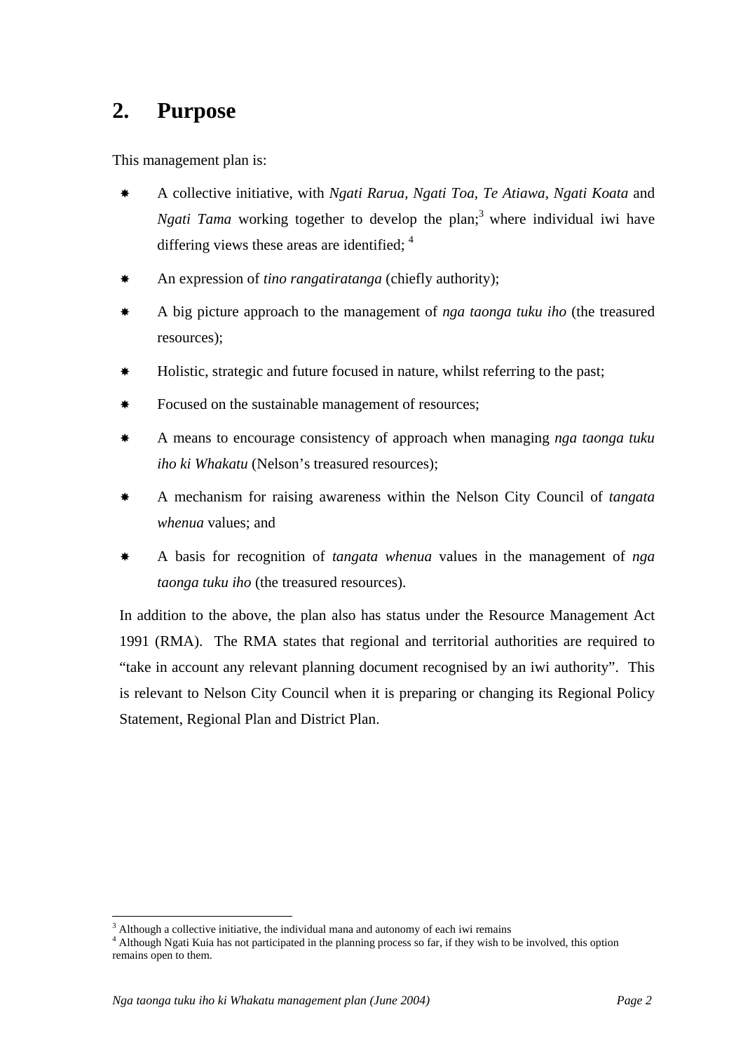## 2. Purpose

This management plan is:

- A collective initiative, with *Ngati Rarua, Ngati Toa, Te Atiawa, Ngati Koata* and *Ngati Tama* working together to develop the plan;[3] where individual iwi have differing views these areas are identified; [4]
- An expression of *tino rangatiratanga* (chiefly authority);
- A big picture approach to the management of *nga taonga tuku iho* (the treasured resources);
- Holistic, strategic and future focused in nature, whilst referring to the past;
- Focused on the sustainable management of resources;
- A means to encourage consistency of approach when managing *nga taonga tuku iho ki Whakatu* (Nelson's treasured resources);
- A mechanism for raising awareness within the Nelson City Council of *tangata whenua* values; and
- A basis for recognition of *tangata whenua* values in the management of *nga taonga tuku iho* (the treasured resources).

In addition to the above, the plan also has status under the Resource Management Act 1991 (RMA). The RMA states that regional and territorial authorities are required to "take in account any relevant planning document recognised by an iwi authority". This is relevant to Nelson City Council when it is preparing or changing its Regional Policy Statement, Regional Plan and District Plan.

---

[3] Although a collective initiative, the individual mana and autonomy of each iwi remains

[4] Although Ngati Kuia has not participated in the planning process so far, if they wish to be involved, this option remains open to them.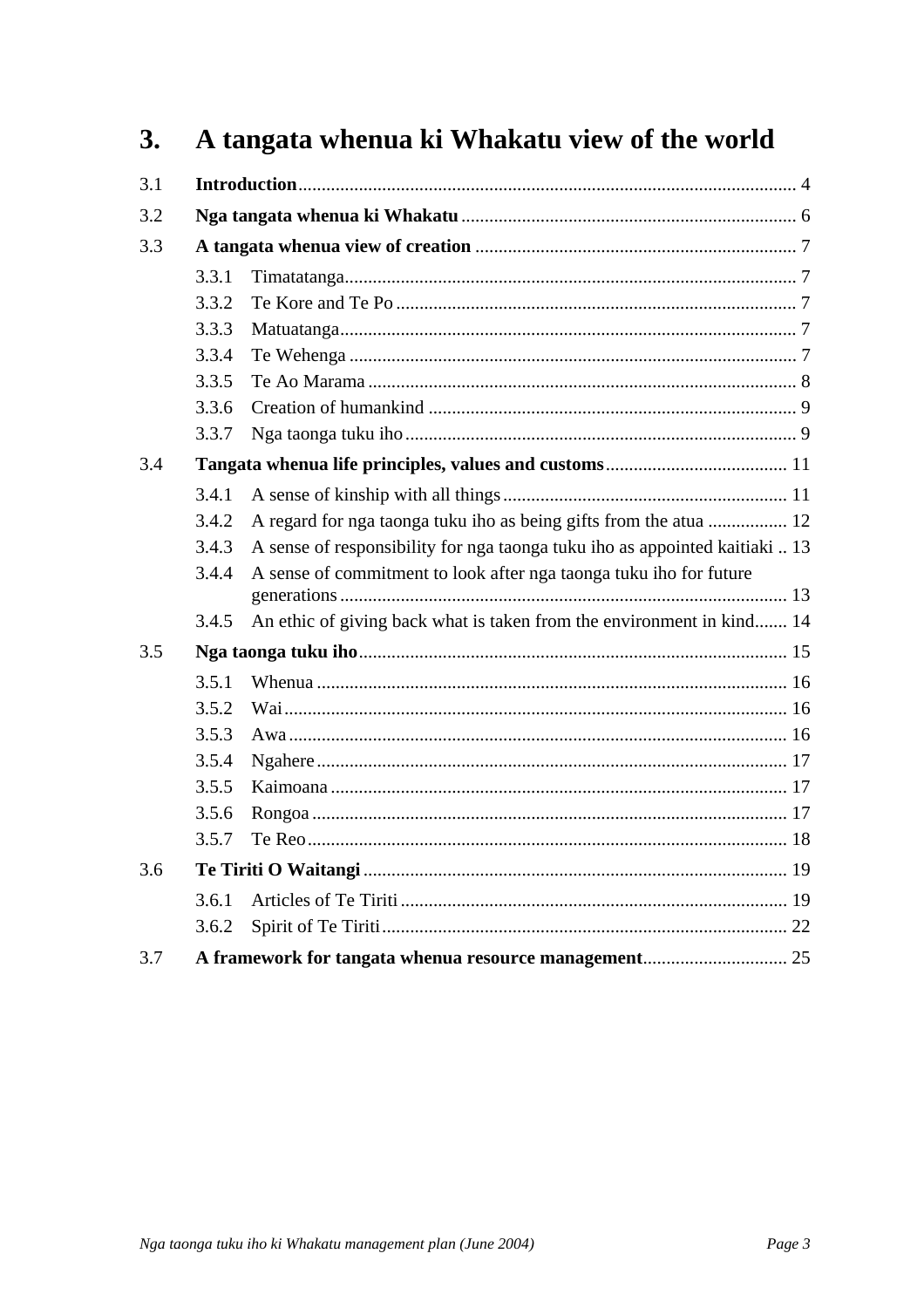# 3. A tangata whenua ki Whakatu view of the world

| | | |
|---|---|---|
| 3.1 | **Introduction** | 4 |
| 3.2 | **Nga tangata whenua ki Whakatu** | 6 |
| 3.3 | **A tangata whenua view of creation** | 7 |
| | 3.3.1 Timatatanga | 7 |
| | 3.3.2 Te Kore and Te Po | 7 |
| | 3.3.3 Matuatanga | 7 |
| | 3.3.4 Te Wehenga | 7 |
| | 3.3.5 Te Ao Marama | 8 |
| | 3.3.6 Creation of humankind | 9 |
| | 3.3.7 Nga taonga tuku iho | 9 |
| 3.4 | **Tangata whenua life principles, values and customs** | 11 |
| | 3.4.1 A sense of kinship with all things | 11 |
| | 3.4.2 A regard for nga taonga tuku iho as being gifts from the atua | 12 |
| | 3.4.3 A sense of responsibility for nga taonga tuku iho as appointed kaitiaki | 13 |
| | 3.4.4 A sense of commitment to look after nga taonga tuku iho for future generations | 13 |
| | 3.4.5 An ethic of giving back what is taken from the environment in kind | 14 |
| 3.5 | **Nga taonga tuku iho** | 15 |
| | 3.5.1 Whenua | 16 |
| | 3.5.2 Wai | 16 |
| | 3.5.3 Awa | 16 |
| | 3.5.4 Ngahere | 17 |
| | 3.5.5 Kaimoana | 17 |
| | 3.5.6 Rongoa | 17 |
| | 3.5.7 Te Reo | 18 |
| 3.6 | **Te Tiriti O Waitangi** | 19 |
| | 3.6.1 Articles of Te Tiriti | 19 |
| | 3.6.2 Spirit of Te Tiriti | 22 |
| 3.7 | **A framework for tangata whenua resource management** | 25 |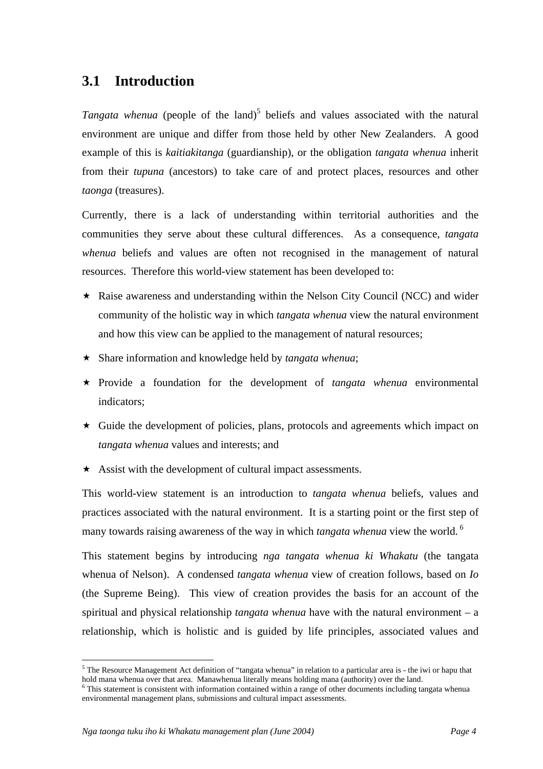## 3.1 Introduction

*Tangata whenua* (people of the land)[5] beliefs and values associated with the natural environment are unique and differ from those held by other New Zealanders. A good example of this is *kaitiakitanga* (guardianship), or the obligation *tangata whenua* inherit from their *tupuna* (ancestors) to take care of and protect places, resources and other *taonga* (treasures).

Currently, there is a lack of understanding within territorial authorities and the communities they serve about these cultural differences. As a consequence, *tangata whenua* beliefs and values are often not recognised in the management of natural resources. Therefore this world-view statement has been developed to:

- Raise awareness and understanding within the Nelson City Council (NCC) and wider community of the holistic way in which *tangata whenua* view the natural environment and how this view can be applied to the management of natural resources;
- Share information and knowledge held by *tangata whenua*;
- Provide a foundation for the development of *tangata whenua* environmental indicators;
- Guide the development of policies, plans, protocols and agreements which impact on *tangata whenua* values and interests; and
- Assist with the development of cultural impact assessments.

This world-view statement is an introduction to *tangata whenua* beliefs, values and practices associated with the natural environment. It is a starting point or the first step of many towards raising awareness of the way in which *tangata whenua* view the world.[6]

This statement begins by introducing *nga tangata whenua ki Whakatu* (the tangata whenua of Nelson). A condensed *tangata whenua* view of creation follows, based on *Io* (the Supreme Being). This view of creation provides the basis for an account of the spiritual and physical relationship *tangata whenua* have with the natural environment – a relationship, which is holistic and is guided by life principles, associated values and

---

[5] The Resource Management Act definition of "tangata whenua" in relation to a particular area is - the iwi or hapu that hold mana whenua over that area. Manawhenua literally means holding mana (authority) over the land.

[6] This statement is consistent with information contained within a range of other documents including tangata whenua environmental management plans, submissions and cultural impact assessments.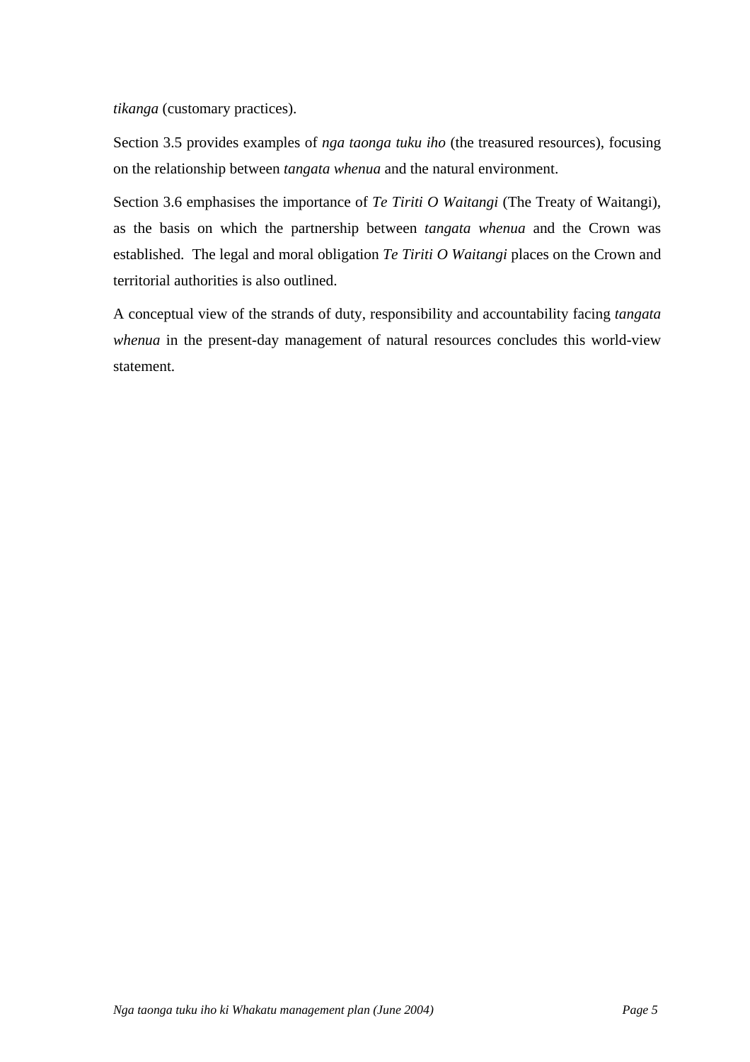*tikanga* (customary practices).

Section 3.5 provides examples of *nga taonga tuku iho* (the treasured resources), focusing on the relationship between *tangata whenua* and the natural environment.

Section 3.6 emphasises the importance of *Te Tiriti O Waitangi* (The Treaty of Waitangi), as the basis on which the partnership between *tangata whenua* and the Crown was established. The legal and moral obligation *Te Tiriti O Waitangi* places on the Crown and territorial authorities is also outlined.

A conceptual view of the strands of duty, responsibility and accountability facing *tangata whenua* in the present-day management of natural resources concludes this world-view statement.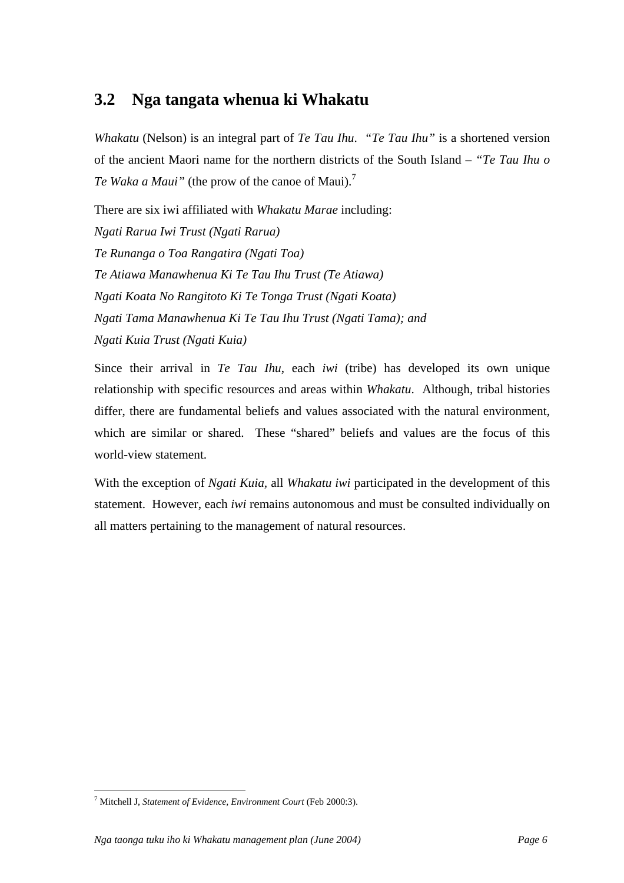## 3.2 Nga tangata whenua ki Whakatu

*Whakatu* (Nelson) is an integral part of *Te Tau Ihu*. *"Te Tau Ihu"* is a shortened version of the ancient Maori name for the northern districts of the South Island – *"Te Tau Ihu o Te Waka a Maui"* (the prow of the canoe of Maui).[7]

There are six iwi affiliated with *Whakatu Marae* including:

*Ngati Rarua Iwi Trust (Ngati Rarua)*
*Te Runanga o Toa Rangatira (Ngati Toa)*
*Te Atiawa Manawhenua Ki Te Tau Ihu Trust (Te Atiawa)*
*Ngati Koata No Rangitoto Ki Te Tonga Trust (Ngati Koata)*
*Ngati Tama Manawhenua Ki Te Tau Ihu Trust (Ngati Tama); and*
*Ngati Kuia Trust (Ngati Kuia)*

Since their arrival in *Te Tau Ihu*, each *iwi* (tribe) has developed its own unique relationship with specific resources and areas within *Whakatu*. Although, tribal histories differ, there are fundamental beliefs and values associated with the natural environment, which are similar or shared. These "shared" beliefs and values are the focus of this world-view statement.

With the exception of *Ngati Kuia*, all *Whakatu iwi* participated in the development of this statement. However, each *iwi* remains autonomous and must be consulted individually on all matters pertaining to the management of natural resources.

---

[7] Mitchell J, *Statement of Evidence, Environment Court* (Feb 2000:3).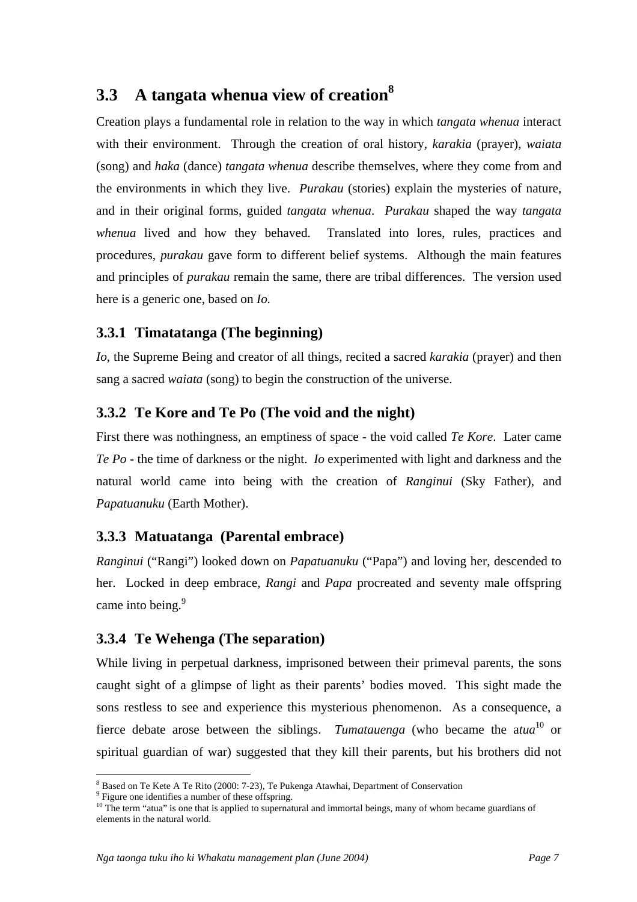## 3.3 A tangata whenua view of creation[8]

Creation plays a fundamental role in relation to the way in which *tangata whenua* interact with their environment. Through the creation of oral history, *karakia* (prayer), *waiata* (song) and *haka* (dance) *tangata whenua* describe themselves, where they come from and the environments in which they live. *Purakau* (stories) explain the mysteries of nature, and in their original forms, guided *tangata whenua*. *Purakau* shaped the way *tangata whenua* lived and how they behaved. Translated into lores, rules, practices and procedures, *purakau* gave form to different belief systems. Although the main features and principles of *purakau* remain the same, there are tribal differences. The version used here is a generic one, based on *Io.*

### 3.3.1 Timatatanga (The beginning)

*Io*, the Supreme Being and creator of all things, recited a sacred *karakia* (prayer) and then sang a sacred *waiata* (song) to begin the construction of the universe.

### 3.3.2 Te Kore and Te Po (The void and the night)

First there was nothingness, an emptiness of space - the void called *Te Kore*. Later came *Te Po* - the time of darkness or the night. *Io* experimented with light and darkness and the natural world came into being with the creation of *Ranginui* (Sky Father), and *Papatuanuku* (Earth Mother).

### 3.3.3 Matuatanga (Parental embrace)

*Ranginui* ("Rangi") looked down on *Papatuanuku* ("Papa") and loving her, descended to her. Locked in deep embrace, *Rangi* and *Papa* procreated and seventy male offspring came into being.[9]

### 3.3.4 Te Wehenga (The separation)

While living in perpetual darkness, imprisoned between their primeval parents, the sons caught sight of a glimpse of light as their parents' bodies moved. This sight made the sons restless to see and experience this mysterious phenomenon. As a consequence, a fierce debate arose between the siblings. *Tumatauenga* (who became the a*tua*[10] or spiritual guardian of war) suggested that they kill their parents, but his brothers did not

---

[8] Based on Te Kete A Te Rito (2000: 7-23), Te Pukenga Atawhai, Department of Conservation

[9] Figure one identifies a number of these offspring.

[10] The term "atua" is one that is applied to supernatural and immortal beings, many of whom became guardians of elements in the natural world.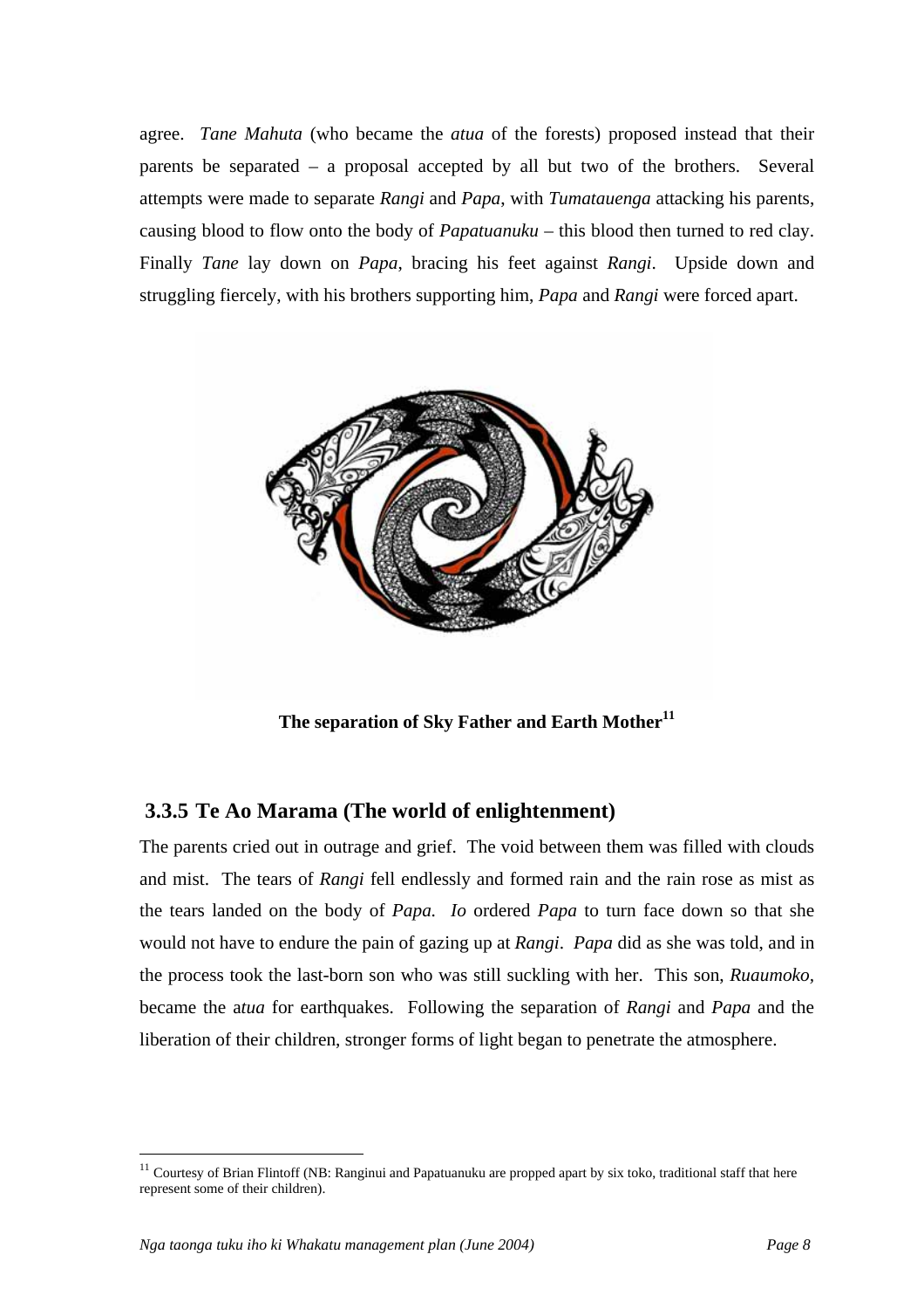agree. *Tane Mahuta* (who became the *atua* of the forests) proposed instead that their parents be separated – a proposal accepted by all but two of the brothers. Several attempts were made to separate *Rangi* and *Papa*, with *Tumatauenga* attacking his parents, causing blood to flow onto the body of *Papatuanuku* – this blood then turned to red clay. Finally *Tane* lay down on *Papa*, bracing his feet against *Rangi*. Upside down and struggling fiercely, with his brothers supporting him, *Papa* and *Rangi* were forced apart.

**The separation of Sky Father and Earth Mother**[11]

### 3.3.5 Te Ao Marama (The world of enlightenment)

The parents cried out in outrage and grief. The void between them was filled with clouds and mist. The tears of *Rangi* fell endlessly and formed rain and the rain rose as mist as the tears landed on the body of *Papa*. *Io* ordered *Papa* to turn face down so that she would not have to endure the pain of gazing up at *Rangi*. *Papa* did as she was told, and in the process took the last-born son who was still suckling with her. This son, *Ruaumoko*, became the a*tua* for earthquakes. Following the separation of *Rangi* and *Papa* and the liberation of their children, stronger forms of light began to penetrate the atmosphere.

[11] Courtesy of Brian Flintoff (NB: Ranginui and Papatuanuku are propped apart by six toko, traditional staff that here represent some of their children).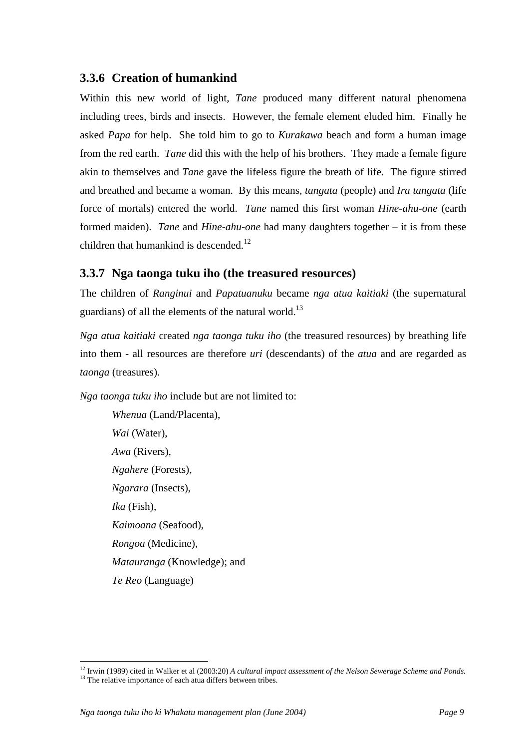### 3.3.6 Creation of humankind

Within this new world of light, *Tane* produced many different natural phenomena including trees, birds and insects. However, the female element eluded him. Finally he asked *Papa* for help. She told him to go to *Kurakawa* beach and form a human image from the red earth. *Tane* did this with the help of his brothers. They made a female figure akin to themselves and *Tane* gave the lifeless figure the breath of life. The figure stirred and breathed and became a woman. By this means, *tangata* (people) and *Ira tangata* (life force of mortals) entered the world. *Tane* named this first woman *Hine-ahu-one* (earth formed maiden). *Tane* and *Hine-ahu-one* had many daughters together – it is from these children that humankind is descended.[12]

### 3.3.7 Nga taonga tuku iho (the treasured resources)

The children of *Ranginui* and *Papatuanuku* became *nga atua kaitiaki* (the supernatural guardians) of all the elements of the natural world.[13]

*Nga atua kaitiaki* created *nga taonga tuku iho* (the treasured resources) by breathing life into them - all resources are therefore *uri* (descendants) of the *atua* and are regarded as *taonga* (treasures).

*Nga taonga tuku iho* include but are not limited to:

- *Whenua* (Land/Placenta),
- *Wai* (Water),
- *Awa* (Rivers),
- *Ngahere* (Forests),
- *Ngarara* (Insects),
- *Ika* (Fish),
- *Kaimoana* (Seafood),
- *Rongoa* (Medicine),
- *Matauranga* (Knowledge); and
- *Te Reo* (Language)

---

[12] Irwin (1989) cited in Walker et al (2003:20) *A cultural impact assessment of the Nelson Sewerage Scheme and Ponds.*

[13] The relative importance of each atua differs between tribes.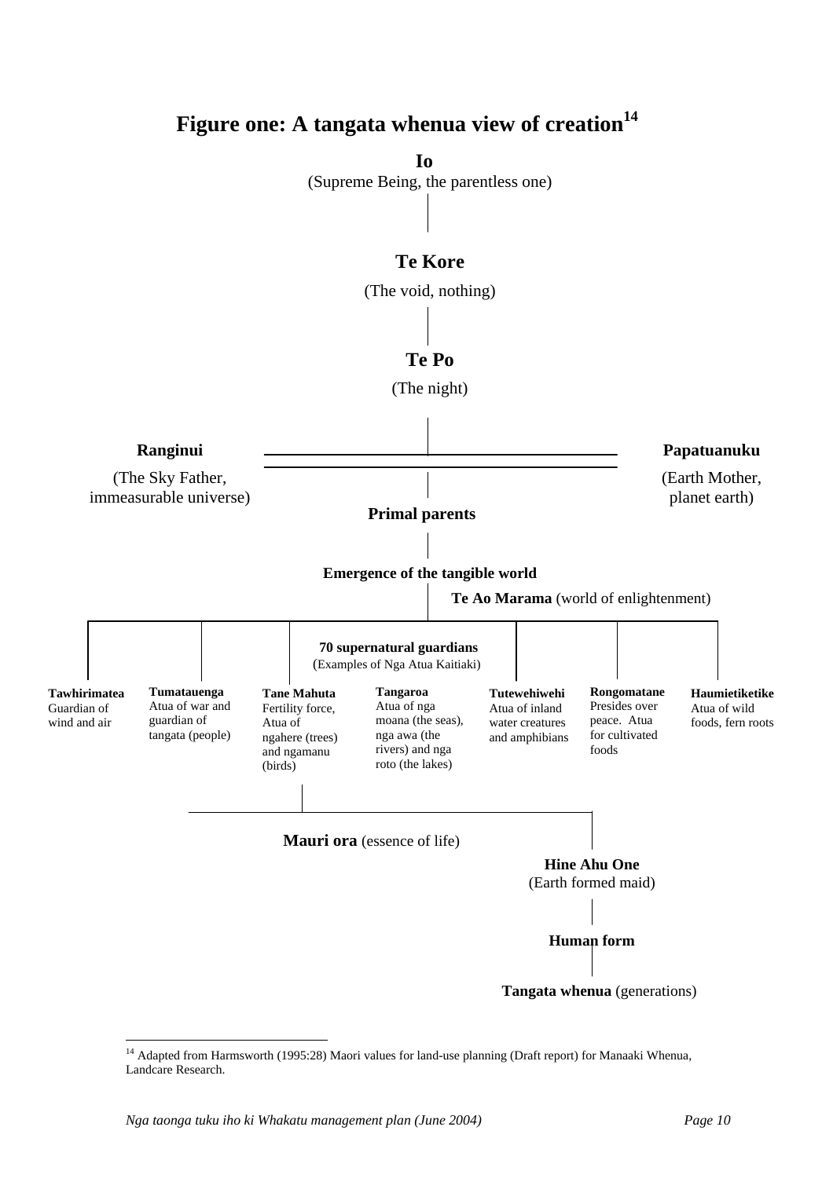# Figure one: A tangata whenua view of creation[14]

**Io**
(Supreme Being, the parentless one)

**Te Kore**
(The void, nothing)

**Te Po**
(The night)

**Ranginui**
(The Sky Father, immeasurable universe)

**Papatuanuku**
(Earth Mother, planet earth)

**Primal parents**

**Emergence of the tangible world**

**Te Ao Marama** (world of enlightenment)

**70 supernatural guardians**
(Examples of Nga Atua Kaitiaki)

- **Tawhirimatea** Guardian of wind and air
- **Tumatauenga** Atua of war and guardian of tangata (people)
- **Tane Mahuta** Fertility force, Atua of ngahere (trees) and ngamanu (birds)
- **Tangaroa** Atua of nga moana (the seas), nga awa (the rivers) and nga roto (the lakes)
- **Tutewehiwehi** Atua of inland water creatures and amphibians
- **Rongomatane** Presides over peace. Atua for cultivated foods
- **Haumietiketike** Atua of wild foods, fern roots

**Mauri ora** (essence of life)

**Hine Ahu One**
(Earth formed maid)

**Human form**

**Tangata whenua** (generations)

---

[14] Adapted from Harmsworth (1995:28) Maori values for land-use planning (Draft report) for Manaaki Whenua, Landcare Research.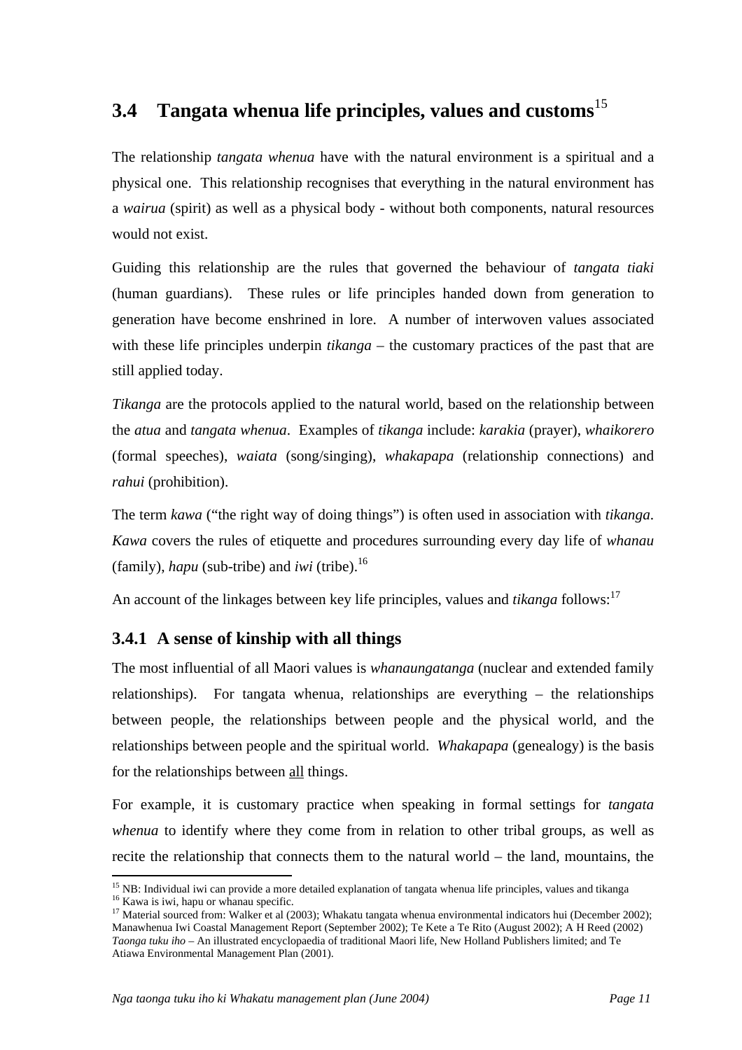## 3.4 Tangata whenua life principles, values and customs[15]

The relationship *tangata whenua* have with the natural environment is a spiritual and a physical one. This relationship recognises that everything in the natural environment has a *wairua* (spirit) as well as a physical body - without both components, natural resources would not exist.

Guiding this relationship are the rules that governed the behaviour of *tangata tiaki* (human guardians). These rules or life principles handed down from generation to generation have become enshrined in lore. A number of interwoven values associated with these life principles underpin *tikanga* – the customary practices of the past that are still applied today.

*Tikanga* are the protocols applied to the natural world, based on the relationship between the *atua* and *tangata whenua*. Examples of *tikanga* include: *karakia* (prayer), *whaikorero* (formal speeches), *waiata* (song/singing), *whakapapa* (relationship connections) and *rahui* (prohibition).

The term *kawa* ("the right way of doing things") is often used in association with *tikanga*. *Kawa* covers the rules of etiquette and procedures surrounding every day life of *whanau* (family), *hapu* (sub-tribe) and *iwi* (tribe).[16]

An account of the linkages between key life principles, values and *tikanga* follows:[17]

### 3.4.1 A sense of kinship with all things

The most influential of all Maori values is *whanaungatanga* (nuclear and extended family relationships). For tangata whenua, relationships are everything – the relationships between people, the relationships between people and the physical world, and the relationships between people and the spiritual world. *Whakapapa* (genealogy) is the basis for the relationships between all things.

For example, it is customary practice when speaking in formal settings for *tangata whenua* to identify where they come from in relation to other tribal groups, as well as recite the relationship that connects them to the natural world – the land, mountains, the

---

[15] NB: Individual iwi can provide a more detailed explanation of tangata whenua life principles, values and tikanga

[16] Kawa is iwi, hapu or whanau specific.

[17] Material sourced from: Walker et al (2003); Whakatu tangata whenua environmental indicators hui (December 2002); Manawhenua Iwi Coastal Management Report (September 2002); Te Kete a Te Rito (August 2002); A H Reed (2002) *Taonga tuku iho* – An illustrated encyclopaedia of traditional Maori life, New Holland Publishers limited; and Te Atiawa Environmental Management Plan (2001).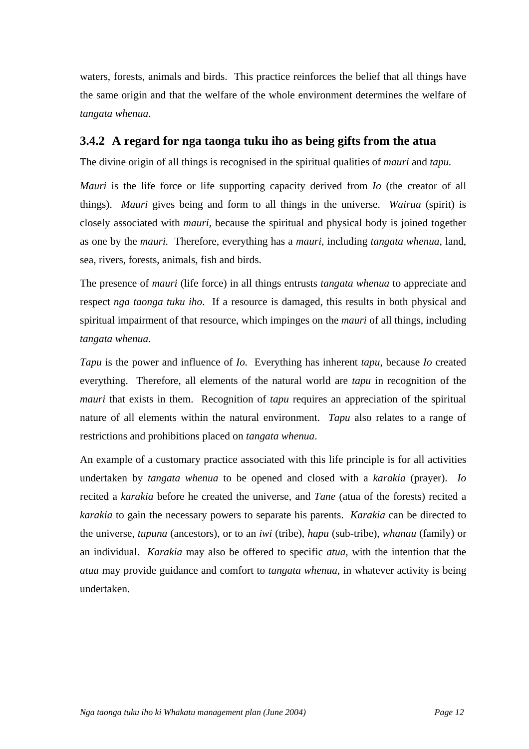waters, forests, animals and birds. This practice reinforces the belief that all things have the same origin and that the welfare of the whole environment determines the welfare of *tangata whenua*.

### 3.4.2 A regard for nga taonga tuku iho as being gifts from the atua

The divine origin of all things is recognised in the spiritual qualities of *mauri* and *tapu.*

*Mauri* is the life force or life supporting capacity derived from *Io* (the creator of all things). *Mauri* gives being and form to all things in the universe. *Wairua* (spirit) is closely associated with *mauri*, because the spiritual and physical body is joined together as one by the *mauri*. Therefore, everything has a *mauri*, including *tangata whenua*, land, sea, rivers, forests, animals, fish and birds.

The presence of *mauri* (life force) in all things entrusts *tangata whenua* to appreciate and respect *nga taonga tuku iho*. If a resource is damaged, this results in both physical and spiritual impairment of that resource, which impinges on the *mauri* of all things, including *tangata whenua.*

*Tapu* is the power and influence of *Io.* Everything has inherent *tapu,* because *Io* created everything. Therefore, all elements of the natural world are *tapu* in recognition of the *mauri* that exists in them. Recognition of *tapu* requires an appreciation of the spiritual nature of all elements within the natural environment. *Tapu* also relates to a range of restrictions and prohibitions placed on *tangata whenua*.

An example of a customary practice associated with this life principle is for all activities undertaken by *tangata whenua* to be opened and closed with a *karakia* (prayer). *Io* recited a *karakia* before he created the universe, and *Tane* (atua of the forests) recited a *karakia* to gain the necessary powers to separate his parents. *Karakia* can be directed to the universe, *tupuna* (ancestors), or to an *iwi* (tribe), *hapu* (sub-tribe), *whanau* (family) or an individual. *Karakia* may also be offered to specific *atua,* with the intention that the *atua* may provide guidance and comfort to *tangata whenua*, in whatever activity is being undertaken.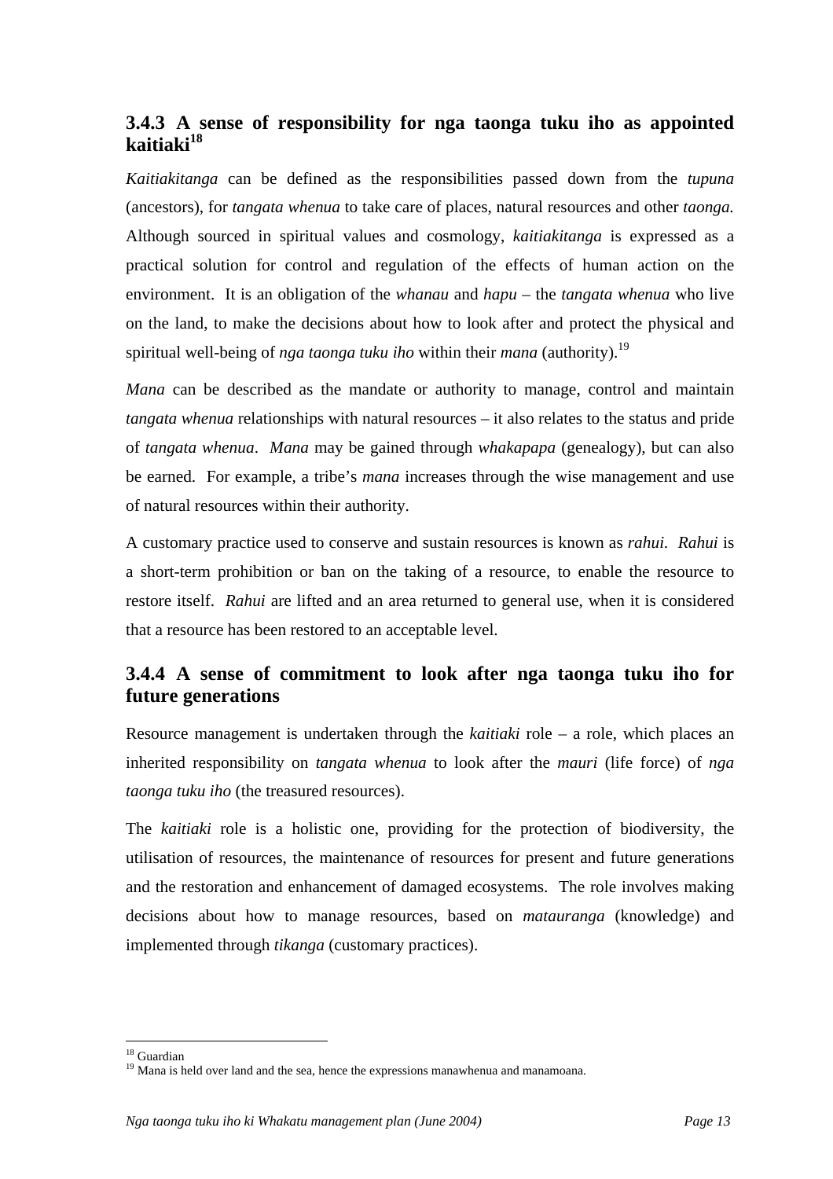### 3.4.3 A sense of responsibility for nga taonga tuku iho as appointed kaitiaki[18]

*Kaitiakitanga* can be defined as the responsibilities passed down from the *tupuna* (ancestors), for *tangata whenua* to take care of places, natural resources and other *taonga.* Although sourced in spiritual values and cosmology, *kaitiakitanga* is expressed as a practical solution for control and regulation of the effects of human action on the environment. It is an obligation of the *whanau* and *hapu* – the *tangata whenua* who live on the land, to make the decisions about how to look after and protect the physical and spiritual well-being of *nga taonga tuku iho* within their *mana* (authority).[19]

*Mana* can be described as the mandate or authority to manage, control and maintain *tangata whenua* relationships with natural resources – it also relates to the status and pride of *tangata whenua*. *Mana* may be gained through *whakapapa* (genealogy), but can also be earned. For example, a tribe's *mana* increases through the wise management and use of natural resources within their authority.

A customary practice used to conserve and sustain resources is known as *rahui. Rahui* is a short-term prohibition or ban on the taking of a resource, to enable the resource to restore itself. *Rahui* are lifted and an area returned to general use, when it is considered that a resource has been restored to an acceptable level.

### 3.4.4 A sense of commitment to look after nga taonga tuku iho for future generations

Resource management is undertaken through the *kaitiaki* role – a role, which places an inherited responsibility on *tangata whenua* to look after the *mauri* (life force) of *nga taonga tuku iho* (the treasured resources).

The *kaitiaki* role is a holistic one, providing for the protection of biodiversity, the utilisation of resources, the maintenance of resources for present and future generations and the restoration and enhancement of damaged ecosystems. The role involves making decisions about how to manage resources, based on *matauranga* (knowledge) and implemented through *tikanga* (customary practices).

---

[18] Guardian

[19] Mana is held over land and the sea, hence the expressions manawhenua and manamoana.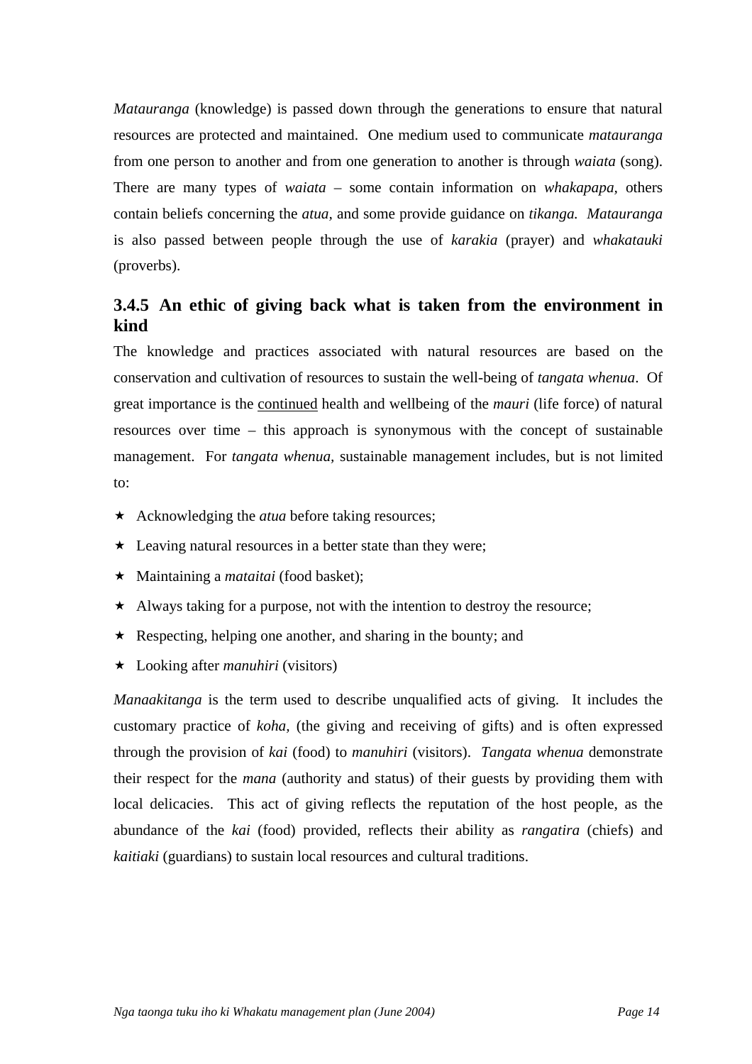*Matauranga* (knowledge) is passed down through the generations to ensure that natural resources are protected and maintained. One medium used to communicate *matauranga* from one person to another and from one generation to another is through *waiata* (song). There are many types of *waiata* – some contain information on *whakapapa,* others contain beliefs concerning the *atua,* and some provide guidance on *tikanga. Matauranga* is also passed between people through the use of *karakia* (prayer) and *whakatauki* (proverbs).

### 3.4.5 An ethic of giving back what is taken from the environment in kind

The knowledge and practices associated with natural resources are based on the conservation and cultivation of resources to sustain the well-being of *tangata whenua*. Of great importance is the <u>continued</u> health and wellbeing of the *mauri* (life force) of natural resources over time – this approach is synonymous with the concept of sustainable management. For *tangata whenua,* sustainable management includes, but is not limited to:

- Acknowledging the *atua* before taking resources;
- Leaving natural resources in a better state than they were;
- Maintaining a *mataitai* (food basket);
- Always taking for a purpose, not with the intention to destroy the resource;
- Respecting, helping one another, and sharing in the bounty; and
- Looking after *manuhiri* (visitors)

*Manaakitanga* is the term used to describe unqualified acts of giving. It includes the customary practice of *koha,* (the giving and receiving of gifts) and is often expressed through the provision of *kai* (food) to *manuhiri* (visitors). *Tangata whenua* demonstrate their respect for the *mana* (authority and status) of their guests by providing them with local delicacies. This act of giving reflects the reputation of the host people, as the abundance of the *kai* (food) provided, reflects their ability as *rangatira* (chiefs) and *kaitiaki* (guardians) to sustain local resources and cultural traditions.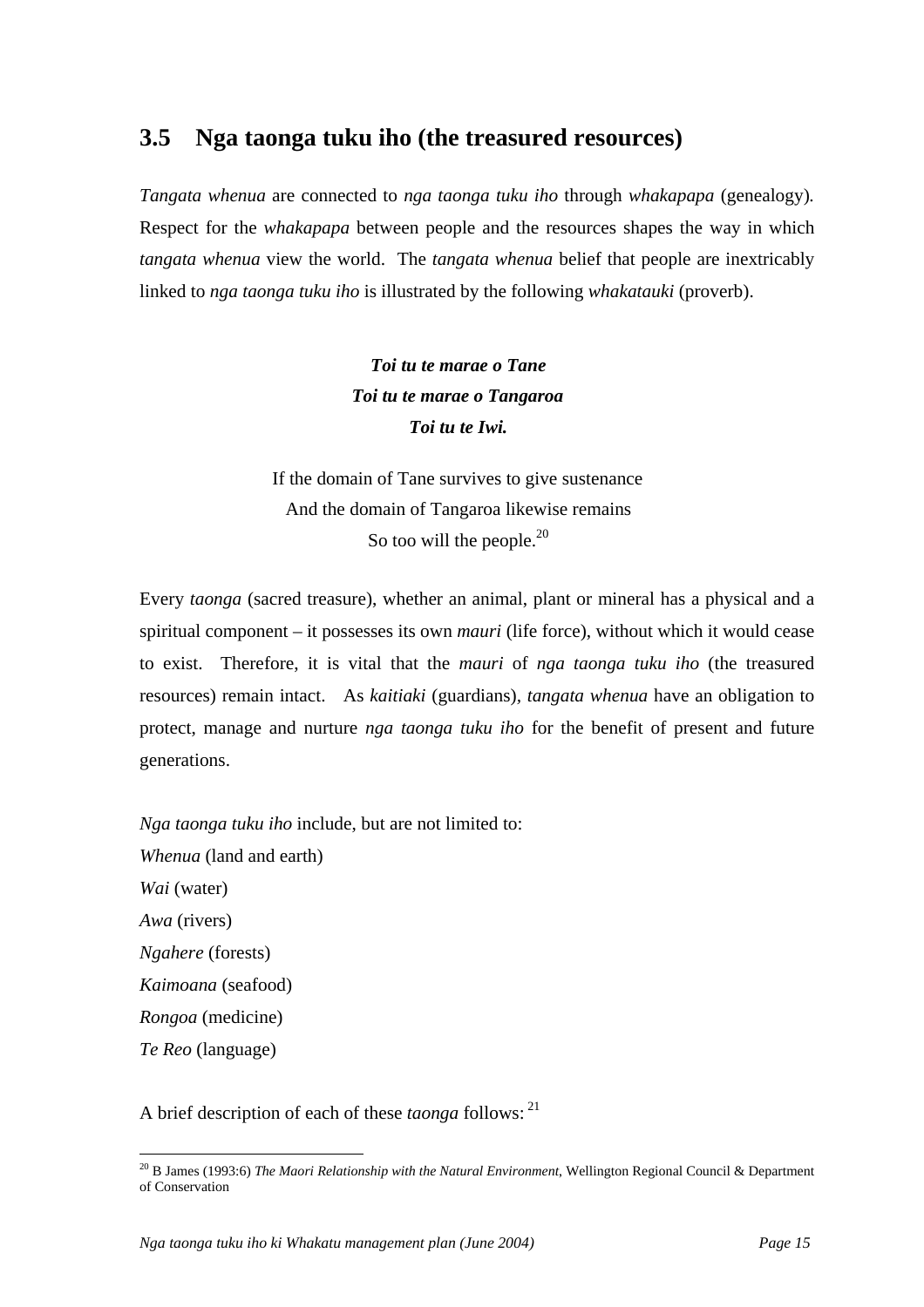## 3.5 Nga taonga tuku iho (the treasured resources)

*Tangata whenua* are connected to *nga taonga tuku iho* through *whakapapa* (genealogy). Respect for the *whakapapa* between people and the resources shapes the way in which *tangata whenua* view the world. The *tangata whenua* belief that people are inextricably linked to *nga taonga tuku iho* is illustrated by the following *whakatauki* (proverb).

***Toi tu te marae o Tane***
***Toi tu te marae o Tangaroa***
***Toi tu te Iwi.***

If the domain of Tane survives to give sustenance
And the domain of Tangaroa likewise remains
So too will the people.[20]

Every *taonga* (sacred treasure), whether an animal, plant or mineral has a physical and a spiritual component – it possesses its own *mauri* (life force), without which it would cease to exist. Therefore, it is vital that the *mauri* of *nga taonga tuku iho* (the treasured resources) remain intact. As *kaitiaki* (guardians), *tangata whenua* have an obligation to protect, manage and nurture *nga taonga tuku iho* for the benefit of present and future generations.

*Nga taonga tuku iho* include, but are not limited to:
*Whenua* (land and earth)
*Wai* (water)
*Awa* (rivers)
*Ngahere* (forests)
*Kaimoana* (seafood)
*Rongoa* (medicine)
*Te Reo* (language)

A brief description of each of these *taonga* follows: [21]

---

[20] B James (1993:6) *The Maori Relationship with the Natural Environment*, Wellington Regional Council & Department of Conservation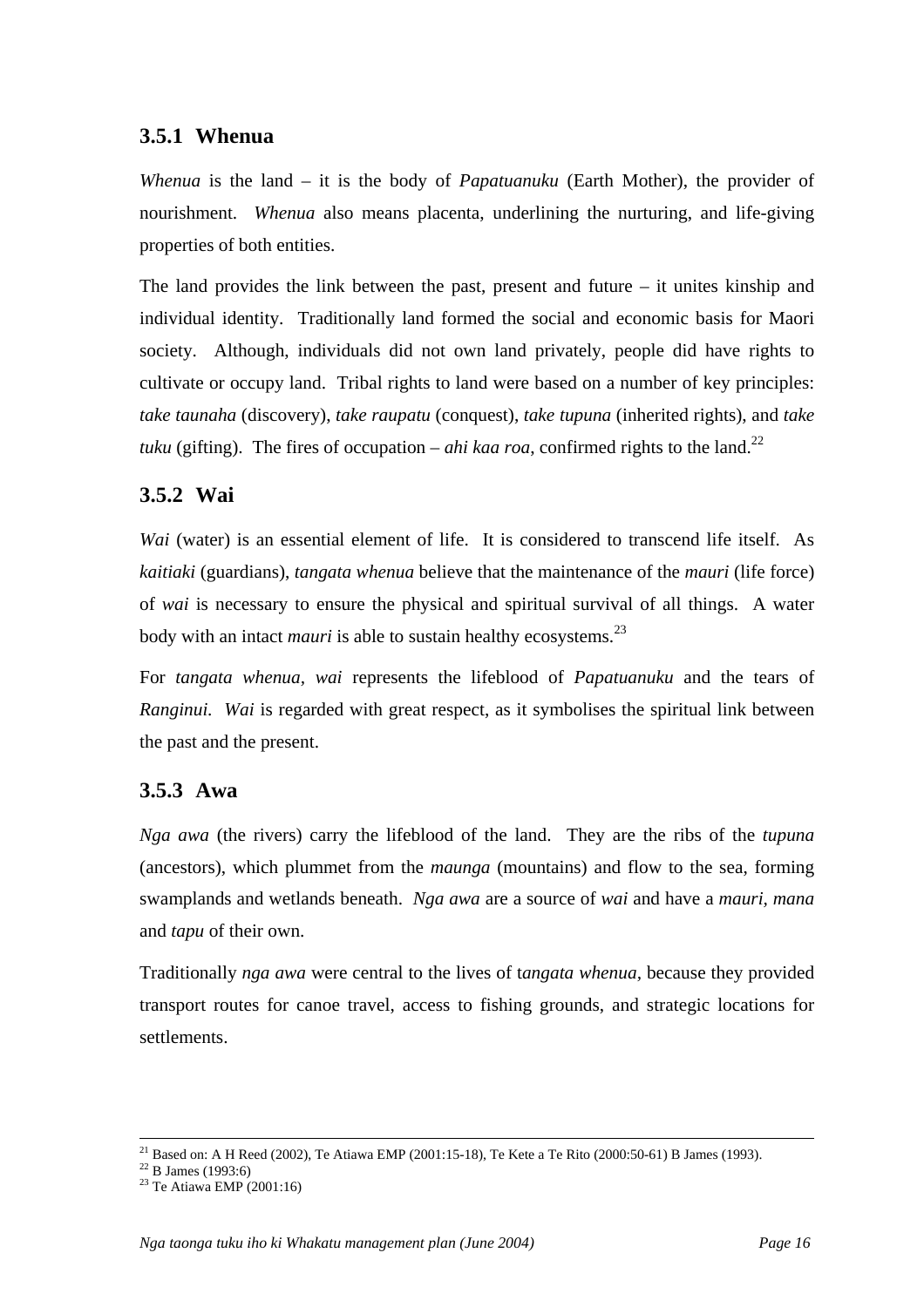### 3.5.1 Whenua

*Whenua* is the land – it is the body of *Papatuanuku* (Earth Mother), the provider of nourishment. *Whenua* also means placenta, underlining the nurturing, and life-giving properties of both entities.

The land provides the link between the past, present and future – it unites kinship and individual identity. Traditionally land formed the social and economic basis for Maori society. Although, individuals did not own land privately, people did have rights to cultivate or occupy land. Tribal rights to land were based on a number of key principles: *take taunaha* (discovery), *take raupatu* (conquest), *take tupuna* (inherited rights), and *take tuku* (gifting). The fires of occupation – *ahi kaa roa*, confirmed rights to the land.[22]

### 3.5.2 Wai

*Wai* (water) is an essential element of life. It is considered to transcend life itself. As *kaitiaki* (guardians), *tangata whenua* believe that the maintenance of the *mauri* (life force) of *wai* is necessary to ensure the physical and spiritual survival of all things. A water body with an intact *mauri* is able to sustain healthy ecosystems.[23]

For *tangata whenua*, *wai* represents the lifeblood of *Papatuanuku* and the tears of *Ranginui*. *Wai* is regarded with great respect, as it symbolises the spiritual link between the past and the present.

### 3.5.3 Awa

*Nga awa* (the rivers) carry the lifeblood of the land. They are the ribs of the *tupuna* (ancestors), which plummet from the *maunga* (mountains) and flow to the sea, forming swamplands and wetlands beneath. *Nga awa* are a source of *wai* and have a *mauri*, *mana* and *tapu* of their own.

Traditionally *nga awa* were central to the lives of t*angata whenua*, because they provided transport routes for canoe travel, access to fishing grounds, and strategic locations for settlements.

---

[21] Based on: A H Reed (2002), Te Atiawa EMP (2001:15-18), Te Kete a Te Rito (2000:50-61) B James (1993).
[22] B James (1993:6)
[23] Te Atiawa EMP (2001:16)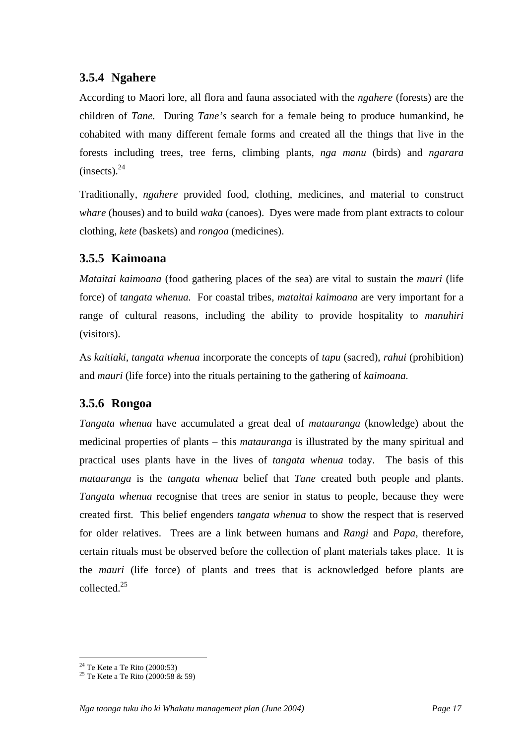### 3.5.4 Ngahere

According to Maori lore, all flora and fauna associated with the *ngahere* (forests) are the children of *Tane.* During *Tane's* search for a female being to produce humankind, he cohabited with many different female forms and created all the things that live in the forests including trees, tree ferns, climbing plants, *nga manu* (birds) and *ngarara* (insects).[24]

Traditionally, *ngahere* provided food, clothing, medicines, and material to construct *whare* (houses) and to build *waka* (canoes). Dyes were made from plant extracts to colour clothing, *kete* (baskets) and *rongoa* (medicines).

### 3.5.5 Kaimoana

*Mataitai kaimoana* (food gathering places of the sea) are vital to sustain the *mauri* (life force) of *tangata whenua.* For coastal tribes, *mataitai kaimoana* are very important for a range of cultural reasons, including the ability to provide hospitality to *manuhiri* (visitors).

As *kaitiaki*, *tangata whenua* incorporate the concepts of *tapu* (sacred), *rahui* (prohibition) and *mauri* (life force) into the rituals pertaining to the gathering of *kaimoana.*

### 3.5.6 Rongoa

*Tangata whenua* have accumulated a great deal of *matauranga* (knowledge) about the medicinal properties of plants – this *matauranga* is illustrated by the many spiritual and practical uses plants have in the lives of *tangata whenua* today. The basis of this *matauranga* is the *tangata whenua* belief that *Tane* created both people and plants. *Tangata whenua* recognise that trees are senior in status to people, because they were created first. This belief engenders *tangata whenua* to show the respect that is reserved for older relatives. Trees are a link between humans and *Rangi* and *Papa*, therefore, certain rituals must be observed before the collection of plant materials takes place. It is the *mauri* (life force) of plants and trees that is acknowledged before plants are collected.[25]

---

[24] Te Kete a Te Rito (2000:53)
[25] Te Kete a Te Rito (2000:58 & 59)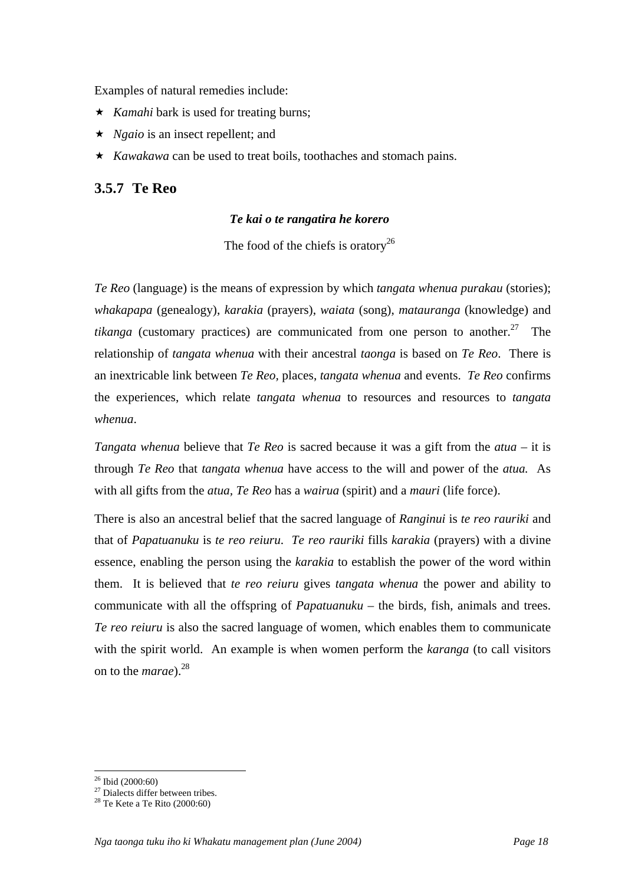Examples of natural remedies include:

- *Kamahi* bark is used for treating burns;
- *Ngaio* is an insect repellent; and
- *Kawakawa* can be used to treat boils, toothaches and stomach pains.

### 3.5.7 Te Reo

***Te kai o te rangatira he korero***

The food of the chiefs is oratory[26]

*Te Reo* (language) is the means of expression by which *tangata whenua purakau* (stories); *whakapapa* (genealogy), *karakia* (prayers), *waiata* (song), *matauranga* (knowledge) and *tikanga* (customary practices) are communicated from one person to another.[27] The relationship of *tangata whenua* with their ancestral *taonga* is based on *Te Reo*. There is an inextricable link between *Te Reo*, places, *tangata whenua* and events. *Te Reo* confirms the experiences, which relate *tangata whenua* to resources and resources to *tangata whenua*.

*Tangata whenua* believe that *Te Reo* is sacred because it was a gift from the *atua* – it is through *Te Reo* that *tangata whenua* have access to the will and power of the *atua.* As with all gifts from the *atua*, *Te Reo* has a *wairua* (spirit) and a *mauri* (life force).

There is also an ancestral belief that the sacred language of *Ranginui* is *te reo rauriki* and that of *Papatuanuku* is *te reo reiuru*. *Te reo rauriki* fills *karakia* (prayers) with a divine essence, enabling the person using the *karakia* to establish the power of the word within them. It is believed that *te reo reiuru* gives *tangata whenua* the power and ability to communicate with all the offspring of *Papatuanuku* – the birds, fish, animals and trees. *Te reo reiuru* is also the sacred language of women, which enables them to communicate with the spirit world. An example is when women perform the *karanga* (to call visitors on to the *marae*).[28]

---

[26] Ibid (2000:60)
[27] Dialects differ between tribes.
[28] Te Kete a Te Rito (2000:60)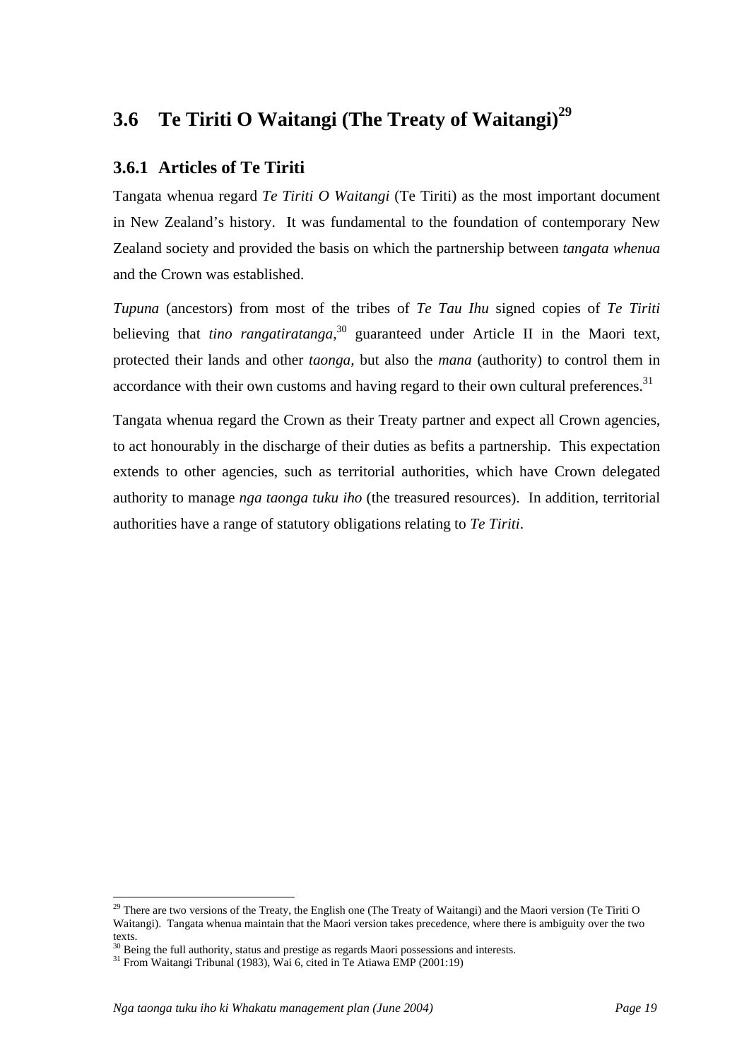## 3.6 Te Tiriti O Waitangi (The Treaty of Waitangi)[29]

### 3.6.1 Articles of Te Tiriti

Tangata whenua regard *Te Tiriti O Waitangi* (Te Tiriti) as the most important document in New Zealand's history. It was fundamental to the foundation of contemporary New Zealand society and provided the basis on which the partnership between *tangata whenua* and the Crown was established.

*Tupuna* (ancestors) from most of the tribes of *Te Tau Ihu* signed copies of *Te Tiriti* believing that *tino rangatiratanga*,[30] guaranteed under Article II in the Maori text, protected their lands and other *taonga*, but also the *mana* (authority) to control them in accordance with their own customs and having regard to their own cultural preferences.[31]

Tangata whenua regard the Crown as their Treaty partner and expect all Crown agencies, to act honourably in the discharge of their duties as befits a partnership. This expectation extends to other agencies, such as territorial authorities, which have Crown delegated authority to manage *nga taonga tuku iho* (the treasured resources). In addition, territorial authorities have a range of statutory obligations relating to *Te Tiriti*.

---

[29] There are two versions of the Treaty, the English one (The Treaty of Waitangi) and the Maori version (Te Tiriti O Waitangi). Tangata whenua maintain that the Maori version takes precedence, where there is ambiguity over the two texts.

[30] Being the full authority, status and prestige as regards Maori possessions and interests.

[31] From Waitangi Tribunal (1983), Wai 6, cited in Te Atiawa EMP (2001:19)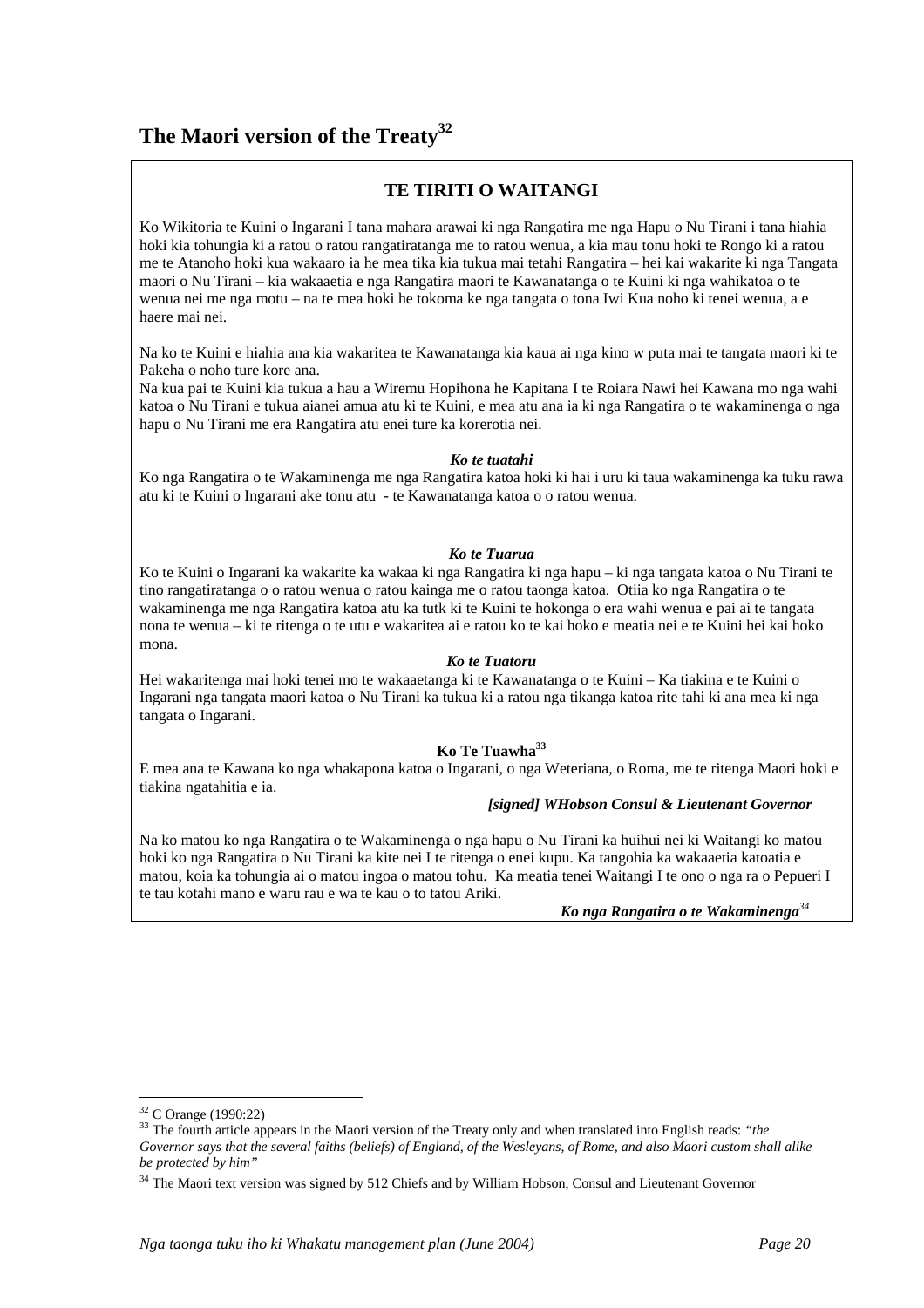# The Maori version of the Treaty[32]

## TE TIRITI O WAITANGI

Ko Wikitoria te Kuini o Ingarani I tana mahara arawai ki nga Rangatira me nga Hapu o Nu Tirani i tana hiahia hoki kia tohungia ki a ratou o ratou rangatiratanga me to ratou wenua, a kia mau tonu hoki te Rongo ki a ratou me te Atanoho hoki kua wakaaro ia he mea tika kia tukua mai tetahi Rangatira – hei kai wakarite ki nga Tangata maori o Nu Tirani – kia wakaaetia e nga Rangatira maori te Kawanatanga o te Kuini ki nga wahikatoa o te wenua nei me nga motu – na te mea hoki he tokoma ke nga tangata o tona Iwi Kua noho ki tenei wenua, a e haere mai nei.

Na ko te Kuini e hiahia ana kia wakaritea te Kawanatanga kia kaua ai nga kino w puta mai te tangata maori ki te Pakeha o noho ture kore ana.
Na kua pai te Kuini kia tukua a hau a Wiremu Hopihona he Kapitana I te Roiara Nawi hei Kawana mo nga wahi katoa o Nu Tirani e tukua aianei amua atu ki te Kuini, e mea atu ana ia ki nga Rangatira o te wakaminenga o nga hapu o Nu Tirani me era Rangatira atu enei ture ka korerotia nei.

***Ko te tuatahi***

Ko nga Rangatira o te Wakaminenga me nga Rangatira katoa hoki ki hai i uru ki taua wakaminenga ka tuku rawa atu ki te Kuini o Ingarani ake tonu atu - te Kawanatanga katoa o o ratou wenua.

***Ko te Tuarua***

Ko te Kuini o Ingarani ka wakarite ka wakaa ki nga Rangatira ki nga hapu – ki nga tangata katoa o Nu Tirani te tino rangatiratanga o o ratou wenua o ratou kainga me o ratou taonga katoa. Otiia ko nga Rangatira o te wakaminenga me nga Rangatira katoa atu ka tutk ki te Kuini te hokonga o era wahi wenua e pai ai te tangata nona te wenua – ki te ritenga o te utu e wakaritea ai e ratou ko te kai hoko e meatia nei e te Kuini hei kai hoko mona.

***Ko te Tuatoru***

Hei wakaritenga mai hoki tenei mo te wakaaetanga ki te Kawanatanga o te Kuini – Ka tiakina e te Kuini o Ingarani nga tangata maori katoa o Nu Tirani ka tukua ki a ratou nga tikanga katoa rite tahi ki ana mea ki nga tangata o Ingarani.

**Ko Te Tuawha[33]**

E mea ana te Kawana ko nga whakapona katoa o Ingarani, o nga Weteriana, o Roma, me te ritenga Maori hoki e tiakina ngatahitia e ia.

***[signed] WHobson Consul & Lieutenant Governor***

Na ko matou ko nga Rangatira o te Wakaminenga o nga hapu o Nu Tirani ka huihui nei ki Waitangi ko matou hoki ko nga Rangatira o Nu Tirani ka kite nei I te ritenga o enei kupu. Ka tangohia ka wakaaetia katoatia e matou, koia ka tohungia ai o matou ingoa o matou tohu. Ka meatia tenei Waitangi I te ono o nga ra o Pepueri I te tau kotahi mano e waru rau e wa te kau o to tatou Ariki.

***Ko nga Rangatira o te Wakaminenga[34]***

---

[32] C Orange (1990:22)

[33] The fourth article appears in the Maori version of the Treaty only and when translated into English reads: *"the Governor says that the several faiths (beliefs) of England, of the Wesleyans, of Rome, and also Maori custom shall alike be protected by him"*

[34] The Maori text version was signed by 512 Chiefs and by William Hobson, Consul and Lieutenant Governor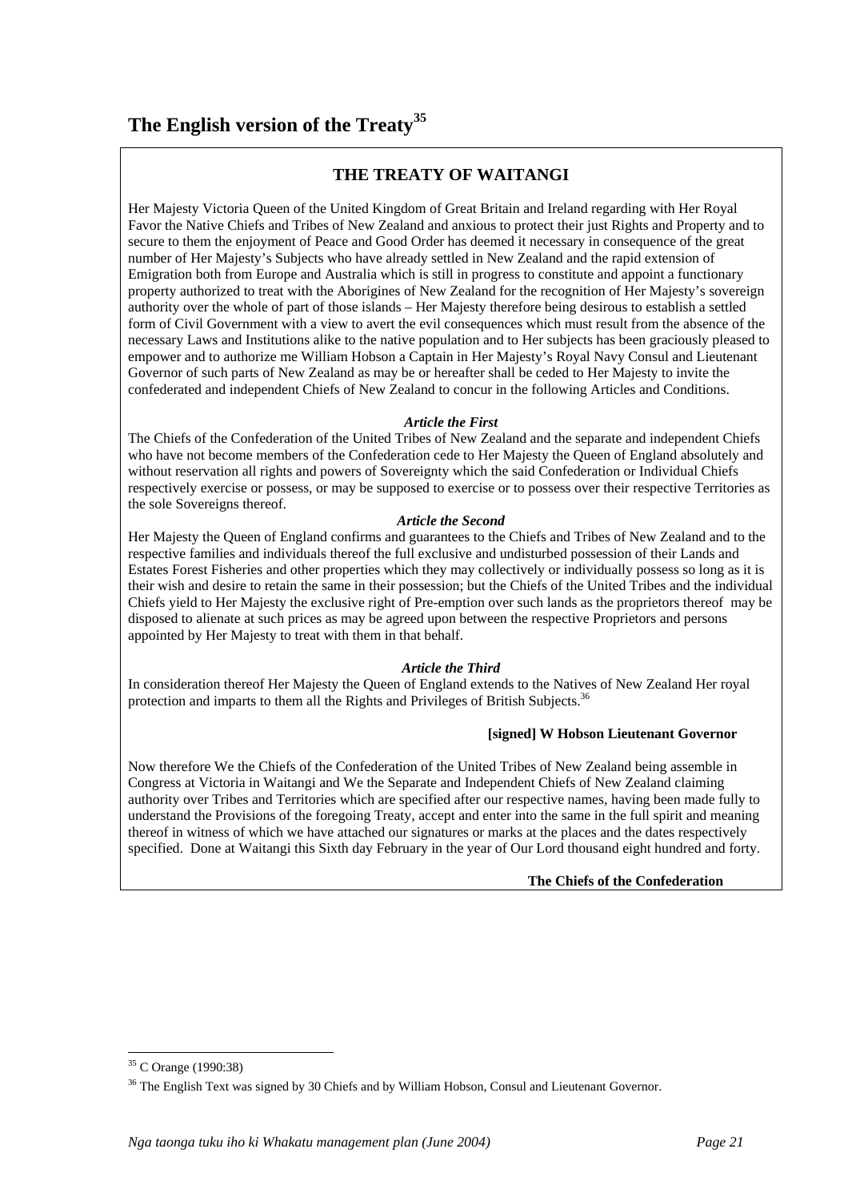## The English version of the Treaty[35]

### THE TREATY OF WAITANGI

Her Majesty Victoria Queen of the United Kingdom of Great Britain and Ireland regarding with Her Royal Favor the Native Chiefs and Tribes of New Zealand and anxious to protect their just Rights and Property and to secure to them the enjoyment of Peace and Good Order has deemed it necessary in consequence of the great number of Her Majesty's Subjects who have already settled in New Zealand and the rapid extension of Emigration both from Europe and Australia which is still in progress to constitute and appoint a functionary property authorized to treat with the Aborigines of New Zealand for the recognition of Her Majesty's sovereign authority over the whole of part of those islands – Her Majesty therefore being desirous to establish a settled form of Civil Government with a view to avert the evil consequences which must result from the absence of the necessary Laws and Institutions alike to the native population and to Her subjects has been graciously pleased to empower and to authorize me William Hobson a Captain in Her Majesty's Royal Navy Consul and Lieutenant Governor of such parts of New Zealand as may be or hereafter shall be ceded to Her Majesty to invite the confederated and independent Chiefs of New Zealand to concur in the following Articles and Conditions.

***Article the First***

The Chiefs of the Confederation of the United Tribes of New Zealand and the separate and independent Chiefs who have not become members of the Confederation cede to Her Majesty the Queen of England absolutely and without reservation all rights and powers of Sovereignty which the said Confederation or Individual Chiefs respectively exercise or possess, or may be supposed to exercise or to possess over their respective Territories as the sole Sovereigns thereof.

***Article the Second***

Her Majesty the Queen of England confirms and guarantees to the Chiefs and Tribes of New Zealand and to the respective families and individuals thereof the full exclusive and undisturbed possession of their Lands and Estates Forest Fisheries and other properties which they may collectively or individually possess so long as it is their wish and desire to retain the same in their possession; but the Chiefs of the United Tribes and the individual Chiefs yield to Her Majesty the exclusive right of Pre-emption over such lands as the proprietors thereof may be disposed to alienate at such prices as may be agreed upon between the respective Proprietors and persons appointed by Her Majesty to treat with them in that behalf.

***Article the Third***

In consideration thereof Her Majesty the Queen of England extends to the Natives of New Zealand Her royal protection and imparts to them all the Rights and Privileges of British Subjects.[36]

**[signed] W Hobson Lieutenant Governor**

Now therefore We the Chiefs of the Confederation of the United Tribes of New Zealand being assemble in Congress at Victoria in Waitangi and We the Separate and Independent Chiefs of New Zealand claiming authority over Tribes and Territories which are specified after our respective names, having been made fully to understand the Provisions of the foregoing Treaty, accept and enter into the same in the full spirit and meaning thereof in witness of which we have attached our signatures or marks at the places and the dates respectively specified. Done at Waitangi this Sixth day February in the year of Our Lord thousand eight hundred and forty.

**The Chiefs of the Confederation**

---

[35] C Orange (1990:38)

[36] The English Text was signed by 30 Chiefs and by William Hobson, Consul and Lieutenant Governor.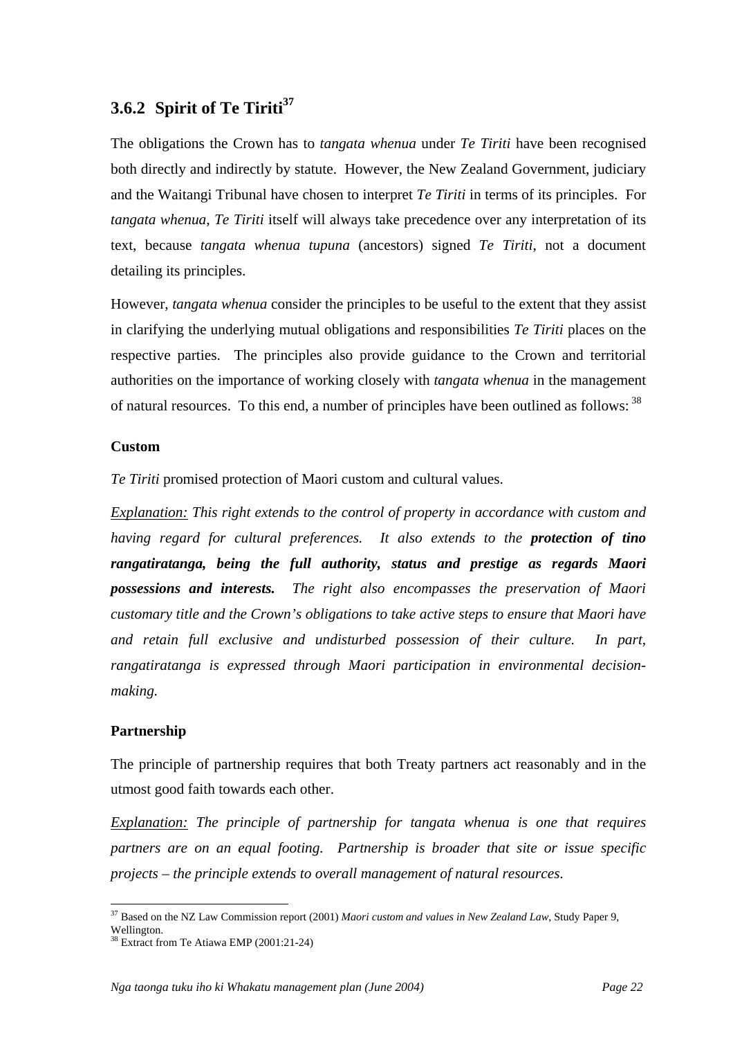### 3.6.2 Spirit of Te Tiriti[37]

The obligations the Crown has to *tangata whenua* under *Te Tiriti* have been recognised both directly and indirectly by statute. However, the New Zealand Government, judiciary and the Waitangi Tribunal have chosen to interpret *Te Tiriti* in terms of its principles. For *tangata whenua, Te Tiriti* itself will always take precedence over any interpretation of its text, because *tangata whenua tupuna* (ancestors) signed *Te Tiriti*, not a document detailing its principles.

However, *tangata whenua* consider the principles to be useful to the extent that they assist in clarifying the underlying mutual obligations and responsibilities *Te Tiriti* places on the respective parties. The principles also provide guidance to the Crown and territorial authorities on the importance of working closely with *tangata whenua* in the management of natural resources. To this end, a number of principles have been outlined as follows: [38]

**Custom**

*Te Tiriti* promised protection of Maori custom and cultural values.

*<u>Explanation:</u> This right extends to the control of property in accordance with custom and having regard for cultural preferences. It also extends to the **protection of tino rangatiratanga, being the full authority, status and prestige as regards Maori possessions and interests.** The right also encompasses the preservation of Maori customary title and the Crown's obligations to take active steps to ensure that Maori have and retain full exclusive and undisturbed possession of their culture. In part, rangatiratanga is expressed through Maori participation in environmental decision-making.*

**Partnership**

The principle of partnership requires that both Treaty partners act reasonably and in the utmost good faith towards each other.

*<u>Explanation:</u> The principle of partnership for tangata whenua is one that requires partners are on an equal footing. Partnership is broader that site or issue specific projects – the principle extends to overall management of natural resources.*

---

[37] Based on the NZ Law Commission report (2001) *Maori custom and values in New Zealand Law*, Study Paper 9, Wellington.

[38] Extract from Te Atiawa EMP (2001:21-24)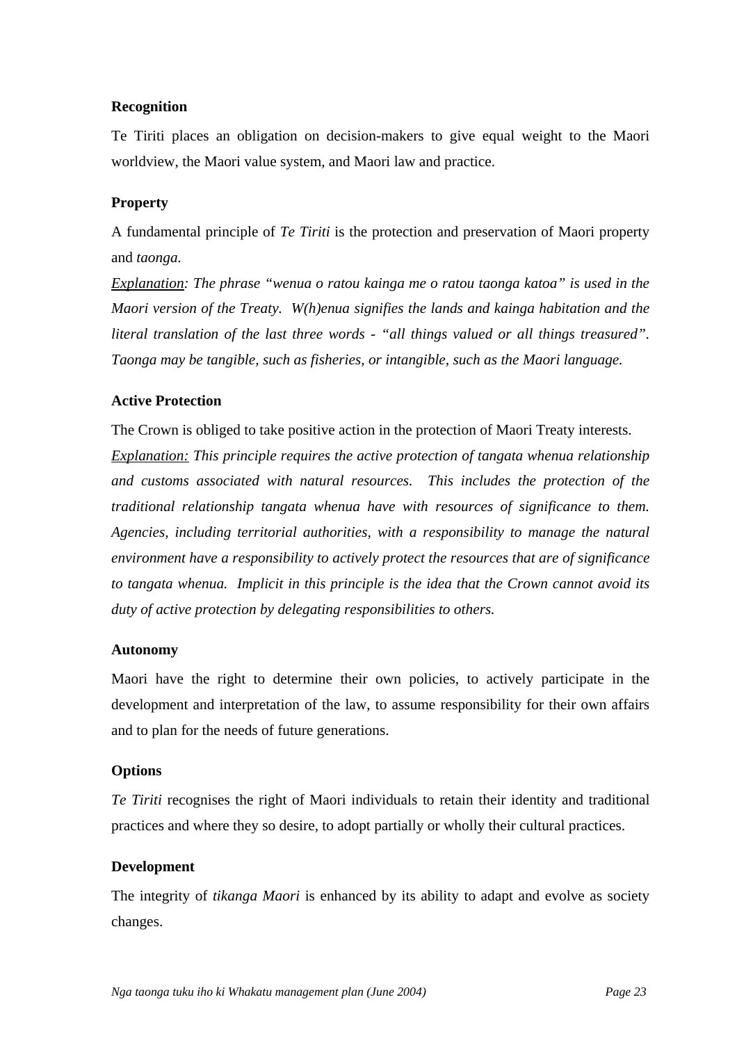**Recognition**

Te Tiriti places an obligation on decision-makers to give equal weight to the Maori worldview, the Maori value system, and Maori law and practice.

**Property**

A fundamental principle of *Te Tiriti* is the protection and preservation of Maori property and *taonga.*

*<u>Explanation</u>: The phrase "wenua o ratou kainga me o ratou taonga katoa" is used in the Maori version of the Treaty. W(h)enua signifies the lands and kainga habitation and the literal translation of the last three words - "all things valued or all things treasured". Taonga may be tangible, such as fisheries, or intangible, such as the Maori language.*

**Active Protection**

The Crown is obliged to take positive action in the protection of Maori Treaty interests.

*<u>Explanation:</u> This principle requires the active protection of tangata whenua relationship and customs associated with natural resources. This includes the protection of the traditional relationship tangata whenua have with resources of significance to them. Agencies, including territorial authorities, with a responsibility to manage the natural environment have a responsibility to actively protect the resources that are of significance to tangata whenua. Implicit in this principle is the idea that the Crown cannot avoid its duty of active protection by delegating responsibilities to others.*

**Autonomy**

Maori have the right to determine their own policies, to actively participate in the development and interpretation of the law, to assume responsibility for their own affairs and to plan for the needs of future generations.

**Options**

*Te Tiriti* recognises the right of Maori individuals to retain their identity and traditional practices and where they so desire, to adopt partially or wholly their cultural practices.

**Development**

The integrity of *tikanga Maori* is enhanced by its ability to adapt and evolve as society changes.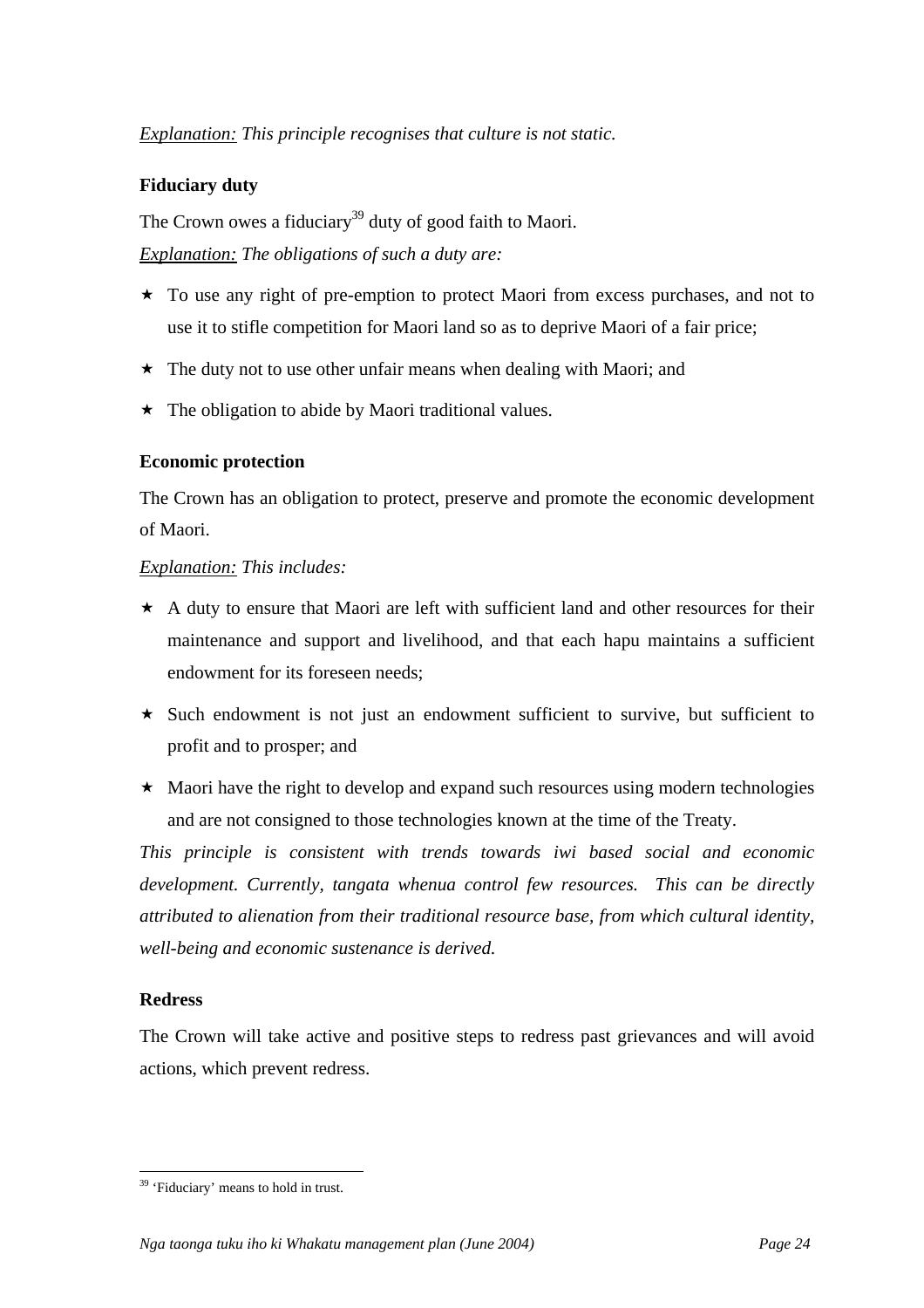*Explanation:* *This principle recognises that culture is not static.*

**Fiduciary duty**

The Crown owes a fiduciary[39] duty of good faith to Maori.

*Explanation:* *The obligations of such a duty are:*

- To use any right of pre-emption to protect Maori from excess purchases, and not to use it to stifle competition for Maori land so as to deprive Maori of a fair price;
- The duty not to use other unfair means when dealing with Maori; and
- The obligation to abide by Maori traditional values.

**Economic protection**

The Crown has an obligation to protect, preserve and promote the economic development of Maori.

*Explanation:* *This includes:*

- A duty to ensure that Maori are left with sufficient land and other resources for their maintenance and support and livelihood, and that each hapu maintains a sufficient endowment for its foreseen needs;
- Such endowment is not just an endowment sufficient to survive, but sufficient to profit and to prosper; and
- Maori have the right to develop and expand such resources using modern technologies and are not consigned to those technologies known at the time of the Treaty.

*This principle is consistent with trends towards iwi based social and economic development. Currently, tangata whenua control few resources. This can be directly attributed to alienation from their traditional resource base, from which cultural identity, well-being and economic sustenance is derived.*

**Redress**

The Crown will take active and positive steps to redress past grievances and will avoid actions, which prevent redress.

---

[39] 'Fiduciary' means to hold in trust.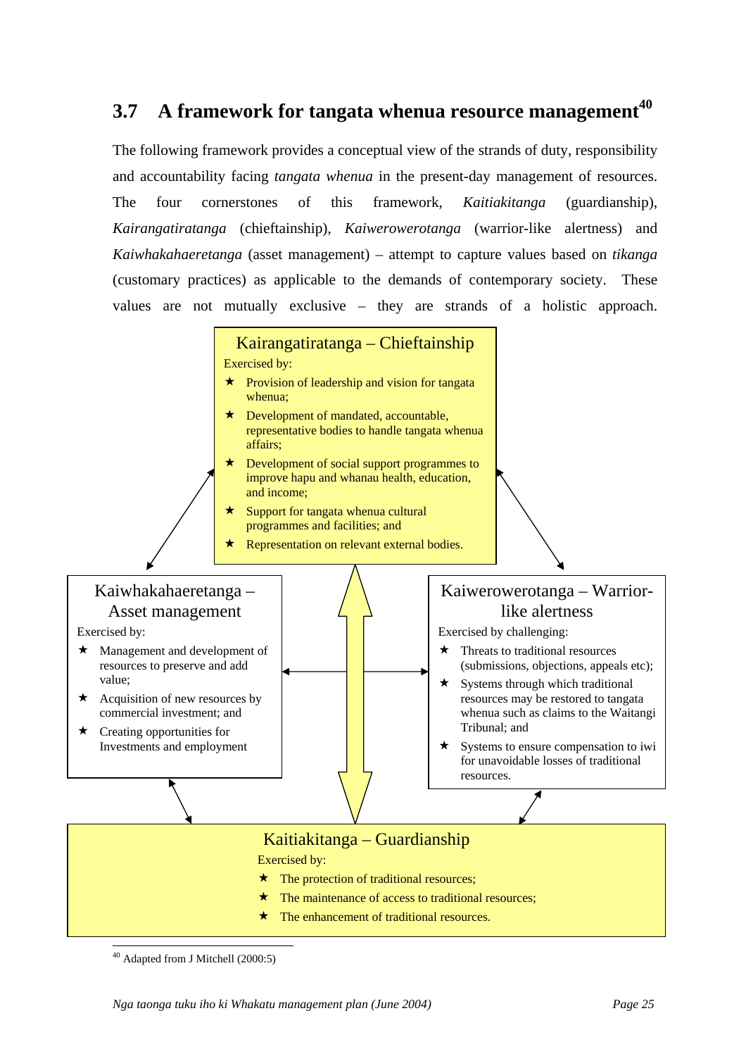## 3.7 A framework for tangata whenua resource management[40]

The following framework provides a conceptual view of the strands of duty, responsibility and accountability facing *tangata whenua* in the present-day management of resources. The four cornerstones of this framework, *Kaitiakitanga* (guardianship), *Kairangatiratanga* (chieftainship), *Kaiwerowerotanga* (warrior-like alertness) and *Kaiwhakahaeretanga* (asset management) – attempt to capture values based on *tikanga* (customary practices) as applicable to the demands of contemporary society. These values are not mutually exclusive – they are strands of a holistic approach.

**Kairangatiratanga – Chieftainship**

Exercised by:

- ★ Provision of leadership and vision for tangata whenua;
- ★ Development of mandated, accountable, representative bodies to handle tangata whenua affairs;
- ★ Development of social support programmes to improve hapu and whanau health, education, and income;
- ★ Support for tangata whenua cultural programmes and facilities; and
- ★ Representation on relevant external bodies.

**Kaiwhakahaeretanga – Asset management**

Exercised by:

- ★ Management and development of resources to preserve and add value;
- ★ Acquisition of new resources by commercial investment; and
- ★ Creating opportunities for Investments and employment

**Kaiwerowerotanga – Warrior-like alertness**

Exercised by challenging:

- ★ Threats to traditional resources (submissions, objections, appeals etc);
- ★ Systems through which traditional resources may be restored to tangata whenua such as claims to the Waitangi Tribunal; and
- ★ Systems to ensure compensation to iwi for unavoidable losses of traditional resources.

**Kaitiakitanga – Guardianship**

Exercised by:

- ★ The protection of traditional resources;
- ★ The maintenance of access to traditional resources;
- ★ The enhancement of traditional resources.

---

[40] Adapted from J Mitchell (2000:5)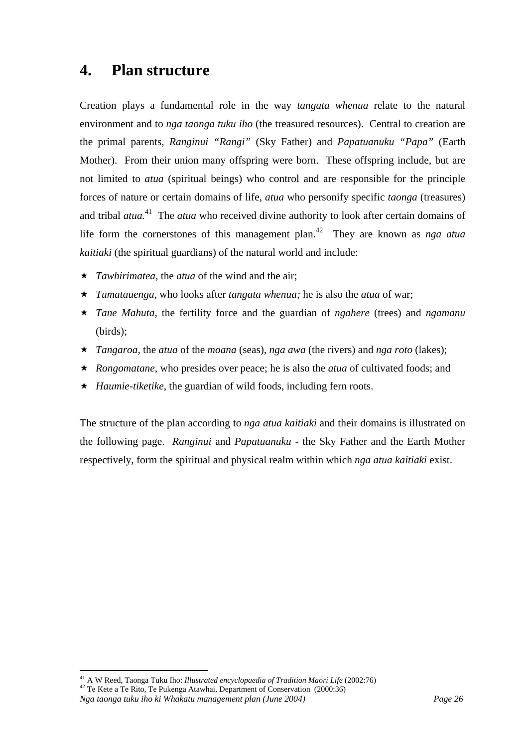# 4. Plan structure

Creation plays a fundamental role in the way *tangata whenua* relate to the natural environment and to *nga taonga tuku iho* (the treasured resources). Central to creation are the primal parents, *Ranginui "Rangi"* (Sky Father) and *Papatuanuku "Papa"* (Earth Mother). From their union many offspring were born. These offspring include, but are not limited to *atua* (spiritual beings) who control and are responsible for the principle forces of nature or certain domains of life, *atua* who personify specific *taonga* (treasures) and tribal *atua.*[41] The *atua* who received divine authority to look after certain domains of life form the cornerstones of this management plan.[42] They are known as *nga atua kaitiaki* (the spiritual guardians) of the natural world and include:

- *Tawhirimatea*, the *atua* of the wind and the air;
- *Tumatauenga*, who looks after *tangata whenua;* he is also the *atua* of war;
- *Tane Mahuta*, the fertility force and the guardian of *ngahere* (trees) and *ngamanu* (birds);
- *Tangaroa*, the *atua* of the *moana* (seas), *nga awa* (the rivers) and *nga roto* (lakes);
- *Rongomatane*, who presides over peace; he is also the *atua* of cultivated foods; and
- *Haumie-tiketike*, the guardian of wild foods, including fern roots.

The structure of the plan according to *nga atua kaitiaki* and their domains is illustrated on the following page. *Ranginui* and *Papatuanuku* - the Sky Father and the Earth Mother respectively, form the spiritual and physical realm within which *nga atua kaitiaki* exist.

---

[41] A W Reed, Taonga Tuku Iho: *Illustrated encyclopaedia of Tradition Maori Life* (2002:76)

[42] Te Kete a Te Rito, Te Pukenga Atawhai, Department of Conservation (2000:36)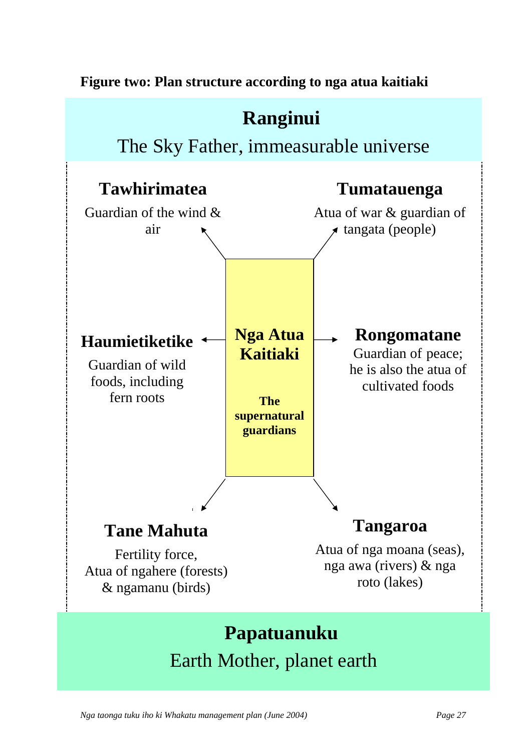**Figure two: Plan structure according to nga atua kaitiaki**

## Ranginui

The Sky Father, immeasurable universe

### Tawhirimatea

Guardian of the wind & air

### Tumatauenga

Atua of war & guardian of tangata (people)

### Nga Atua Kaitiaki

**The supernatural guardians**

### Haumietiketike

Guardian of wild foods, including fern roots

### Rongomatane

Guardian of peace; he is also the atua of cultivated foods

### Tane Mahuta

Fertility force, Atua of ngahere (forests) & ngamanu (birds)

### Tangaroa

Atua of nga moana (seas), nga awa (rivers) & nga roto (lakes)

## Papatuanuku

Earth Mother, planet earth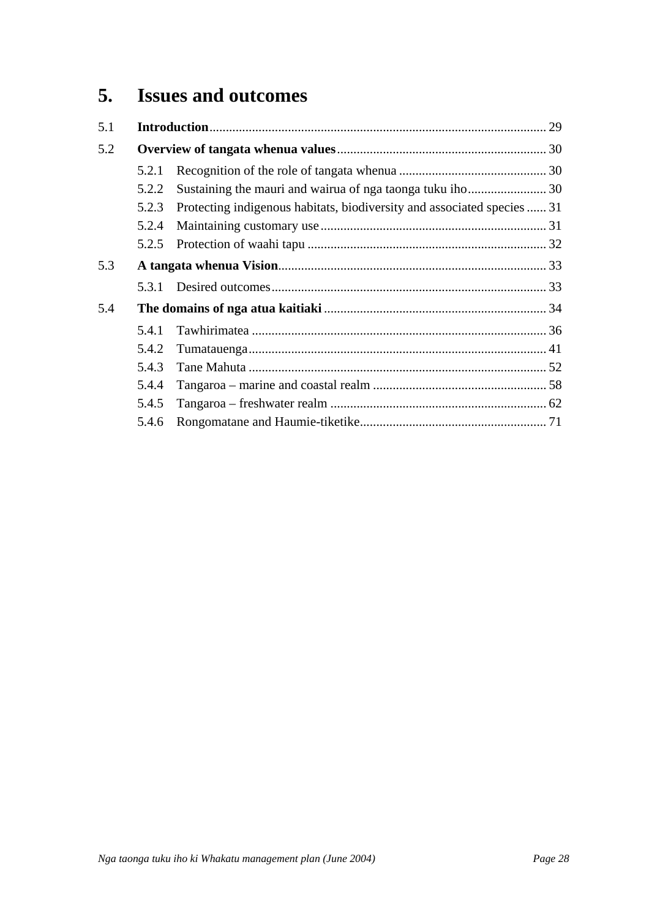# 5. Issues and outcomes

| | | |
|---|---|---|
| 5.1 | **Introduction** | 29 |
| 5.2 | **Overview of tangata whenua values** | 30 |
| | 5.2.1 Recognition of the role of tangata whenua | 30 |
| | 5.2.2 Sustaining the mauri and wairua of nga taonga tuku iho | 30 |
| | 5.2.3 Protecting indigenous habitats, biodiversity and associated species | 31 |
| | 5.2.4 Maintaining customary use | 31 |
| | 5.2.5 Protection of waahi tapu | 32 |
| 5.3 | **A tangata whenua Vision** | 33 |
| | 5.3.1 Desired outcomes | 33 |
| 5.4 | **The domains of nga atua kaitiaki** | 34 |
| | 5.4.1 Tawhirimatea | 36 |
| | 5.4.2 Tumatauenga | 41 |
| | 5.4.3 Tane Mahuta | 52 |
| | 5.4.4 Tangaroa – marine and coastal realm | 58 |
| | 5.4.5 Tangaroa – freshwater realm | 62 |
| | 5.4.6 Rongomatane and Haumie-tiketike | 71 |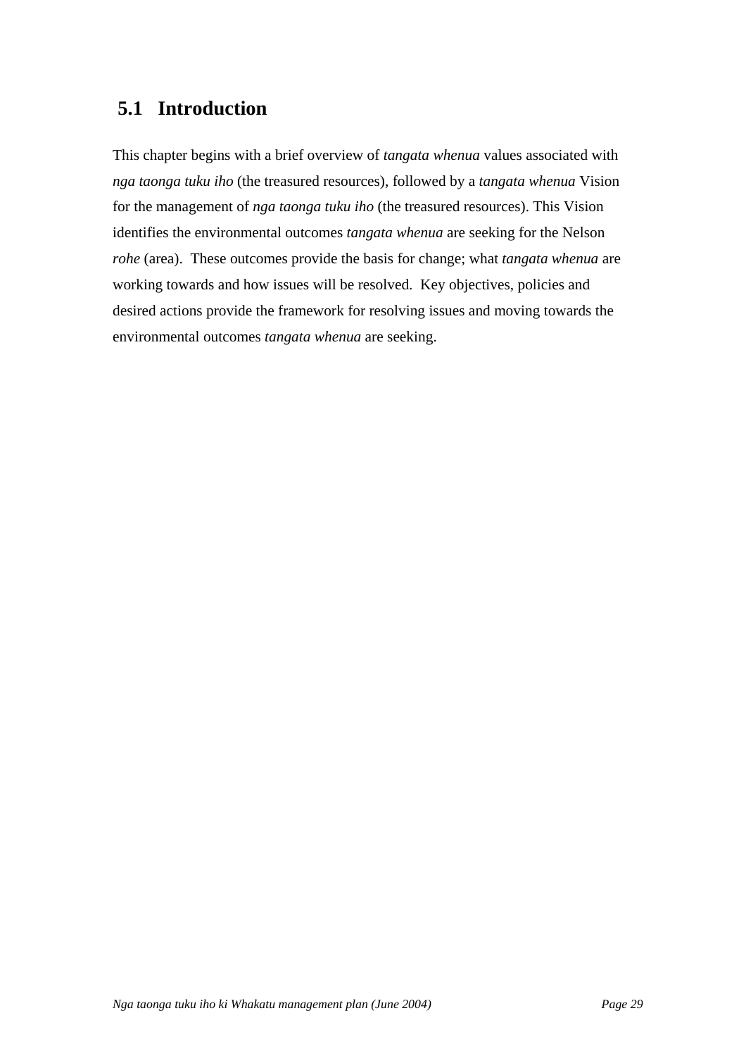## 5.1 Introduction

This chapter begins with a brief overview of *tangata whenua* values associated with *nga taonga tuku iho* (the treasured resources), followed by a *tangata whenua* Vision for the management of *nga taonga tuku iho* (the treasured resources). This Vision identifies the environmental outcomes *tangata whenua* are seeking for the Nelson *rohe* (area). These outcomes provide the basis for change; what *tangata whenua* are working towards and how issues will be resolved. Key objectives, policies and desired actions provide the framework for resolving issues and moving towards the environmental outcomes *tangata whenua* are seeking.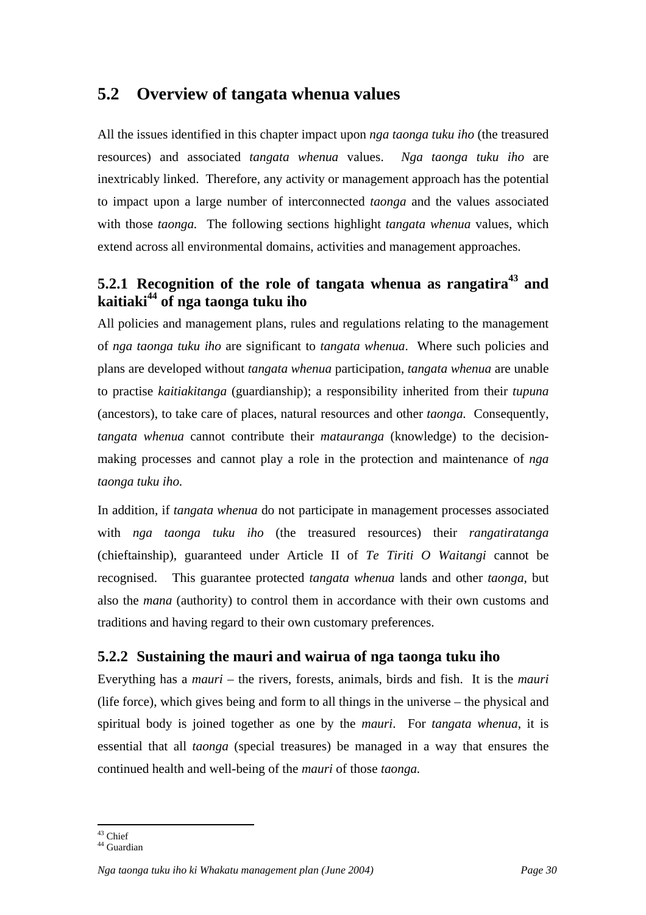## 5.2 Overview of tangata whenua values

All the issues identified in this chapter impact upon *nga taonga tuku iho* (the treasured resources) and associated *tangata whenua* values. *Nga taonga tuku iho* are inextricably linked. Therefore, any activity or management approach has the potential to impact upon a large number of interconnected *taonga* and the values associated with those *taonga.* The following sections highlight *tangata whenua* values, which extend across all environmental domains, activities and management approaches.

### 5.2.1 Recognition of the role of tangata whenua as rangatira[43] and kaitiaki[44] of nga taonga tuku iho

All policies and management plans, rules and regulations relating to the management of *nga taonga tuku iho* are significant to *tangata whenua*. Where such policies and plans are developed without *tangata whenua* participation, *tangata whenua* are unable to practise *kaitiakitanga* (guardianship); a responsibility inherited from their *tupuna* (ancestors), to take care of places, natural resources and other *taonga.* Consequently, *tangata whenua* cannot contribute their *matauranga* (knowledge) to the decision-making processes and cannot play a role in the protection and maintenance of *nga taonga tuku iho.*

In addition, if *tangata whenua* do not participate in management processes associated with *nga taonga tuku iho* (the treasured resources) their *rangatiratanga* (chieftainship), guaranteed under Article II of *Te Tiriti O Waitangi* cannot be recognised. This guarantee protected *tangata whenua* lands and other *taonga*, but also the *mana* (authority) to control them in accordance with their own customs and traditions and having regard to their own customary preferences.

### 5.2.2 Sustaining the mauri and wairua of nga taonga tuku iho

Everything has a *mauri* – the rivers, forests, animals, birds and fish. It is the *mauri* (life force), which gives being and form to all things in the universe – the physical and spiritual body is joined together as one by the *mauri*. For *tangata whenua*, it is essential that all *taonga* (special treasures) be managed in a way that ensures the continued health and well-being of the *mauri* of those *taonga.*

---

[43] Chief
[44] Guardian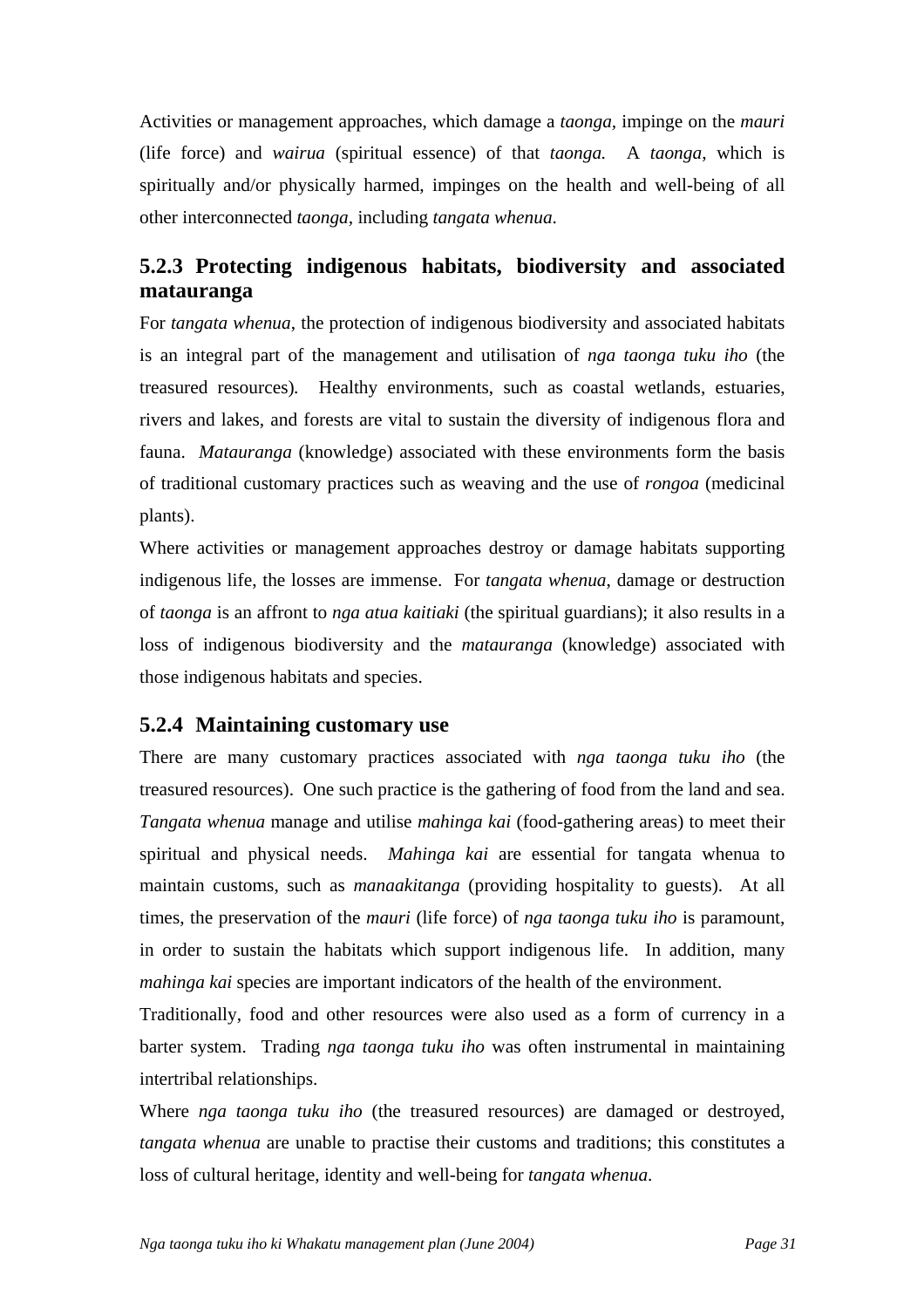Activities or management approaches, which damage a *taonga*, impinge on the *mauri* (life force) and *wairua* (spiritual essence) of that *taonga.* A *taonga*, which is spiritually and/or physically harmed, impinges on the health and well-being of all other interconnected *taonga*, including *tangata whenua*.

### 5.2.3 Protecting indigenous habitats, biodiversity and associated matauranga

For *tangata whenua*, the protection of indigenous biodiversity and associated habitats is an integral part of the management and utilisation of *nga taonga tuku iho* (the treasured resources). Healthy environments, such as coastal wetlands, estuaries, rivers and lakes, and forests are vital to sustain the diversity of indigenous flora and fauna. *Matauranga* (knowledge) associated with these environments form the basis of traditional customary practices such as weaving and the use of *rongoa* (medicinal plants).

Where activities or management approaches destroy or damage habitats supporting indigenous life, the losses are immense. For *tangata whenua*, damage or destruction of *taonga* is an affront to *nga atua kaitiaki* (the spiritual guardians); it also results in a loss of indigenous biodiversity and the *matauranga* (knowledge) associated with those indigenous habitats and species.

### 5.2.4 Maintaining customary use

There are many customary practices associated with *nga taonga tuku iho* (the treasured resources). One such practice is the gathering of food from the land and sea. *Tangata whenua* manage and utilise *mahinga kai* (food-gathering areas) to meet their spiritual and physical needs. *Mahinga kai* are essential for tangata whenua to maintain customs, such as *manaakitanga* (providing hospitality to guests). At all times, the preservation of the *mauri* (life force) of *nga taonga tuku iho* is paramount, in order to sustain the habitats which support indigenous life. In addition, many *mahinga kai* species are important indicators of the health of the environment.

Traditionally, food and other resources were also used as a form of currency in a barter system. Trading *nga taonga tuku iho* was often instrumental in maintaining intertribal relationships.

Where *nga taonga tuku iho* (the treasured resources) are damaged or destroyed, *tangata whenua* are unable to practise their customs and traditions; this constitutes a loss of cultural heritage, identity and well-being for *tangata whenua*.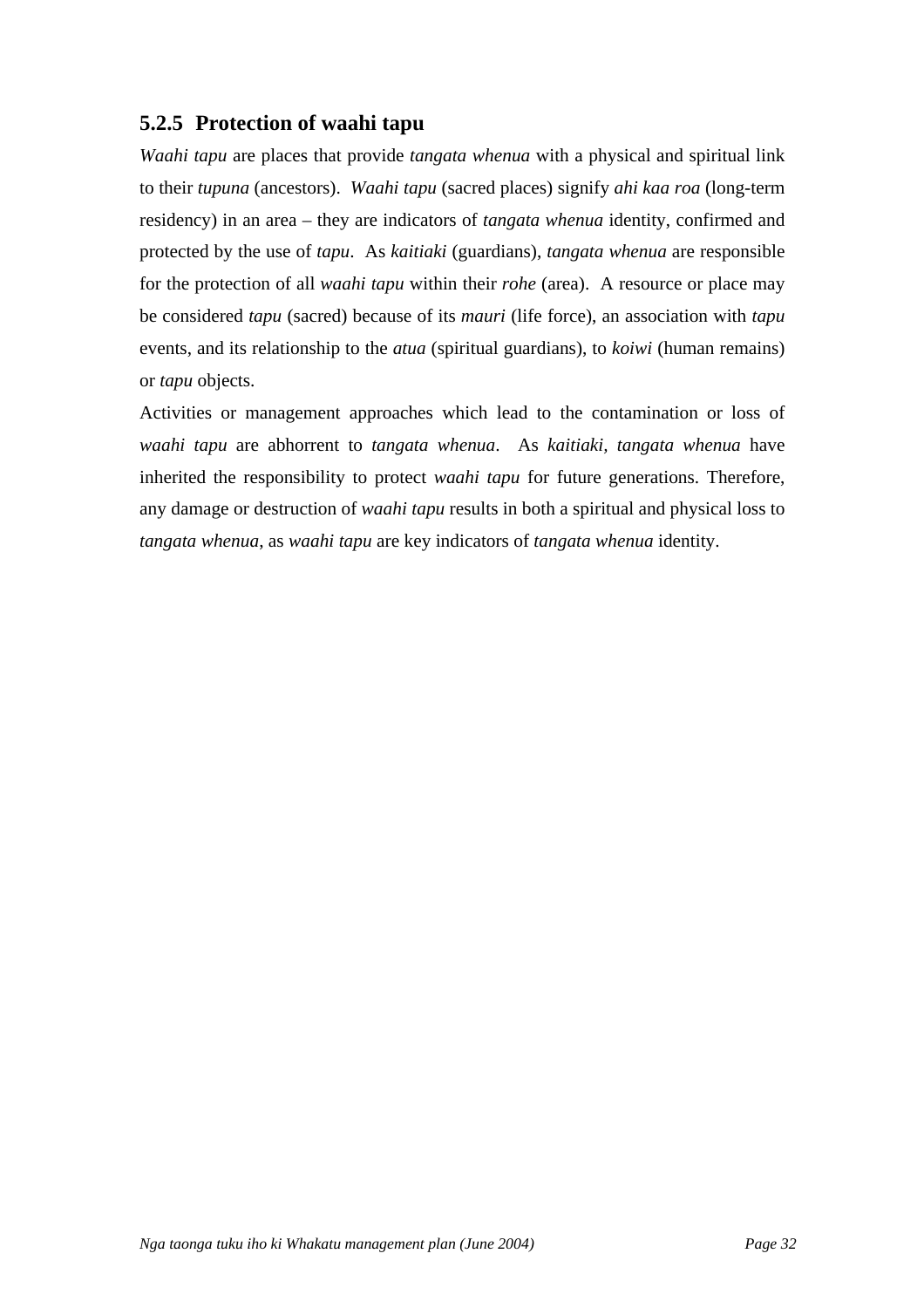### 5.2.5 Protection of waahi tapu

*Waahi tapu* are places that provide *tangata whenua* with a physical and spiritual link to their *tupuna* (ancestors). *Waahi tapu* (sacred places) signify *ahi kaa roa* (long-term residency) in an area – they are indicators of *tangata whenua* identity, confirmed and protected by the use of *tapu*. As *kaitiaki* (guardians), *tangata whenua* are responsible for the protection of all *waahi tapu* within their *rohe* (area). A resource or place may be considered *tapu* (sacred) because of its *mauri* (life force), an association with *tapu* events, and its relationship to the *atua* (spiritual guardians), to *koiwi* (human remains) or *tapu* objects.

Activities or management approaches which lead to the contamination or loss of *waahi tapu* are abhorrent to *tangata whenua*. As *kaitiaki*, *tangata whenua* have inherited the responsibility to protect *waahi tapu* for future generations. Therefore, any damage or destruction of *waahi tapu* results in both a spiritual and physical loss to *tangata whenua*, as *waahi tapu* are key indicators of *tangata whenua* identity.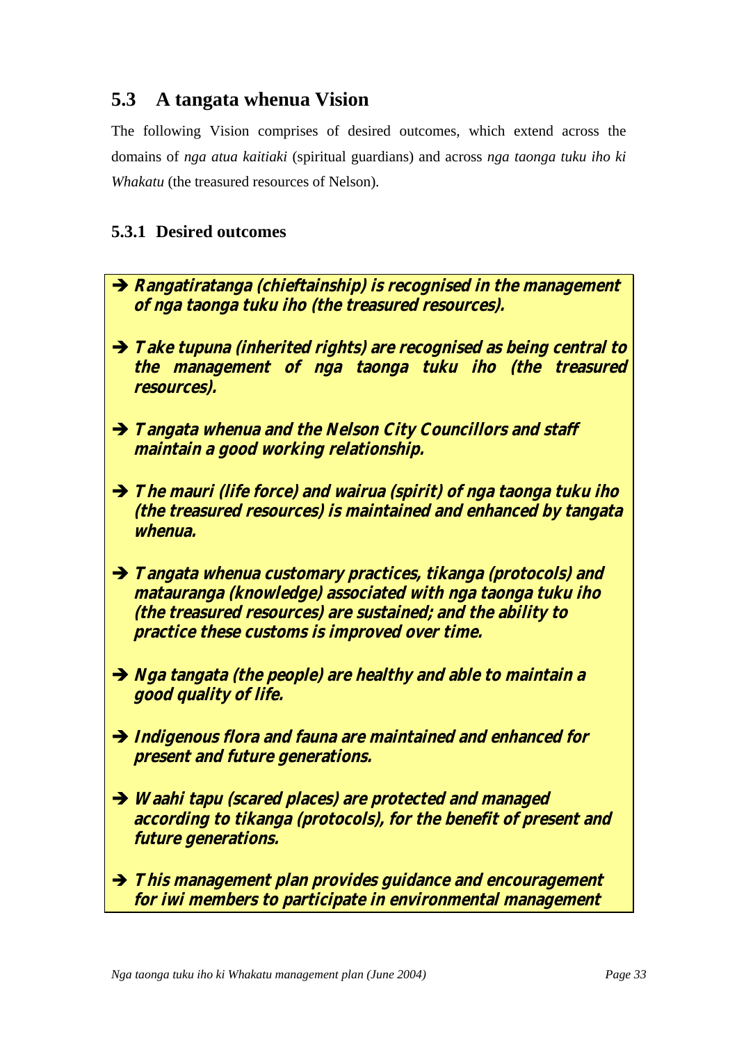## 5.3 A tangata whenua Vision

The following Vision comprises of desired outcomes, which extend across the domains of *nga atua kaitiaki* (spiritual guardians) and across *nga taonga tuku iho ki Whakatu* (the treasured resources of Nelson).

### 5.3.1 Desired outcomes

- ➔ ***Rangatiratanga (chieftainship) is recognised in the management of nga taonga tuku iho (the treasured resources).***
- ➔ ***Take tupuna (inherited rights) are recognised as being central to the management of nga taonga tuku iho (the treasured resources).***
- ➔ ***Tangata whenua and the Nelson City Councillors and staff maintain a good working relationship.***
- ➔ ***The mauri (life force) and wairua (spirit) of nga taonga tuku iho (the treasured resources) is maintained and enhanced by tangata whenua.***
- ➔ ***Tangata whenua customary practices, tikanga (protocols) and matauranga (knowledge) associated with nga taonga tuku iho (the treasured resources) are sustained; and the ability to practice these customs is improved over time.***
- ➔ ***Nga tangata (the people) are healthy and able to maintain a good quality of life.***
- ➔ ***Indigenous flora and fauna are maintained and enhanced for present and future generations.***
- ➔ ***Waahi tapu (scared places) are protected and managed according to tikanga (protocols), for the benefit of present and future generations.***
- ➔ ***This management plan provides guidance and encouragement for iwi members to participate in environmental management***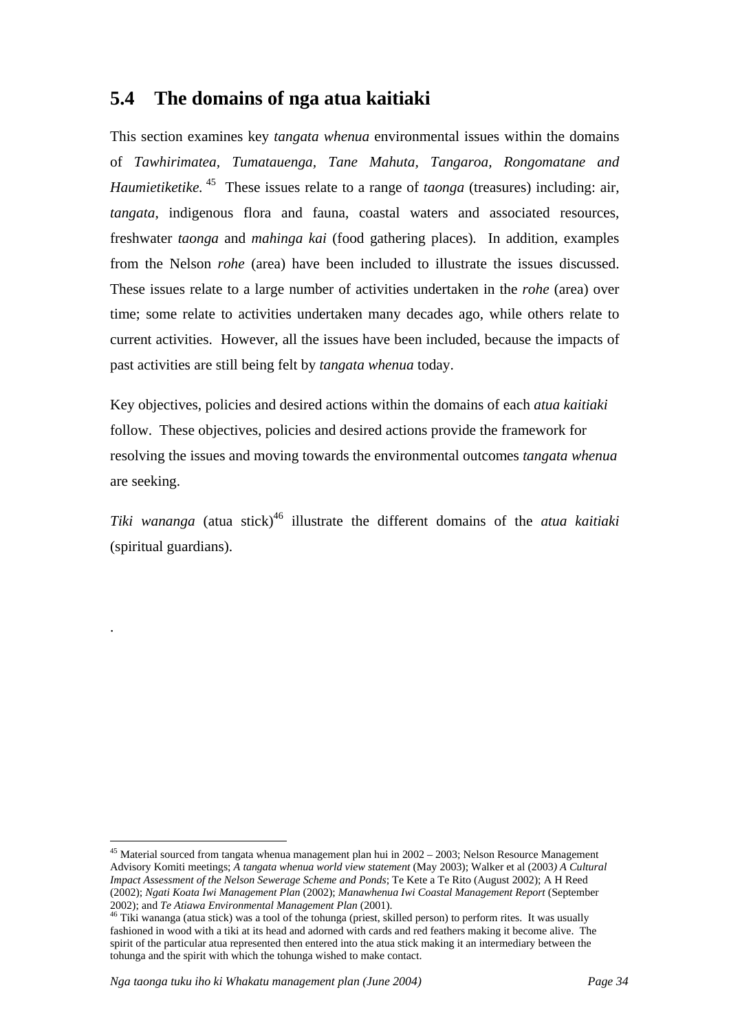## 5.4 The domains of nga atua kaitiaki

This section examines key *tangata whenua* environmental issues within the domains of *Tawhirimatea, Tumatauenga, Tane Mahuta, Tangaroa, Rongomatane and Haumietiketike.*[45] These issues relate to a range of *taonga* (treasures) including: air, *tangata*, indigenous flora and fauna, coastal waters and associated resources, freshwater *taonga* and *mahinga kai* (food gathering places). In addition, examples from the Nelson *rohe* (area) have been included to illustrate the issues discussed. These issues relate to a large number of activities undertaken in the *rohe* (area) over time; some relate to activities undertaken many decades ago, while others relate to current activities. However, all the issues have been included, because the impacts of past activities are still being felt by *tangata whenua* today.

Key objectives, policies and desired actions within the domains of each *atua kaitiaki* follow. These objectives, policies and desired actions provide the framework for resolving the issues and moving towards the environmental outcomes *tangata whenua* are seeking.

*Tiki wananga* (atua stick)[46] illustrate the different domains of the *atua kaitiaki* (spiritual guardians).

.

---

[45] Material sourced from tangata whenua management plan hui in 2002 – 2003; Nelson Resource Management Advisory Komiti meetings; *A tangata whenua world view statement* (May 2003); Walker et al (2003*) A Cultural Impact Assessment of the Nelson Sewerage Scheme and Ponds*; Te Kete a Te Rito (August 2002); A H Reed (2002); *Ngati Koata Iwi Management Plan* (2002); *Manawhenua Iwi Coastal Management Report* (September 2002); and *Te Atiawa Environmental Management Plan* (2001).

[46] Tiki wananga (atua stick) was a tool of the tohunga (priest, skilled person) to perform rites. It was usually fashioned in wood with a tiki at its head and adorned with cards and red feathers making it become alive. The spirit of the particular atua represented then entered into the atua stick making it an intermediary between the tohunga and the spirit with which the tohunga wished to make contact.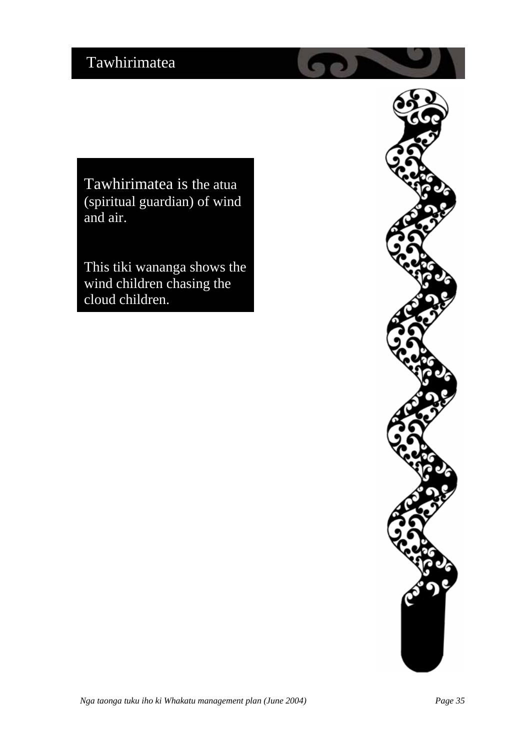# Tawhirimatea

Tawhirimatea is the atua (spiritual guardian) of wind and air.

This tiki wananga shows the wind children chasing the cloud children.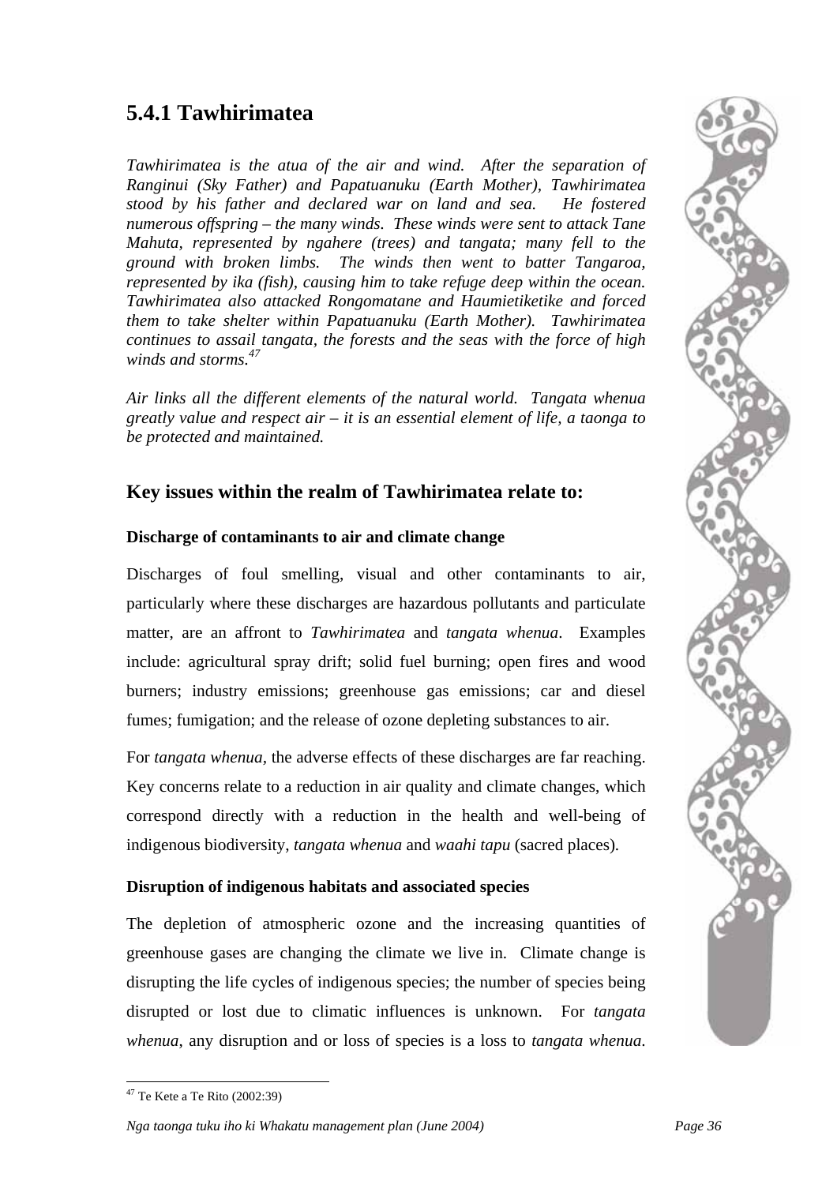## 5.4.1 Tawhirimatea

*Tawhirimatea is the atua of the air and wind. After the separation of Ranginui (Sky Father) and Papatuanuku (Earth Mother), Tawhirimatea stood by his father and declared war on land and sea. He fostered numerous offspring – the many winds. These winds were sent to attack Tane Mahuta, represented by ngahere (trees) and tangata; many fell to the ground with broken limbs. The winds then went to batter Tangaroa, represented by ika (fish), causing him to take refuge deep within the ocean. Tawhirimatea also attacked Rongomatane and Haumietiketike and forced them to take shelter within Papatuanuku (Earth Mother). Tawhirimatea continues to assail tangata, the forests and the seas with the force of high winds and storms.*[47]

*Air links all the different elements of the natural world. Tangata whenua greatly value and respect air – it is an essential element of life, a taonga to be protected and maintained.*

### Key issues within the realm of Tawhirimatea relate to:

#### Discharge of contaminants to air and climate change

Discharges of foul smelling, visual and other contaminants to air, particularly where these discharges are hazardous pollutants and particulate matter, are an affront to *Tawhirimatea* and *tangata whenua*. Examples include: agricultural spray drift; solid fuel burning; open fires and wood burners; industry emissions; greenhouse gas emissions; car and diesel fumes; fumigation; and the release of ozone depleting substances to air.

For *tangata whenua,* the adverse effects of these discharges are far reaching. Key concerns relate to a reduction in air quality and climate changes, which correspond directly with a reduction in the health and well-being of indigenous biodiversity, *tangata whenua* and *waahi tapu* (sacred places).

#### Disruption of indigenous habitats and associated species

The depletion of atmospheric ozone and the increasing quantities of greenhouse gases are changing the climate we live in. Climate change is disrupting the life cycles of indigenous species; the number of species being disrupted or lost due to climatic influences is unknown. For *tangata whenua*, any disruption and or loss of species is a loss to *tangata whenua*.

---

[47] Te Kete a Te Rito (2002:39)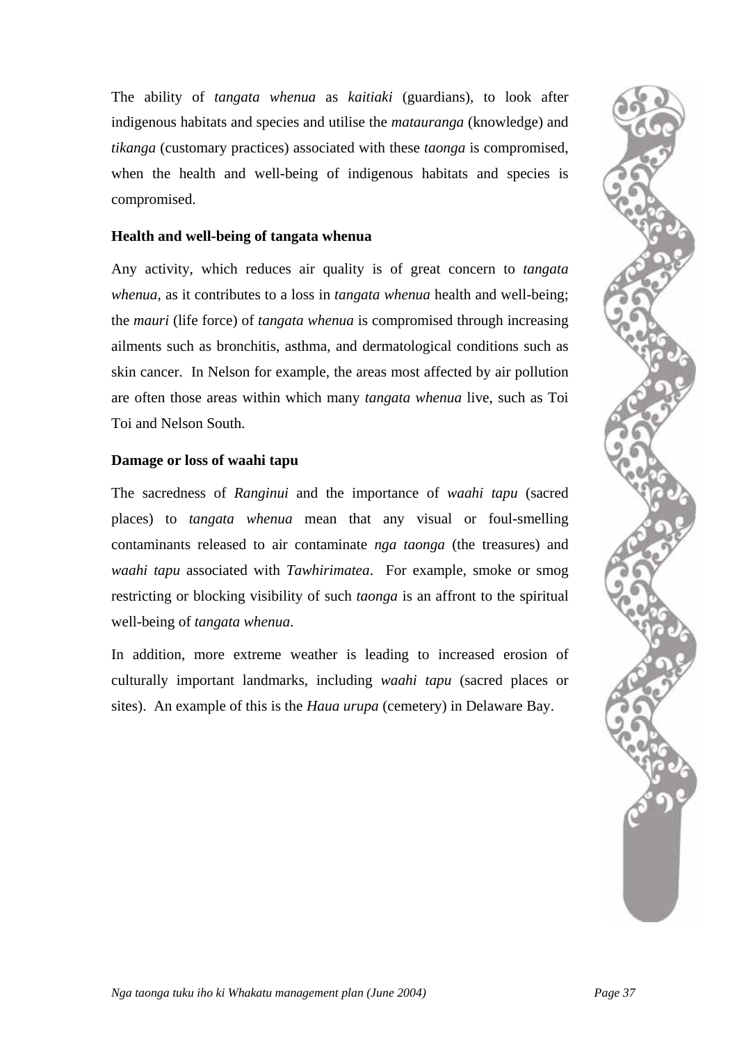The ability of *tangata whenua* as *kaitiaki* (guardians), to look after indigenous habitats and species and utilise the *matauranga* (knowledge) and *tikanga* (customary practices) associated with these *taonga* is compromised, when the health and well-being of indigenous habitats and species is compromised.

### Health and well-being of tangata whenua

Any activity, which reduces air quality is of great concern to *tangata whenua*, as it contributes to a loss in *tangata whenua* health and well-being; the *mauri* (life force) of *tangata whenua* is compromised through increasing ailments such as bronchitis, asthma, and dermatological conditions such as skin cancer. In Nelson for example, the areas most affected by air pollution are often those areas within which many *tangata whenua* live, such as Toi Toi and Nelson South.

### Damage or loss of waahi tapu

The sacredness of *Ranginui* and the importance of *waahi tapu* (sacred places) to *tangata whenua* mean that any visual or foul-smelling contaminants released to air contaminate *nga taonga* (the treasures) and *waahi tapu* associated with *Tawhirimatea*. For example, smoke or smog restricting or blocking visibility of such *taonga* is an affront to the spiritual well-being of *tangata whenua*.

In addition, more extreme weather is leading to increased erosion of culturally important landmarks, including *waahi tapu* (sacred places or sites). An example of this is the *Haua urupa* (cemetery) in Delaware Bay.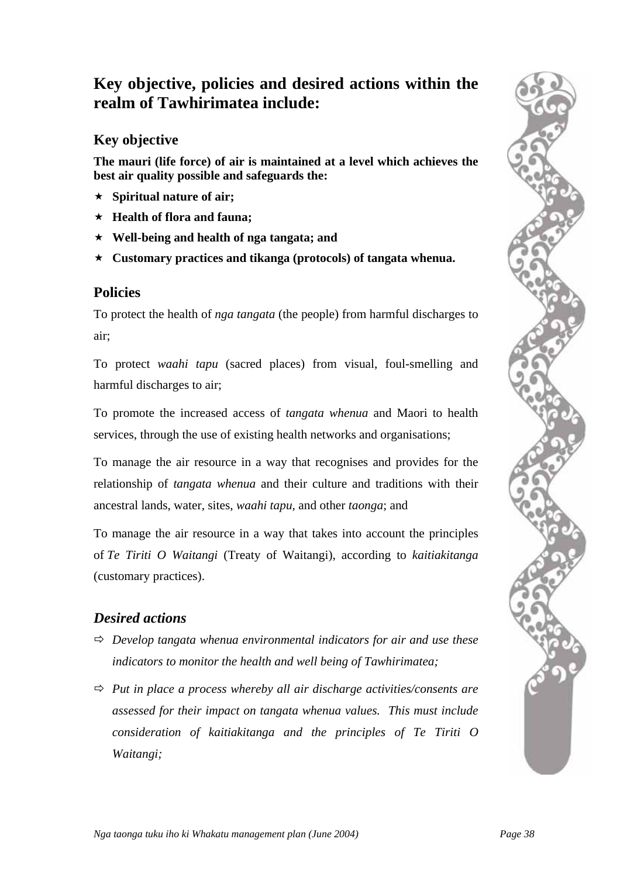## Key objective, policies and desired actions within the realm of Tawhirimatea include:

### Key objective

**The mauri (life force) of air is maintained at a level which achieves the best air quality possible and safeguards the:**

- **Spiritual nature of air;**
- **Health of flora and fauna;**
- **Well-being and health of nga tangata; and**
- **Customary practices and tikanga (protocols) of tangata whenua.**

### Policies

To protect the health of *nga tangata* (the people) from harmful discharges to air;

To protect *waahi tapu* (sacred places) from visual, foul-smelling and harmful discharges to air;

To promote the increased access of *tangata whenua* and Maori to health services, through the use of existing health networks and organisations;

To manage the air resource in a way that recognises and provides for the relationship of *tangata whenua* and their culture and traditions with their ancestral lands, water, sites, *waahi tapu,* and other *taonga*; and

To manage the air resource in a way that takes into account the principles of *Te Tiriti O Waitangi* (Treaty of Waitangi), according to *kaitiakitanga* (customary practices).

### *Desired actions*

- *Develop tangata whenua environmental indicators for air and use these indicators to monitor the health and well being of Tawhirimatea;*
- *Put in place a process whereby all air discharge activities/consents are assessed for their impact on tangata whenua values. This must include consideration of kaitiakitanga and the principles of Te Tiriti O Waitangi;*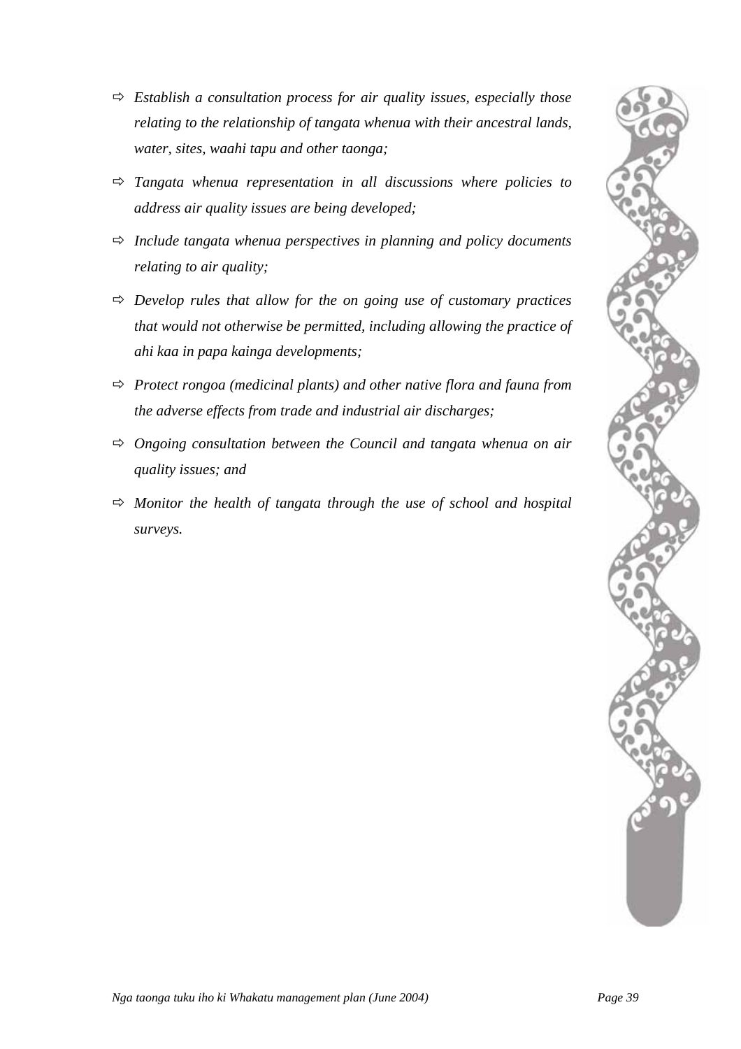- *Establish a consultation process for air quality issues, especially those relating to the relationship of tangata whenua with their ancestral lands, water, sites, waahi tapu and other taonga;*
- *Tangata whenua representation in all discussions where policies to address air quality issues are being developed;*
- *Include tangata whenua perspectives in planning and policy documents relating to air quality;*
- *Develop rules that allow for the on going use of customary practices that would not otherwise be permitted, including allowing the practice of ahi kaa in papa kainga developments;*
- *Protect rongoa (medicinal plants) and other native flora and fauna from the adverse effects from trade and industrial air discharges;*
- *Ongoing consultation between the Council and tangata whenua on air quality issues; and*
- *Monitor the health of tangata through the use of school and hospital surveys.*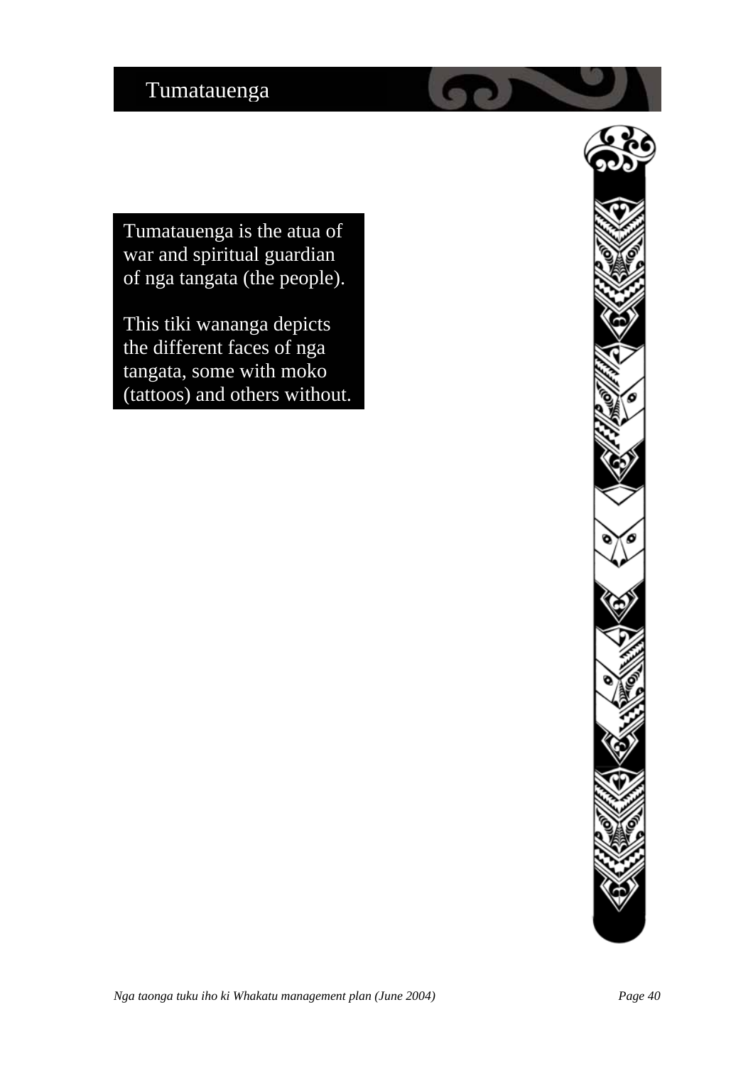# Tumatauenga

Tumatauenga is the atua of war and spiritual guardian of nga tangata (the people).

This tiki wananga depicts the different faces of nga tangata, some with moko (tattoos) and others without.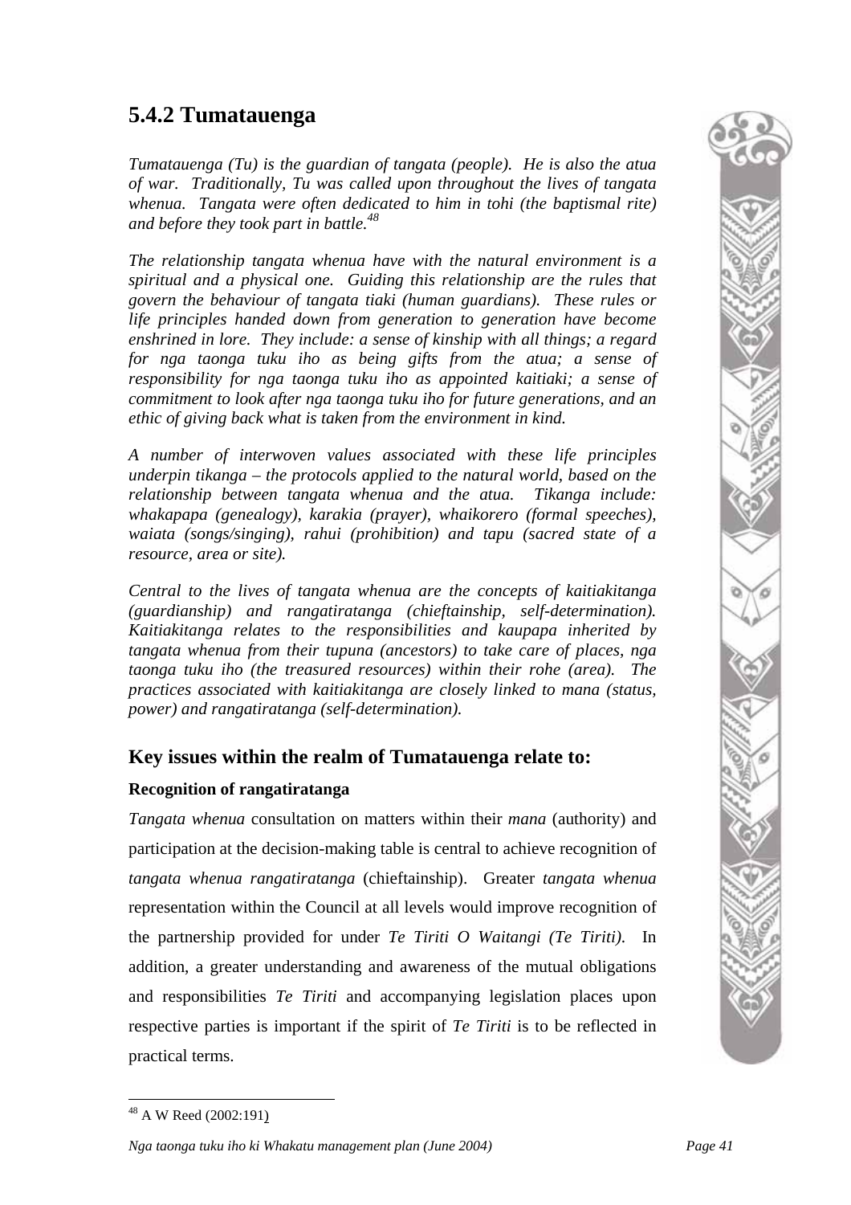## 5.4.2 Tumatauenga

*Tumatauenga (Tu) is the guardian of tangata (people). He is also the atua of war. Traditionally, Tu was called upon throughout the lives of tangata whenua. Tangata were often dedicated to him in tohi (the baptismal rite) and before they took part in battle.*[48]

*The relationship tangata whenua have with the natural environment is a spiritual and a physical one. Guiding this relationship are the rules that govern the behaviour of tangata tiaki (human guardians). These rules or life principles handed down from generation to generation have become enshrined in lore. They include: a sense of kinship with all things; a regard for nga taonga tuku iho as being gifts from the atua; a sense of responsibility for nga taonga tuku iho as appointed kaitiaki; a sense of commitment to look after nga taonga tuku iho for future generations, and an ethic of giving back what is taken from the environment in kind.*

*A number of interwoven values associated with these life principles underpin tikanga – the protocols applied to the natural world, based on the relationship between tangata whenua and the atua. Tikanga include: whakapapa (genealogy), karakia (prayer), whaikorero (formal speeches), waiata (songs/singing), rahui (prohibition) and tapu (sacred state of a resource, area or site).*

*Central to the lives of tangata whenua are the concepts of kaitiakitanga (guardianship) and rangatiratanga (chieftainship, self-determination). Kaitiakitanga relates to the responsibilities and kaupapa inherited by tangata whenua from their tupuna (ancestors) to take care of places, nga taonga tuku iho (the treasured resources) within their rohe (area). The practices associated with kaitiakitanga are closely linked to mana (status, power) and rangatiratanga (self-determination).*

### Key issues within the realm of Tumatauenga relate to:

**Recognition of rangatiratanga**

*Tangata whenua* consultation on matters within their *mana* (authority) and participation at the decision-making table is central to achieve recognition of *tangata whenua rangatiratanga* (chieftainship). Greater *tangata whenua* representation within the Council at all levels would improve recognition of the partnership provided for under *Te Tiriti O Waitangi (Te Tiriti).* In addition, a greater understanding and awareness of the mutual obligations and responsibilities *Te Tiriti* and accompanying legislation places upon respective parties is important if the spirit of *Te Tiriti* is to be reflected in practical terms.

---

[48] A W Reed (2002:191)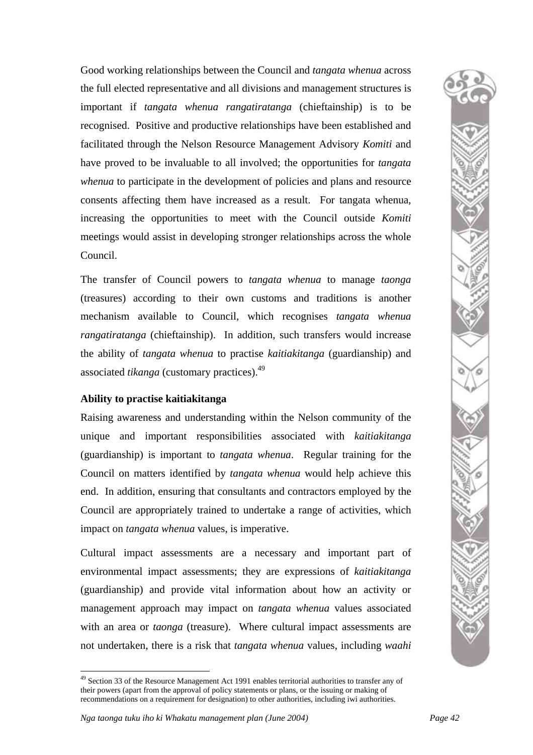Good working relationships between the Council and *tangata whenua* across the full elected representative and all divisions and management structures is important if *tangata whenua rangatiratanga* (chieftainship) is to be recognised. Positive and productive relationships have been established and facilitated through the Nelson Resource Management Advisory *Komiti* and have proved to be invaluable to all involved; the opportunities for *tangata whenua* to participate in the development of policies and plans and resource consents affecting them have increased as a result. For tangata whenua, increasing the opportunities to meet with the Council outside *Komiti* meetings would assist in developing stronger relationships across the whole Council.

The transfer of Council powers to *tangata whenua* to manage *taonga* (treasures) according to their own customs and traditions is another mechanism available to Council, which recognises *tangata whenua rangatiratanga* (chieftainship). In addition, such transfers would increase the ability of *tangata whenua* to practise *kaitiakitanga* (guardianship) and associated *tikanga* (customary practices).[49]

**Ability to practise kaitiakitanga**

Raising awareness and understanding within the Nelson community of the unique and important responsibilities associated with *kaitiakitanga* (guardianship) is important to *tangata whenua*. Regular training for the Council on matters identified by *tangata whenua* would help achieve this end. In addition, ensuring that consultants and contractors employed by the Council are appropriately trained to undertake a range of activities, which impact on *tangata whenua* values, is imperative.

Cultural impact assessments are a necessary and important part of environmental impact assessments; they are expressions of *kaitiakitanga* (guardianship) and provide vital information about how an activity or management approach may impact on *tangata whenua* values associated with an area or *taonga* (treasure). Where cultural impact assessments are not undertaken, there is a risk that *tangata whenua* values, including *waahi*

[49] Section 33 of the Resource Management Act 1991 enables territorial authorities to transfer any of their powers (apart from the approval of policy statements or plans, or the issuing or making of recommendations on a requirement for designation) to other authorities, including iwi authorities.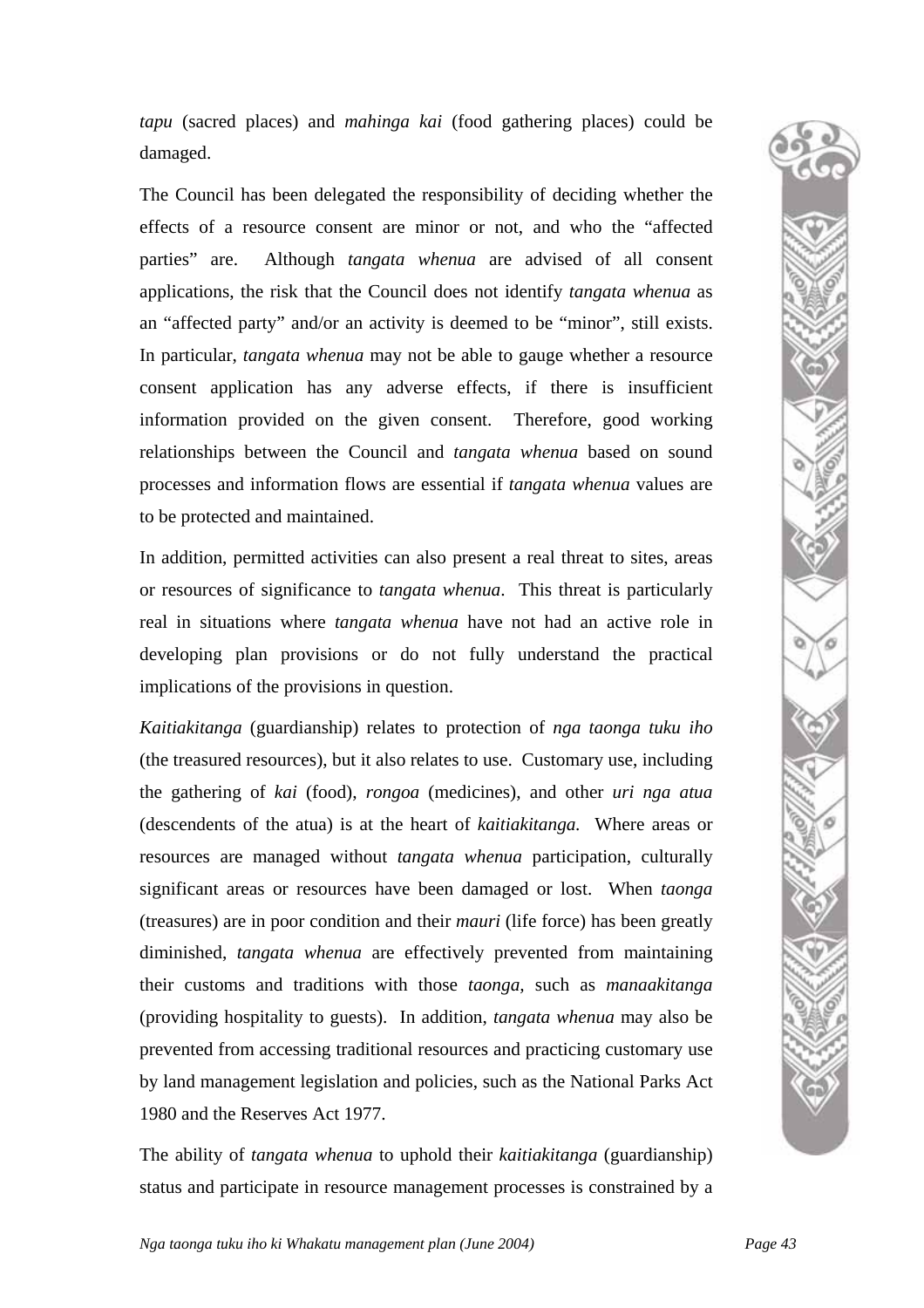*tapu* (sacred places) and *mahinga kai* (food gathering places) could be damaged.

The Council has been delegated the responsibility of deciding whether the effects of a resource consent are minor or not, and who the "affected parties" are. Although *tangata whenua* are advised of all consent applications, the risk that the Council does not identify *tangata whenua* as an "affected party" and/or an activity is deemed to be "minor", still exists. In particular, *tangata whenua* may not be able to gauge whether a resource consent application has any adverse effects, if there is insufficient information provided on the given consent. Therefore, good working relationships between the Council and *tangata whenua* based on sound processes and information flows are essential if *tangata whenua* values are to be protected and maintained.

In addition, permitted activities can also present a real threat to sites, areas or resources of significance to *tangata whenua*. This threat is particularly real in situations where *tangata whenua* have not had an active role in developing plan provisions or do not fully understand the practical implications of the provisions in question.

*Kaitiakitanga* (guardianship) relates to protection of *nga taonga tuku iho* (the treasured resources), but it also relates to use. Customary use, including the gathering of *kai* (food), *rongoa* (medicines), and other *uri nga atua* (descendents of the atua) is at the heart of *kaitiakitanga.* Where areas or resources are managed without *tangata whenua* participation, culturally significant areas or resources have been damaged or lost. When *taonga* (treasures) are in poor condition and their *mauri* (life force) has been greatly diminished, *tangata whenua* are effectively prevented from maintaining their customs and traditions with those *taonga*, such as *manaakitanga* (providing hospitality to guests). In addition, *tangata whenua* may also be prevented from accessing traditional resources and practicing customary use by land management legislation and policies, such as the National Parks Act 1980 and the Reserves Act 1977.

The ability of *tangata whenua* to uphold their *kaitiakitanga* (guardianship) status and participate in resource management processes is constrained by a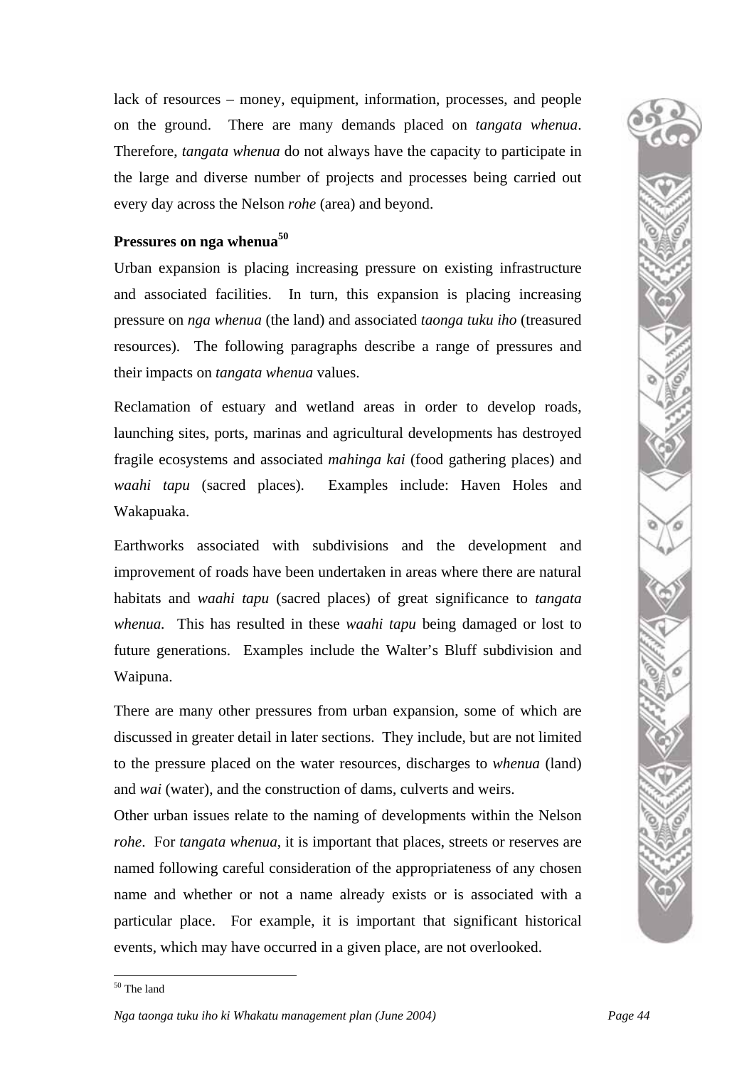lack of resources – money, equipment, information, processes, and people on the ground. There are many demands placed on *tangata whenua*. Therefore, *tangata whenua* do not always have the capacity to participate in the large and diverse number of projects and processes being carried out every day across the Nelson *rohe* (area) and beyond.

**Pressures on nga whenua[50]**

Urban expansion is placing increasing pressure on existing infrastructure and associated facilities. In turn, this expansion is placing increasing pressure on *nga whenua* (the land) and associated *taonga tuku iho* (treasured resources). The following paragraphs describe a range of pressures and their impacts on *tangata whenua* values.

Reclamation of estuary and wetland areas in order to develop roads, launching sites, ports, marinas and agricultural developments has destroyed fragile ecosystems and associated *mahinga kai* (food gathering places) and *waahi tapu* (sacred places). Examples include: Haven Holes and Wakapuaka.

Earthworks associated with subdivisions and the development and improvement of roads have been undertaken in areas where there are natural habitats and *waahi tapu* (sacred places) of great significance to *tangata whenua.* This has resulted in these *waahi tapu* being damaged or lost to future generations. Examples include the Walter's Bluff subdivision and Waipuna.

There are many other pressures from urban expansion, some of which are discussed in greater detail in later sections. They include, but are not limited to the pressure placed on the water resources, discharges to *whenua* (land) and *wai* (water), and the construction of dams, culverts and weirs.

Other urban issues relate to the naming of developments within the Nelson *rohe*. For *tangata whenua*, it is important that places, streets or reserves are named following careful consideration of the appropriateness of any chosen name and whether or not a name already exists or is associated with a particular place. For example, it is important that significant historical events, which may have occurred in a given place, are not overlooked.

---

[50] The land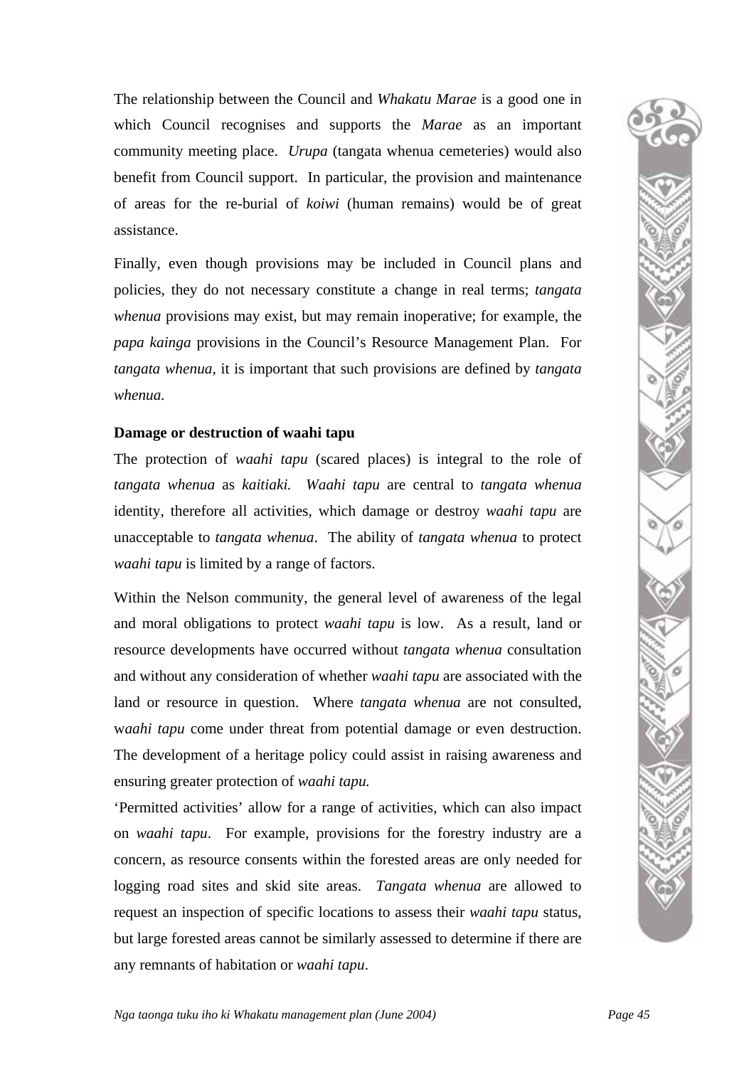The relationship between the Council and *Whakatu Marae* is a good one in which Council recognises and supports the *Marae* as an important community meeting place. *Urupa* (tangata whenua cemeteries) would also benefit from Council support. In particular, the provision and maintenance of areas for the re-burial of *koiwi* (human remains) would be of great assistance.

Finally, even though provisions may be included in Council plans and policies, they do not necessary constitute a change in real terms; *tangata whenua* provisions may exist, but may remain inoperative; for example, the *papa kainga* provisions in the Council's Resource Management Plan. For *tangata whenua*, it is important that such provisions are defined by *tangata whenua.*

**Damage or destruction of waahi tapu**

The protection of *waahi tapu* (scared places) is integral to the role of *tangata whenua* as *kaitiaki. Waahi tapu* are central to *tangata whenua* identity, therefore all activities, which damage or destroy *waahi tapu* are unacceptable to *tangata whenua*. The ability of *tangata whenua* to protect *waahi tapu* is limited by a range of factors.

Within the Nelson community, the general level of awareness of the legal and moral obligations to protect *waahi tapu* is low. As a result, land or resource developments have occurred without *tangata whenua* consultation and without any consideration of whether *waahi tapu* are associated with the land or resource in question. Where *tangata whenua* are not consulted, w*aahi tapu* come under threat from potential damage or even destruction. The development of a heritage policy could assist in raising awareness and ensuring greater protection of *waahi tapu.*

'Permitted activities' allow for a range of activities, which can also impact on *waahi tapu*. For example, provisions for the forestry industry are a concern, as resource consents within the forested areas are only needed for logging road sites and skid site areas. *Tangata whenua* are allowed to request an inspection of specific locations to assess their *waahi tapu* status, but large forested areas cannot be similarly assessed to determine if there are any remnants of habitation or *waahi tapu*.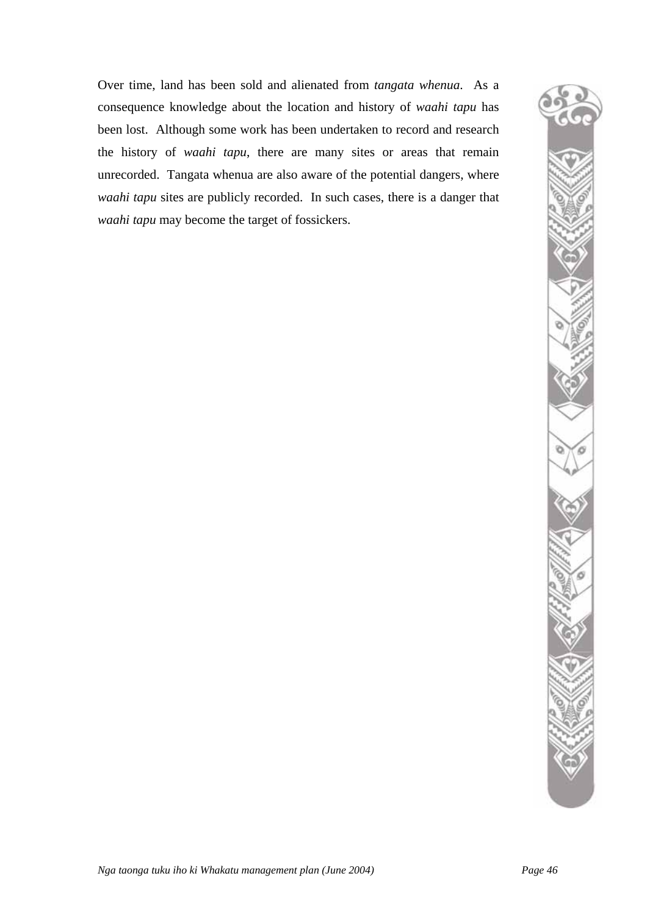Over time, land has been sold and alienated from *tangata whenua*. As a consequence knowledge about the location and history of *waahi tapu* has been lost. Although some work has been undertaken to record and research the history of *waahi tapu*, there are many sites or areas that remain unrecorded. Tangata whenua are also aware of the potential dangers, where *waahi tapu* sites are publicly recorded. In such cases, there is a danger that *waahi tapu* may become the target of fossickers.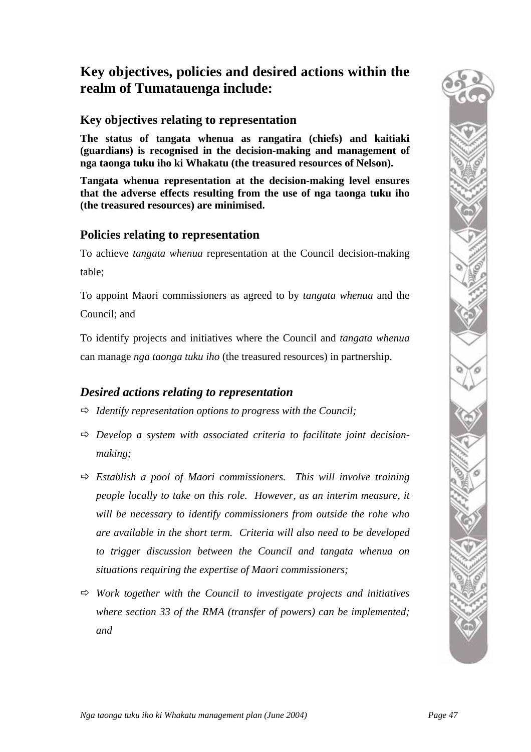## Key objectives, policies and desired actions within the realm of Tumatauenga include:

### Key objectives relating to representation

**The status of tangata whenua as rangatira (chiefs) and kaitiaki (guardians) is recognised in the decision-making and management of nga taonga tuku iho ki Whakatu (the treasured resources of Nelson).**

**Tangata whenua representation at the decision-making level ensures that the adverse effects resulting from the use of nga taonga tuku iho (the treasured resources) are minimised.**

### Policies relating to representation

To achieve *tangata whenua* representation at the Council decision-making table;

To appoint Maori commissioners as agreed to by *tangata whenua* and the Council; and

To identify projects and initiatives where the Council and *tangata whenua* can manage *nga taonga tuku iho* (the treasured resources) in partnership.

### *Desired actions relating to representation*

- ⇨ *Identify representation options to progress with the Council;*
- ⇨ *Develop a system with associated criteria to facilitate joint decision-making;*
- ⇨ *Establish a pool of Maori commissioners. This will involve training people locally to take on this role. However, as an interim measure, it will be necessary to identify commissioners from outside the rohe who are available in the short term. Criteria will also need to be developed to trigger discussion between the Council and tangata whenua on situations requiring the expertise of Maori commissioners;*
- ⇨ *Work together with the Council to investigate projects and initiatives where section 33 of the RMA (transfer of powers) can be implemented; and*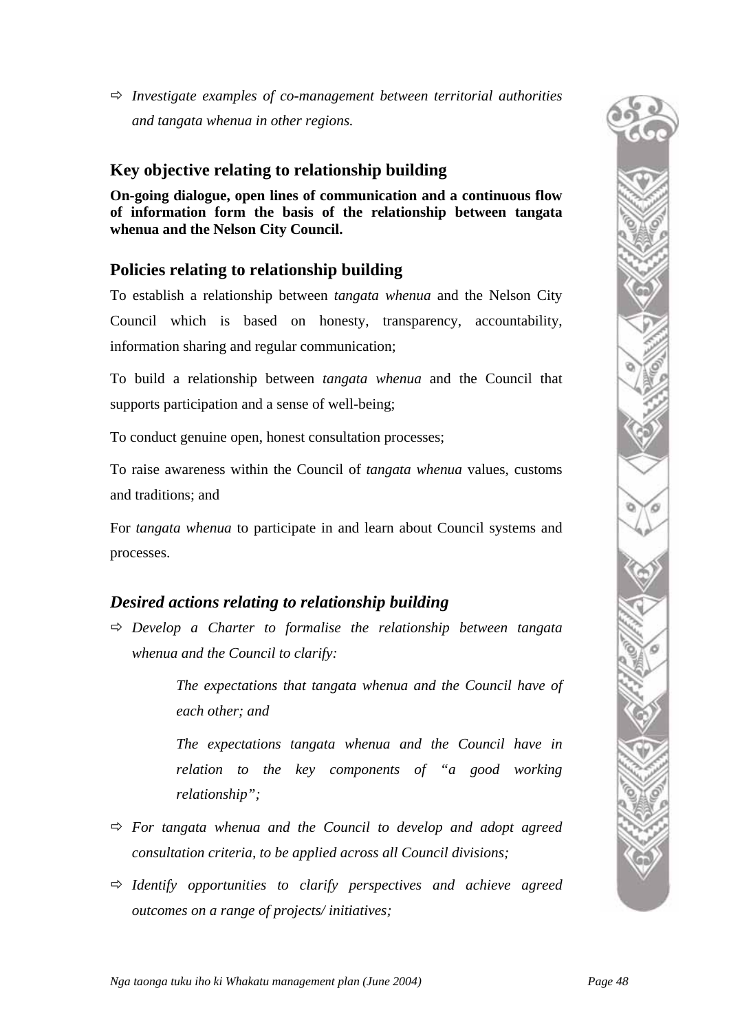- ⇨ *Investigate examples of co-management between territorial authorities and tangata whenua in other regions.*

## Key objective relating to relationship building

**On-going dialogue, open lines of communication and a continuous flow of information form the basis of the relationship between tangata whenua and the Nelson City Council.**

## Policies relating to relationship building

To establish a relationship between *tangata whenua* and the Nelson City Council which is based on honesty, transparency, accountability, information sharing and regular communication;

To build a relationship between *tangata whenua* and the Council that supports participation and a sense of well-being;

To conduct genuine open, honest consultation processes;

To raise awareness within the Council of *tangata whenua* values, customs and traditions; and

For *tangata whenua* to participate in and learn about Council systems and processes.

## *Desired actions relating to relationship building*

- ⇨ *Develop a Charter to formalise the relationship between tangata whenua and the Council to clarify:*

  > *The expectations that tangata whenua and the Council have of each other; and*
  >
  > *The expectations tangata whenua and the Council have in relation to the key components of "a good working relationship";*

- ⇨ *For tangata whenua and the Council to develop and adopt agreed consultation criteria, to be applied across all Council divisions;*
- ⇨ *Identify opportunities to clarify perspectives and achieve agreed outcomes on a range of projects/ initiatives;*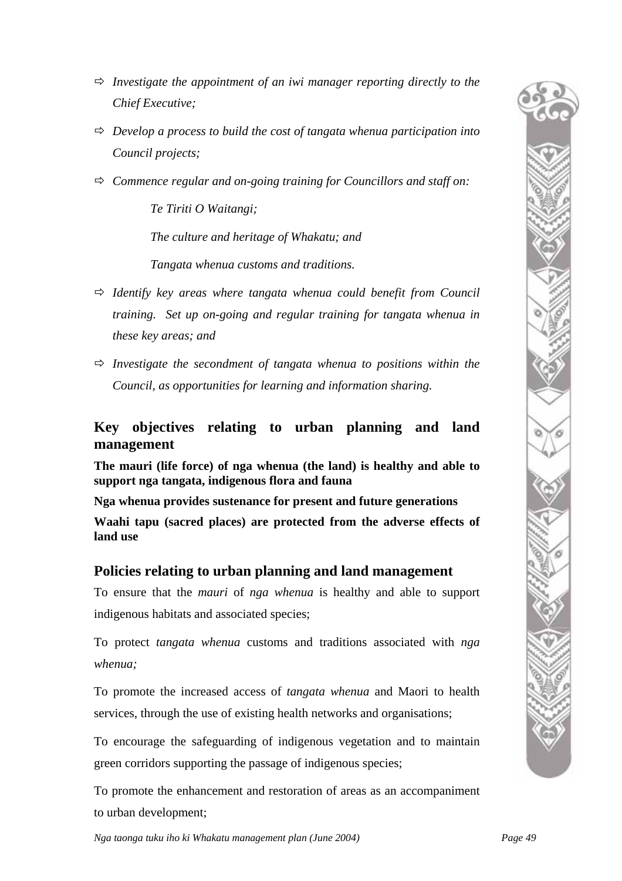- *Investigate the appointment of an iwi manager reporting directly to the Chief Executive;*
- *Develop a process to build the cost of tangata whenua participation into Council projects;*
- *Commence regular and on-going training for Councillors and staff on:*

  *Te Tiriti O Waitangi;*

  *The culture and heritage of Whakatu; and*

  *Tangata whenua customs and traditions.*
- *Identify key areas where tangata whenua could benefit from Council training. Set up on-going and regular training for tangata whenua in these key areas; and*
- *Investigate the secondment of tangata whenua to positions within the Council, as opportunities for learning and information sharing.*

## Key objectives relating to urban planning and land management

**The mauri (life force) of nga whenua (the land) is healthy and able to support nga tangata, indigenous flora and fauna**

**Nga whenua provides sustenance for present and future generations**

**Waahi tapu (sacred places) are protected from the adverse effects of land use**

## Policies relating to urban planning and land management

To ensure that the *mauri* of *nga whenua* is healthy and able to support indigenous habitats and associated species;

To protect *tangata whenua* customs and traditions associated with *nga whenua;*

To promote the increased access of *tangata whenua* and Maori to health services, through the use of existing health networks and organisations;

To encourage the safeguarding of indigenous vegetation and to maintain green corridors supporting the passage of indigenous species;

To promote the enhancement and restoration of areas as an accompaniment to urban development;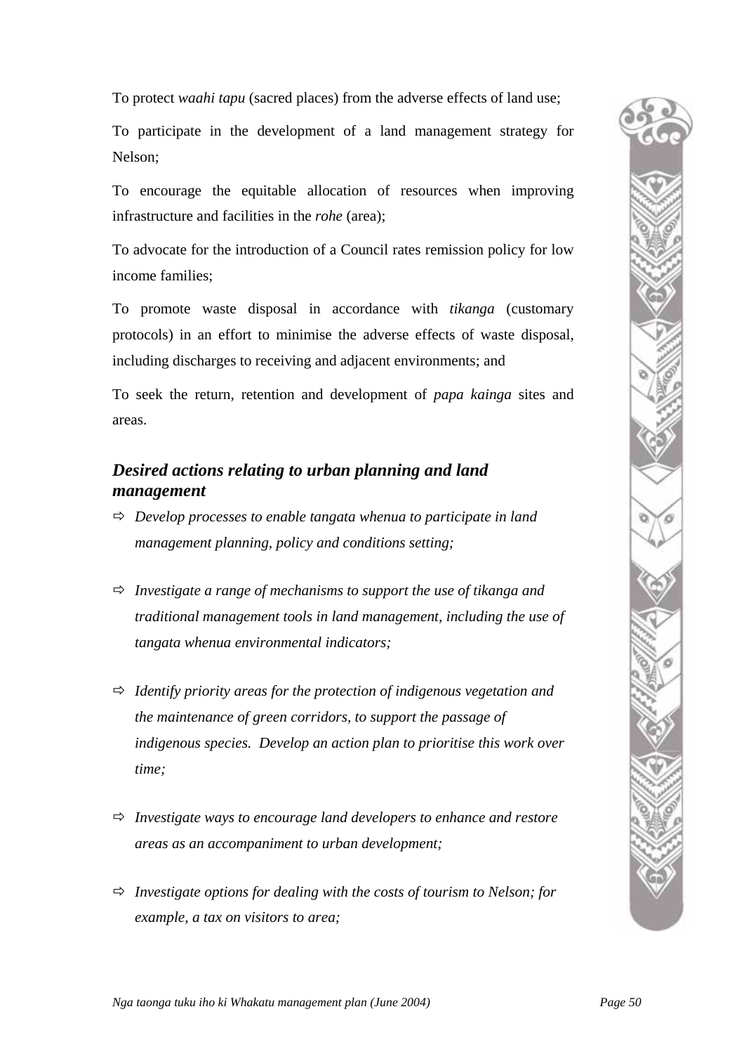To protect *waahi tapu* (sacred places) from the adverse effects of land use;

To participate in the development of a land management strategy for Nelson;

To encourage the equitable allocation of resources when improving infrastructure and facilities in the *rohe* (area);

To advocate for the introduction of a Council rates remission policy for low income families;

To promote waste disposal in accordance with *tikanga* (customary protocols) in an effort to minimise the adverse effects of waste disposal, including discharges to receiving and adjacent environments; and

To seek the return, retention and development of *papa kainga* sites and areas.

### *Desired actions relating to urban planning and land management*

- ⇨ *Develop processes to enable tangata whenua to participate in land management planning, policy and conditions setting;*
- ⇨ *Investigate a range of mechanisms to support the use of tikanga and traditional management tools in land management, including the use of tangata whenua environmental indicators;*
- ⇨ *Identify priority areas for the protection of indigenous vegetation and the maintenance of green corridors, to support the passage of indigenous species. Develop an action plan to prioritise this work over time;*
- ⇨ *Investigate ways to encourage land developers to enhance and restore areas as an accompaniment to urban development;*
- ⇨ *Investigate options for dealing with the costs of tourism to Nelson; for example, a tax on visitors to area;*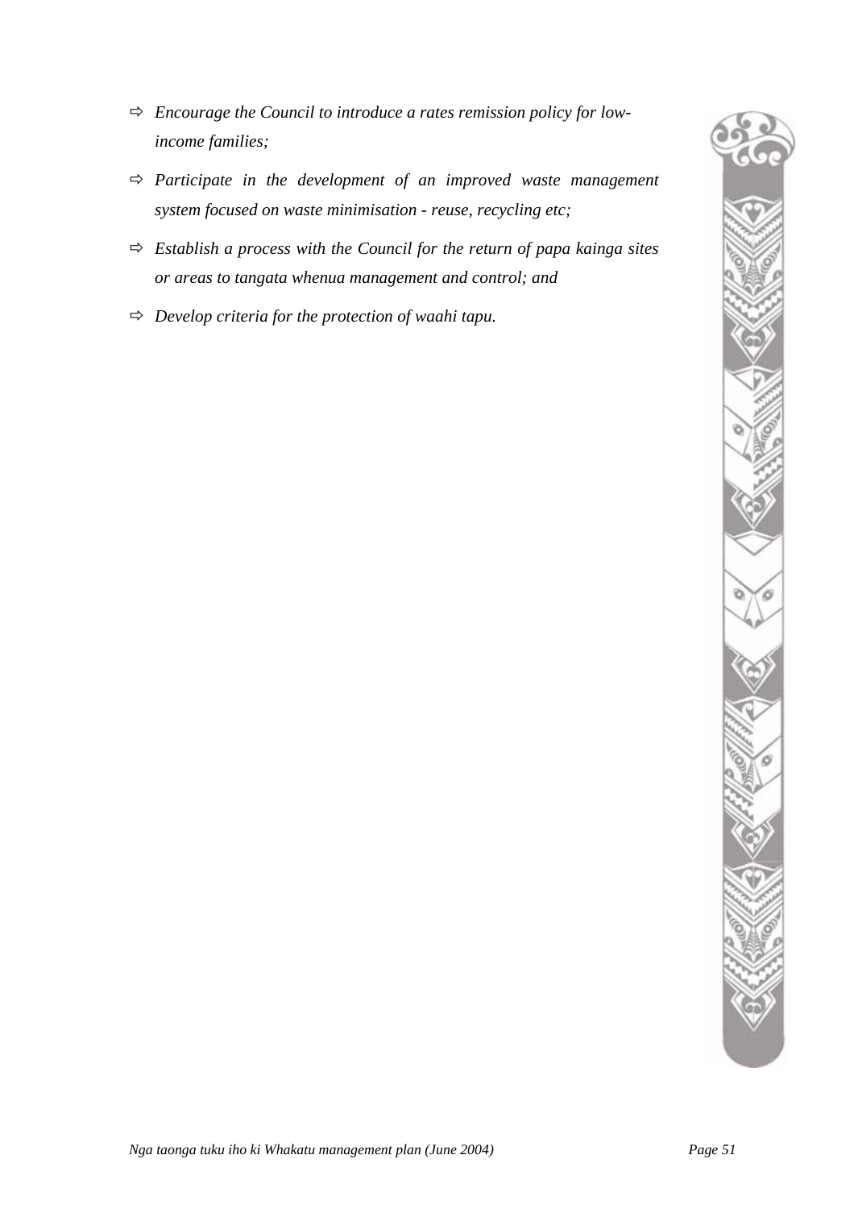- ⇨ *Encourage the Council to introduce a rates remission policy for low-income families;*
- ⇨ *Participate in the development of an improved waste management system focused on waste minimisation - reuse, recycling etc;*
- ⇨ *Establish a process with the Council for the return of papa kainga sites or areas to tangata whenua management and control; and*
- ⇨ *Develop criteria for the protection of waahi tapu.*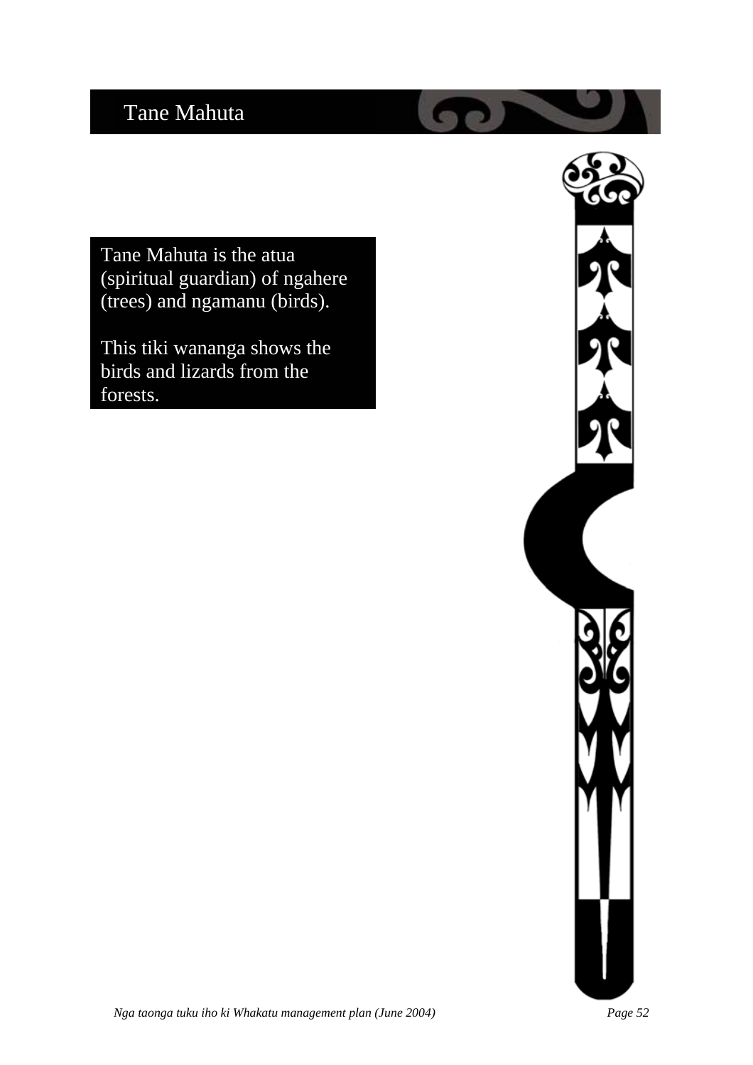# Tane Mahuta

Tane Mahuta is the atua (spiritual guardian) of ngahere (trees) and ngamanu (birds).

This tiki wananga shows the birds and lizards from the forests.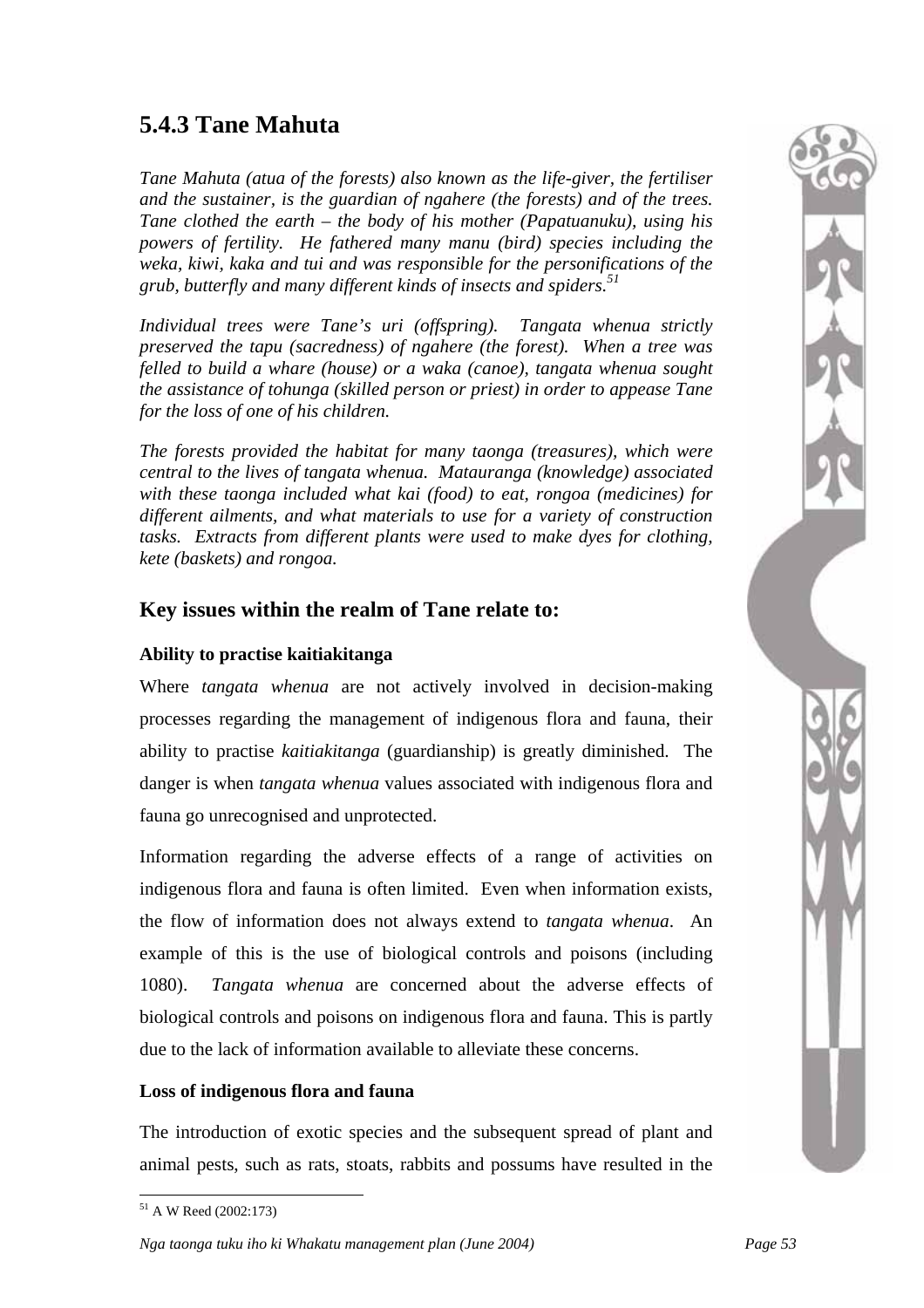## 5.4.3 Tane Mahuta

*Tane Mahuta (atua of the forests) also known as the life-giver, the fertiliser and the sustainer, is the guardian of ngahere (the forests) and of the trees. Tane clothed the earth – the body of his mother (Papatuanuku), using his powers of fertility. He fathered many manu (bird) species including the weka, kiwi, kaka and tui and was responsible for the personifications of the grub, butterfly and many different kinds of insects and spiders.*[51]

*Individual trees were Tane's uri (offspring). Tangata whenua strictly preserved the tapu (sacredness) of ngahere (the forest). When a tree was felled to build a whare (house) or a waka (canoe), tangata whenua sought the assistance of tohunga (skilled person or priest) in order to appease Tane for the loss of one of his children.*

*The forests provided the habitat for many taonga (treasures), which were central to the lives of tangata whenua. Matauranga (knowledge) associated with these taonga included what kai (food) to eat, rongoa (medicines) for different ailments, and what materials to use for a variety of construction tasks. Extracts from different plants were used to make dyes for clothing, kete (baskets) and rongoa.*

### Key issues within the realm of Tane relate to:

**Ability to practise kaitiakitanga**

Where *tangata whenua* are not actively involved in decision-making processes regarding the management of indigenous flora and fauna, their ability to practise *kaitiakitanga* (guardianship) is greatly diminished. The danger is when *tangata whenua* values associated with indigenous flora and fauna go unrecognised and unprotected.

Information regarding the adverse effects of a range of activities on indigenous flora and fauna is often limited. Even when information exists, the flow of information does not always extend to *tangata whenua*. An example of this is the use of biological controls and poisons (including 1080). *Tangata whenua* are concerned about the adverse effects of biological controls and poisons on indigenous flora and fauna. This is partly due to the lack of information available to alleviate these concerns.

**Loss of indigenous flora and fauna**

The introduction of exotic species and the subsequent spread of plant and animal pests, such as rats, stoats, rabbits and possums have resulted in the

[51] A W Reed (2002:173)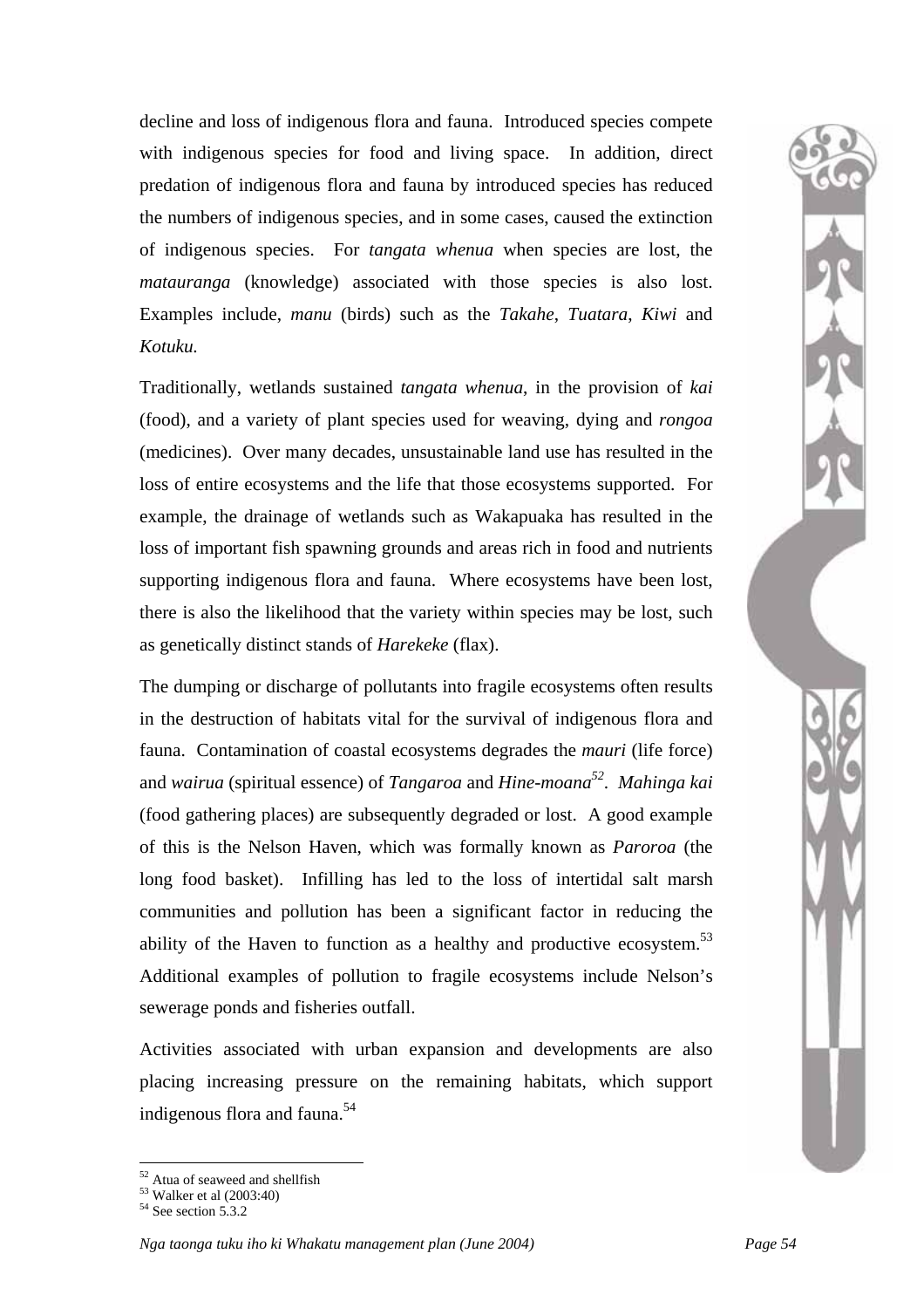decline and loss of indigenous flora and fauna. Introduced species compete with indigenous species for food and living space. In addition, direct predation of indigenous flora and fauna by introduced species has reduced the numbers of indigenous species, and in some cases, caused the extinction of indigenous species. For *tangata whenua* when species are lost, the *matauranga* (knowledge) associated with those species is also lost. Examples include, *manu* (birds) such as the *Takahe*, *Tuatara*, *Kiwi* and *Kotuku.*

Traditionally, wetlands sustained *tangata whenua*, in the provision of *kai* (food), and a variety of plant species used for weaving, dying and *rongoa* (medicines). Over many decades, unsustainable land use has resulted in the loss of entire ecosystems and the life that those ecosystems supported. For example, the drainage of wetlands such as Wakapuaka has resulted in the loss of important fish spawning grounds and areas rich in food and nutrients supporting indigenous flora and fauna. Where ecosystems have been lost, there is also the likelihood that the variety within species may be lost, such as genetically distinct stands of *Harekeke* (flax).

The dumping or discharge of pollutants into fragile ecosystems often results in the destruction of habitats vital for the survival of indigenous flora and fauna. Contamination of coastal ecosystems degrades the *mauri* (life force) and *wairua* (spiritual essence) of *Tangaroa* and *Hine-moana*[52]. *Mahinga kai* (food gathering places) are subsequently degraded or lost. A good example of this is the Nelson Haven, which was formally known as *Paroroa* (the long food basket). Infilling has led to the loss of intertidal salt marsh communities and pollution has been a significant factor in reducing the ability of the Haven to function as a healthy and productive ecosystem.[53] Additional examples of pollution to fragile ecosystems include Nelson's sewerage ponds and fisheries outfall.

Activities associated with urban expansion and developments are also placing increasing pressure on the remaining habitats, which support indigenous flora and fauna.[54]

---

[52] Atua of seaweed and shellfish
[53] Walker et al (2003:40)
[54] See section 5.3.2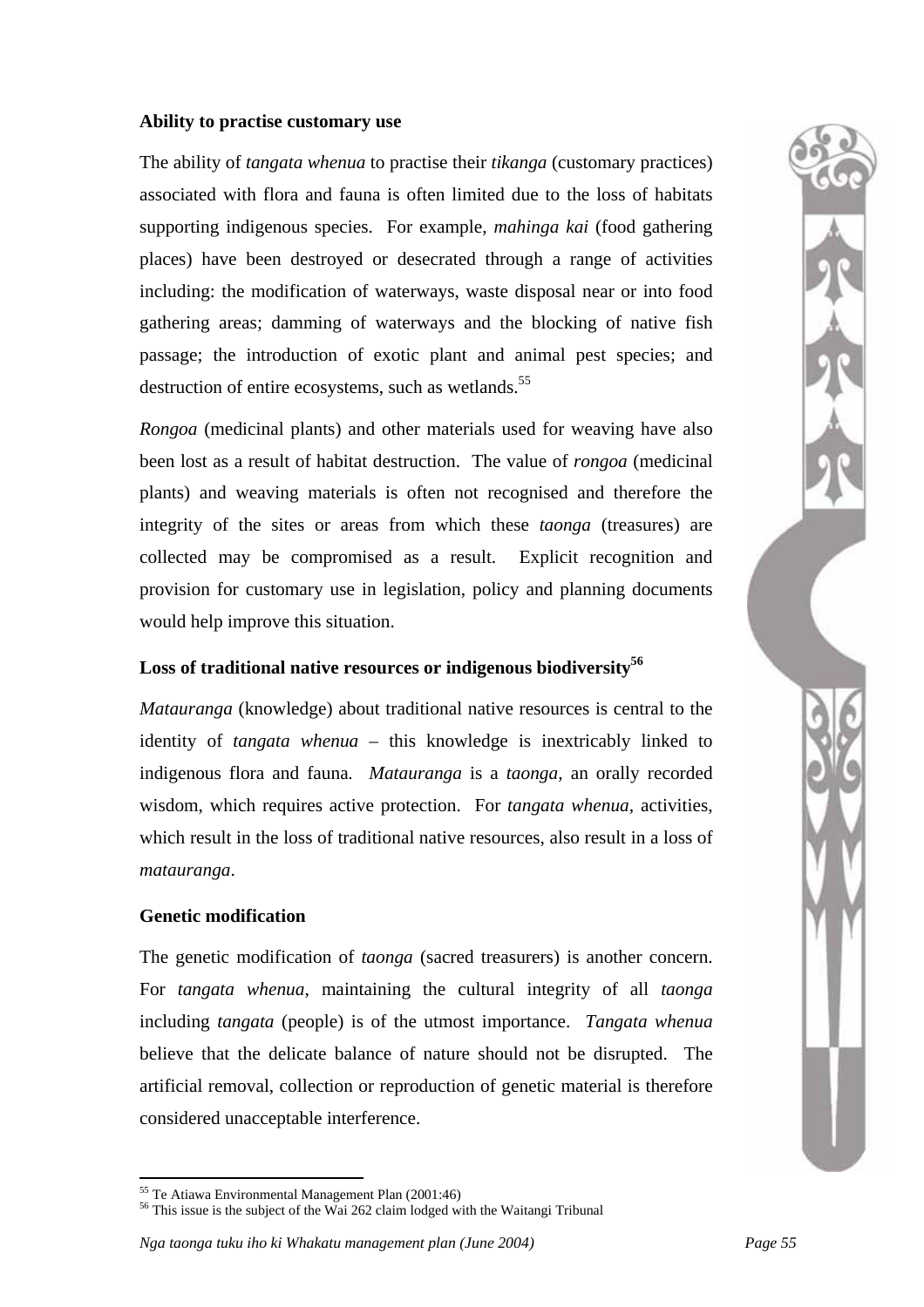### Ability to practise customary use

The ability of *tangata whenua* to practise their *tikanga* (customary practices) associated with flora and fauna is often limited due to the loss of habitats supporting indigenous species. For example, *mahinga kai* (food gathering places) have been destroyed or desecrated through a range of activities including: the modification of waterways, waste disposal near or into food gathering areas; damming of waterways and the blocking of native fish passage; the introduction of exotic plant and animal pest species; and destruction of entire ecosystems, such as wetlands.[55]

*Rongoa* (medicinal plants) and other materials used for weaving have also been lost as a result of habitat destruction. The value of *rongoa* (medicinal plants) and weaving materials is often not recognised and therefore the integrity of the sites or areas from which these *taonga* (treasures) are collected may be compromised as a result. Explicit recognition and provision for customary use in legislation, policy and planning documents would help improve this situation.

### Loss of traditional native resources or indigenous biodiversity[56]

*Matauranga* (knowledge) about traditional native resources is central to the identity of *tangata whenua* – this knowledge is inextricably linked to indigenous flora and fauna. *Matauranga* is a *taonga*, an orally recorded wisdom, which requires active protection. For *tangata whenua*, activities, which result in the loss of traditional native resources, also result in a loss of *matauranga*.

### Genetic modification

The genetic modification of *taonga* (sacred treasurers) is another concern. For *tangata whenua*, maintaining the cultural integrity of all *taonga* including *tangata* (people) is of the utmost importance. *Tangata whenua* believe that the delicate balance of nature should not be disrupted. The artificial removal, collection or reproduction of genetic material is therefore considered unacceptable interference.

---

[55] Te Atiawa Environmental Management Plan (2001:46)

[56] This issue is the subject of the Wai 262 claim lodged with the Waitangi Tribunal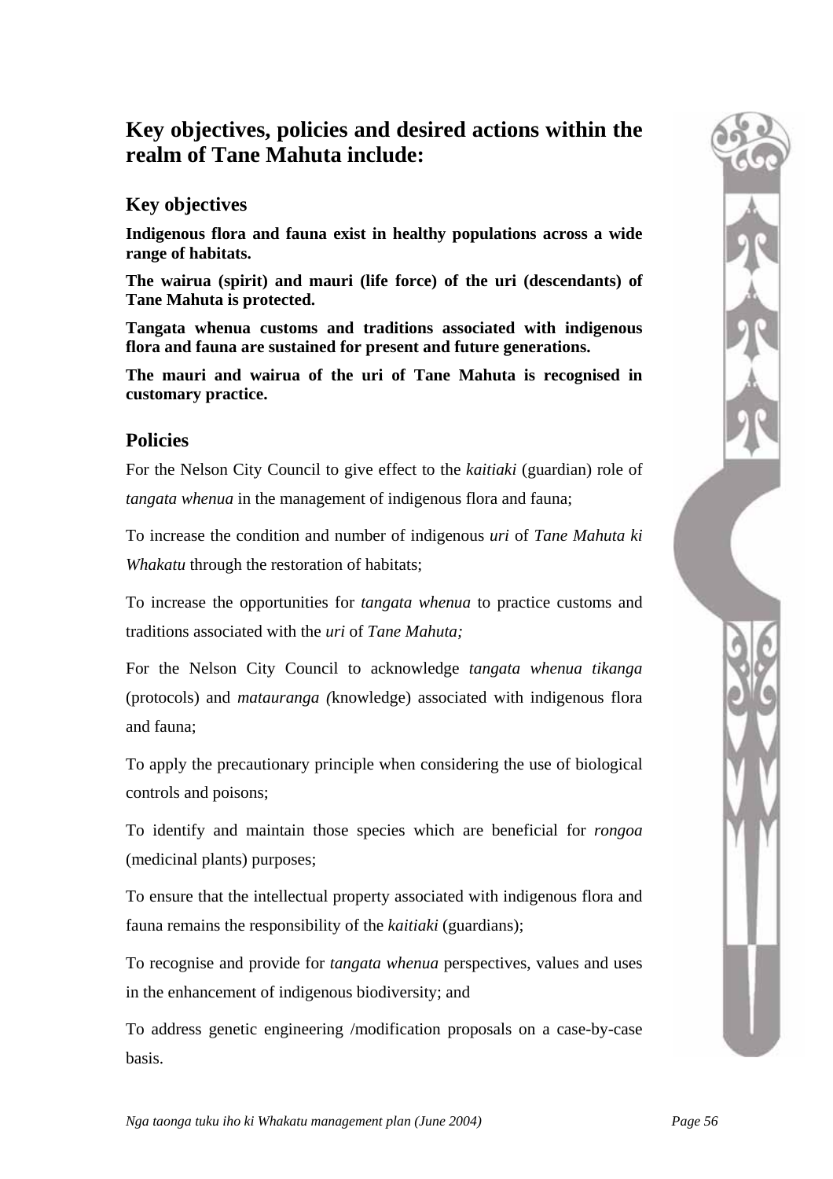## Key objectives, policies and desired actions within the realm of Tane Mahuta include:

### Key objectives

**Indigenous flora and fauna exist in healthy populations across a wide range of habitats.**

**The wairua (spirit) and mauri (life force) of the uri (descendants) of Tane Mahuta is protected.**

**Tangata whenua customs and traditions associated with indigenous flora and fauna are sustained for present and future generations.**

**The mauri and wairua of the uri of Tane Mahuta is recognised in customary practice.**

### Policies

For the Nelson City Council to give effect to the *kaitiaki* (guardian) role of *tangata whenua* in the management of indigenous flora and fauna;

To increase the condition and number of indigenous *uri* of *Tane Mahuta ki Whakatu* through the restoration of habitats;

To increase the opportunities for *tangata whenua* to practice customs and traditions associated with the *uri* of *Tane Mahuta;*

For the Nelson City Council to acknowledge *tangata whenua tikanga* (protocols) and *matauranga (*knowledge) associated with indigenous flora and fauna;

To apply the precautionary principle when considering the use of biological controls and poisons;

To identify and maintain those species which are beneficial for *rongoa* (medicinal plants) purposes;

To ensure that the intellectual property associated with indigenous flora and fauna remains the responsibility of the *kaitiaki* (guardians);

To recognise and provide for *tangata whenua* perspectives, values and uses in the enhancement of indigenous biodiversity; and

To address genetic engineering /modification proposals on a case-by-case basis.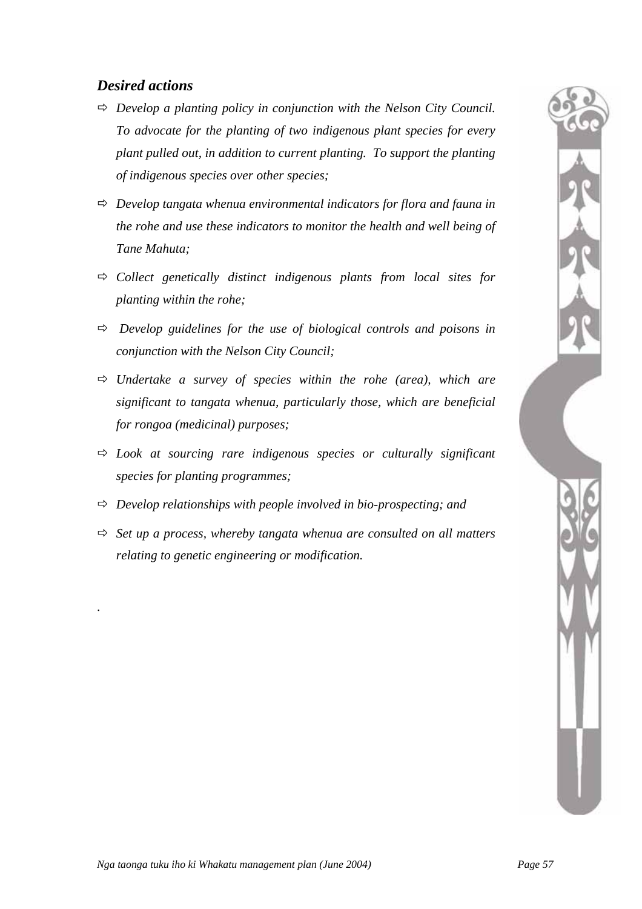### *Desired actions*

- *Develop a planting policy in conjunction with the Nelson City Council. To advocate for the planting of two indigenous plant species for every plant pulled out, in addition to current planting. To support the planting of indigenous species over other species;*
- *Develop tangata whenua environmental indicators for flora and fauna in the rohe and use these indicators to monitor the health and well being of Tane Mahuta;*
- *Collect genetically distinct indigenous plants from local sites for planting within the rohe;*
- *Develop guidelines for the use of biological controls and poisons in conjunction with the Nelson City Council;*
- *Undertake a survey of species within the rohe (area), which are significant to tangata whenua, particularly those, which are beneficial for rongoa (medicinal) purposes;*
- *Look at sourcing rare indigenous species or culturally significant species for planting programmes;*
- *Develop relationships with people involved in bio-prospecting; and*
- *Set up a process, whereby tangata whenua are consulted on all matters relating to genetic engineering or modification.*

.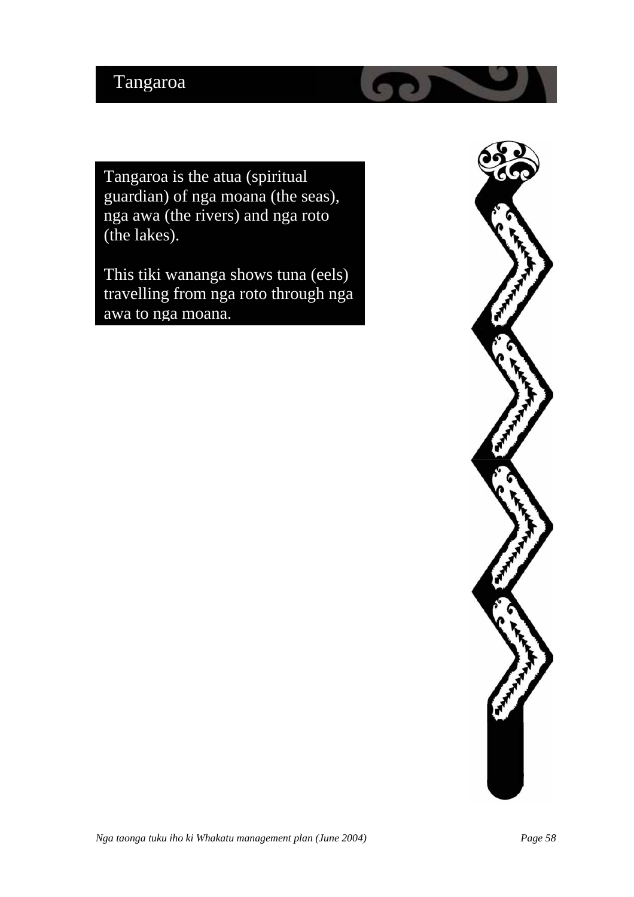# Tangaroa

Tangaroa is the atua (spiritual guardian) of nga moana (the seas), nga awa (the rivers) and nga roto (the lakes).

This tiki wananga shows tuna (eels) travelling from nga roto through nga awa to nga moana.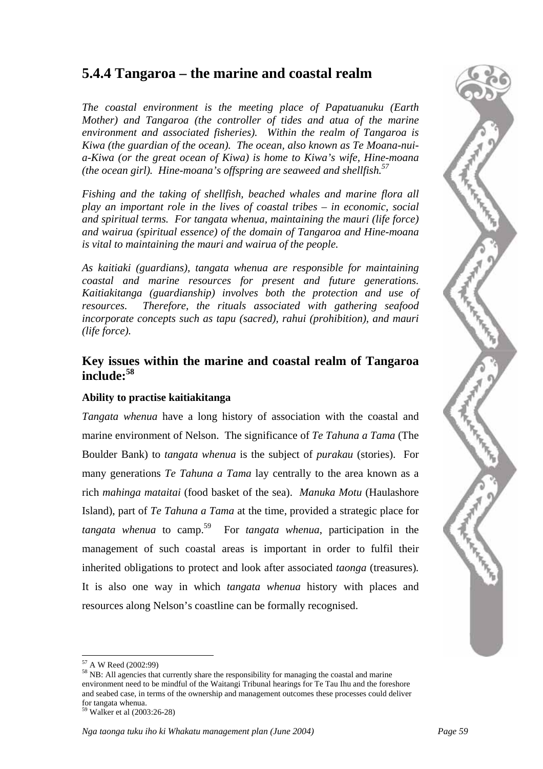## 5.4.4 Tangaroa – the marine and coastal realm

*The coastal environment is the meeting place of Papatuanuku (Earth Mother) and Tangaroa (the controller of tides and atua of the marine environment and associated fisheries). Within the realm of Tangaroa is Kiwa (the guardian of the ocean). The ocean, also known as Te Moana-nui-a-Kiwa (or the great ocean of Kiwa) is home to Kiwa's wife, Hine-moana (the ocean girl). Hine-moana's offspring are seaweed and shellfish.*[57]

*Fishing and the taking of shellfish, beached whales and marine flora all play an important role in the lives of coastal tribes – in economic, social and spiritual terms. For tangata whenua, maintaining the mauri (life force) and wairua (spiritual essence) of the domain of Tangaroa and Hine-moana is vital to maintaining the mauri and wairua of the people.*

*As kaitiaki (guardians), tangata whenua are responsible for maintaining coastal and marine resources for present and future generations. Kaitiakitanga (guardianship) involves both the protection and use of resources. Therefore, the rituals associated with gathering seafood incorporate concepts such as tapu (sacred), rahui (prohibition), and mauri (life force).*

### Key issues within the marine and coastal realm of Tangaroa include:[58]

**Ability to practise kaitiakitanga**

*Tangata whenua* have a long history of association with the coastal and marine environment of Nelson. The significance of *Te Tahuna a Tama* (The Boulder Bank) to *tangata whenua* is the subject of *purakau* (stories). For many generations *Te Tahuna a Tama* lay centrally to the area known as a rich *mahinga mataitai* (food basket of the sea). *Manuka Motu* (Haulashore Island), part of *Te Tahuna a Tama* at the time, provided a strategic place for *tangata whenua* to camp.[59] For *tangata whenua*, participation in the management of such coastal areas is important in order to fulfil their inherited obligations to protect and look after associated *taonga* (treasures). It is also one way in which *tangata whenua* history with places and resources along Nelson's coastline can be formally recognised.

---

[57] A W Reed (2002:99)

[58] NB: All agencies that currently share the responsibility for managing the coastal and marine environment need to be mindful of the Waitangi Tribunal hearings for Te Tau Ihu and the foreshore and seabed case, in terms of the ownership and management outcomes these processes could deliver for tangata whenua.

[59] Walker et al (2003:26-28)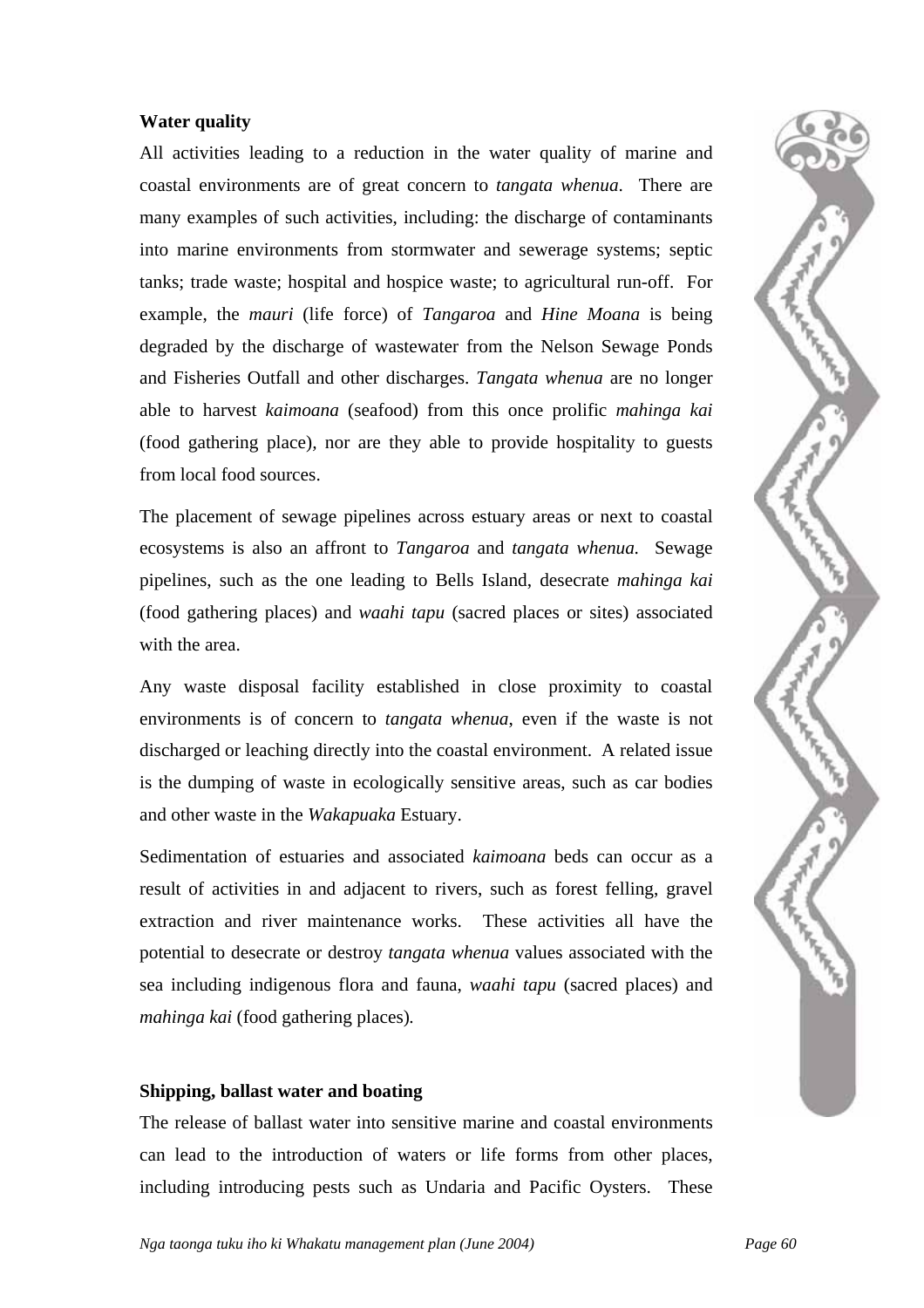**Water quality**

All activities leading to a reduction in the water quality of marine and coastal environments are of great concern to *tangata whenua*. There are many examples of such activities, including: the discharge of contaminants into marine environments from stormwater and sewerage systems; septic tanks; trade waste; hospital and hospice waste; to agricultural run-off. For example, the *mauri* (life force) of *Tangaroa* and *Hine Moana* is being degraded by the discharge of wastewater from the Nelson Sewage Ponds and Fisheries Outfall and other discharges. *Tangata whenua* are no longer able to harvest *kaimoana* (seafood) from this once prolific *mahinga kai* (food gathering place), nor are they able to provide hospitality to guests from local food sources.

The placement of sewage pipelines across estuary areas or next to coastal ecosystems is also an affront to *Tangaroa* and *tangata whenua*. Sewage pipelines, such as the one leading to Bells Island, desecrate *mahinga kai* (food gathering places) and *waahi tapu* (sacred places or sites) associated with the area.

Any waste disposal facility established in close proximity to coastal environments is of concern to *tangata whenua*, even if the waste is not discharged or leaching directly into the coastal environment. A related issue is the dumping of waste in ecologically sensitive areas, such as car bodies and other waste in the *Wakapuaka* Estuary.

Sedimentation of estuaries and associated *kaimoana* beds can occur as a result of activities in and adjacent to rivers, such as forest felling, gravel extraction and river maintenance works. These activities all have the potential to desecrate or destroy *tangata whenua* values associated with the sea including indigenous flora and fauna, *waahi tapu* (sacred places) and *mahinga kai* (food gathering places).

**Shipping, ballast water and boating**

The release of ballast water into sensitive marine and coastal environments can lead to the introduction of waters or life forms from other places, including introducing pests such as Undaria and Pacific Oysters. These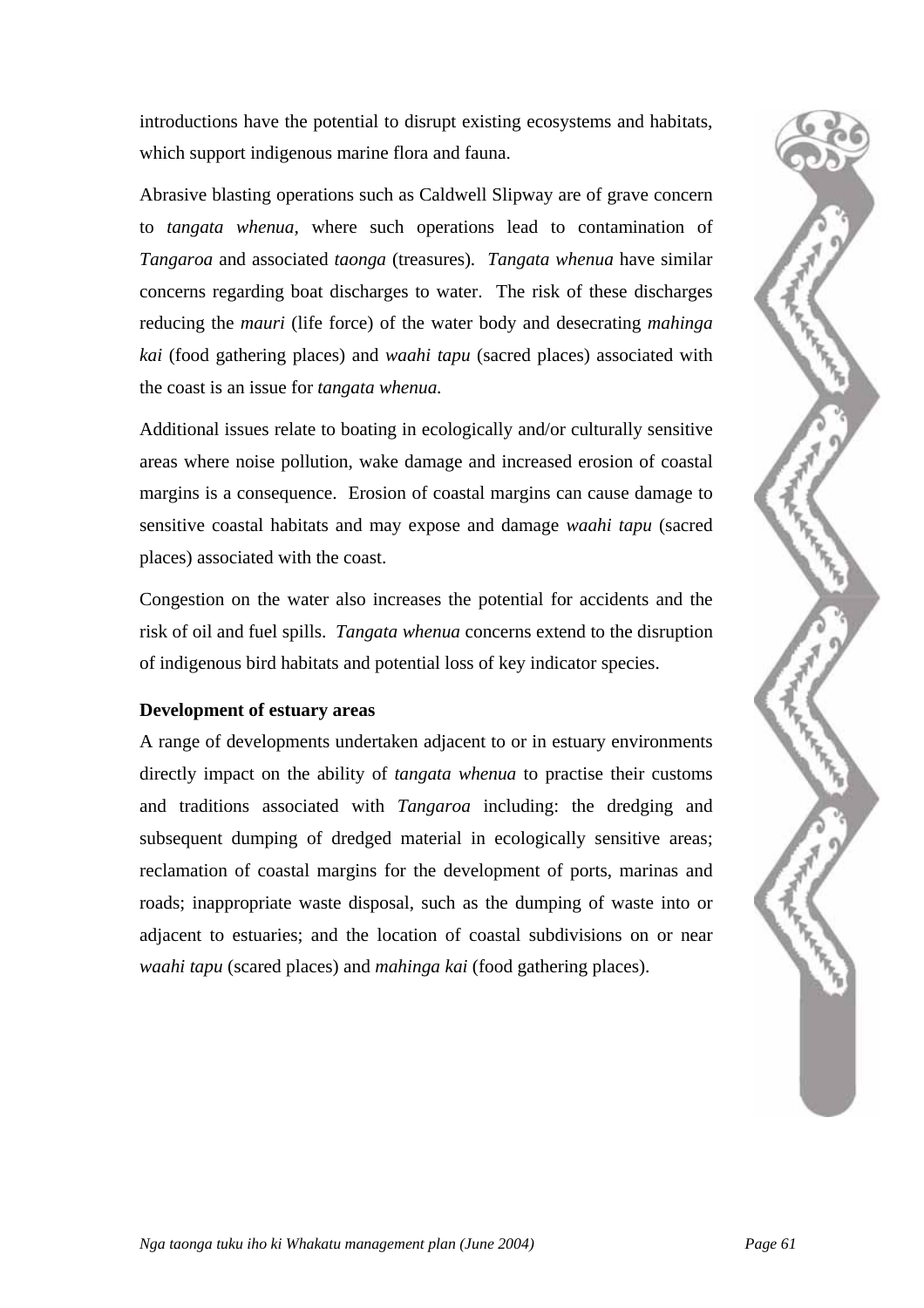introductions have the potential to disrupt existing ecosystems and habitats, which support indigenous marine flora and fauna.

Abrasive blasting operations such as Caldwell Slipway are of grave concern to *tangata whenua*, where such operations lead to contamination of *Tangaroa* and associated *taonga* (treasures). *Tangata whenua* have similar concerns regarding boat discharges to water. The risk of these discharges reducing the *mauri* (life force) of the water body and desecrating *mahinga kai* (food gathering places) and *waahi tapu* (sacred places) associated with the coast is an issue for *tangata whenua.*

Additional issues relate to boating in ecologically and/or culturally sensitive areas where noise pollution, wake damage and increased erosion of coastal margins is a consequence. Erosion of coastal margins can cause damage to sensitive coastal habitats and may expose and damage *waahi tapu* (sacred places) associated with the coast.

Congestion on the water also increases the potential for accidents and the risk of oil and fuel spills. *Tangata whenua* concerns extend to the disruption of indigenous bird habitats and potential loss of key indicator species.

**Development of estuary areas**

A range of developments undertaken adjacent to or in estuary environments directly impact on the ability of *tangata whenua* to practise their customs and traditions associated with *Tangaroa* including: the dredging and subsequent dumping of dredged material in ecologically sensitive areas; reclamation of coastal margins for the development of ports, marinas and roads; inappropriate waste disposal, such as the dumping of waste into or adjacent to estuaries; and the location of coastal subdivisions on or near *waahi tapu* (scared places) and *mahinga kai* (food gathering places).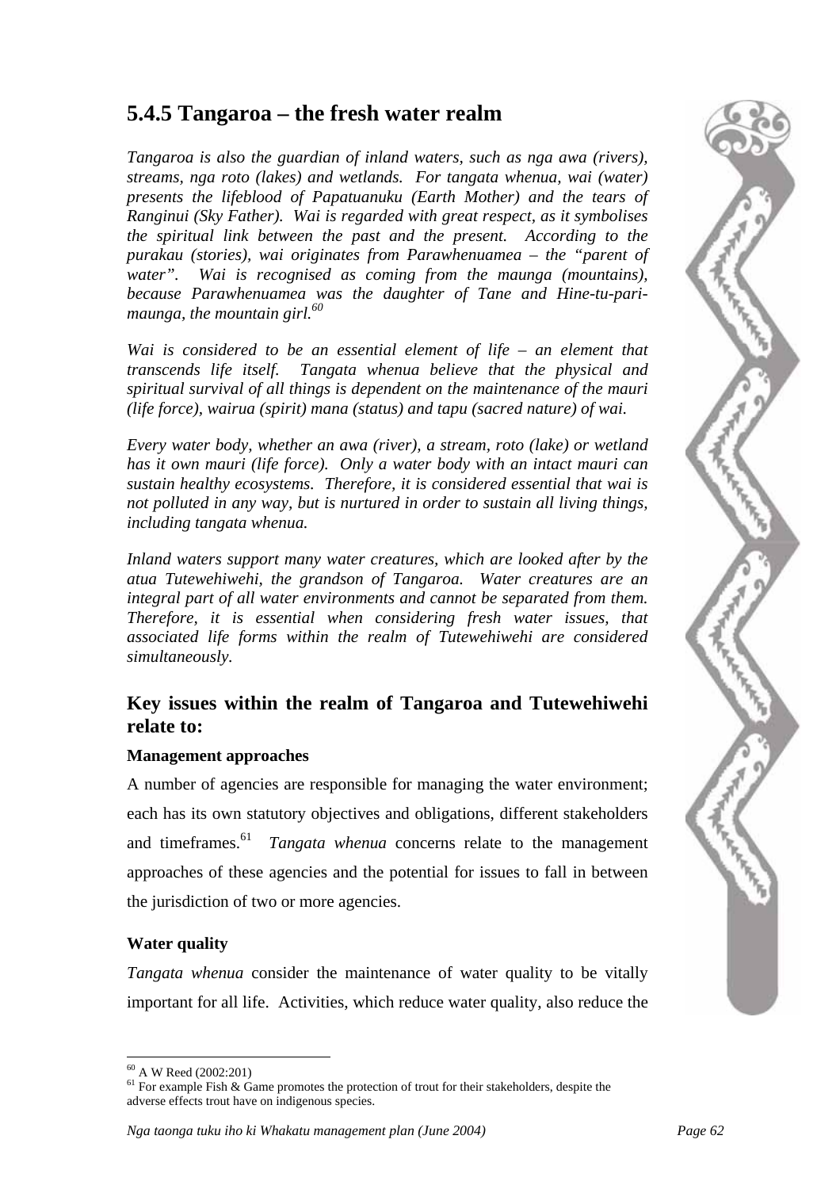## 5.4.5 Tangaroa – the fresh water realm

*Tangaroa is also the guardian of inland waters, such as nga awa (rivers), streams, nga roto (lakes) and wetlands. For tangata whenua, wai (water) presents the lifeblood of Papatuanuku (Earth Mother) and the tears of Ranginui (Sky Father). Wai is regarded with great respect, as it symbolises the spiritual link between the past and the present. According to the purakau (stories), wai originates from Parawhenuamea – the "parent of water". Wai is recognised as coming from the maunga (mountains), because Parawhenuamea was the daughter of Tane and Hine-tu-pari-maunga, the mountain girl.*[60]

*Wai is considered to be an essential element of life – an element that transcends life itself. Tangata whenua believe that the physical and spiritual survival of all things is dependent on the maintenance of the mauri (life force), wairua (spirit) mana (status) and tapu (sacred nature) of wai.*

*Every water body, whether an awa (river), a stream, roto (lake) or wetland has it own mauri (life force). Only a water body with an intact mauri can sustain healthy ecosystems. Therefore, it is considered essential that wai is not polluted in any way, but is nurtured in order to sustain all living things, including tangata whenua.*

*Inland waters support many water creatures, which are looked after by the atua Tutewehiwehi, the grandson of Tangaroa. Water creatures are an integral part of all water environments and cannot be separated from them. Therefore, it is essential when considering fresh water issues, that associated life forms within the realm of Tutewehiwehi are considered simultaneously.*

### Key issues within the realm of Tangaroa and Tutewehiwehi relate to:

**Management approaches**

A number of agencies are responsible for managing the water environment; each has its own statutory objectives and obligations, different stakeholders and timeframes.[61] *Tangata whenua* concerns relate to the management approaches of these agencies and the potential for issues to fall in between the jurisdiction of two or more agencies.

**Water quality**

*Tangata whenua* consider the maintenance of water quality to be vitally important for all life. Activities, which reduce water quality, also reduce the

---

[60] A W Reed (2002:201)

[61] For example Fish & Game promotes the protection of trout for their stakeholders, despite the adverse effects trout have on indigenous species.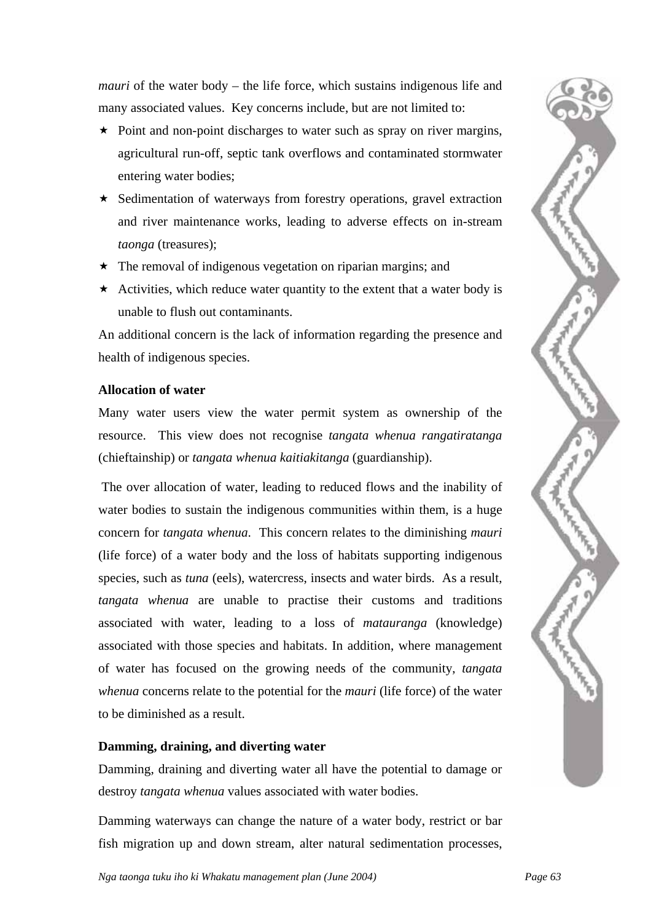*mauri* of the water body – the life force, which sustains indigenous life and many associated values. Key concerns include, but are not limited to:

- Point and non-point discharges to water such as spray on river margins, agricultural run-off, septic tank overflows and contaminated stormwater entering water bodies;
- Sedimentation of waterways from forestry operations, gravel extraction and river maintenance works, leading to adverse effects on in-stream *taonga* (treasures);
- The removal of indigenous vegetation on riparian margins; and
- Activities, which reduce water quantity to the extent that a water body is unable to flush out contaminants.

An additional concern is the lack of information regarding the presence and health of indigenous species.

**Allocation of water**

Many water users view the water permit system as ownership of the resource. This view does not recognise *tangata whenua rangatiratanga* (chieftainship) or *tangata whenua kaitiakitanga* (guardianship).

The over allocation of water, leading to reduced flows and the inability of water bodies to sustain the indigenous communities within them, is a huge concern for *tangata whenua*. This concern relates to the diminishing *mauri* (life force) of a water body and the loss of habitats supporting indigenous species, such as *tuna* (eels), watercress, insects and water birds. As a result, *tangata whenua* are unable to practise their customs and traditions associated with water, leading to a loss of *matauranga* (knowledge) associated with those species and habitats. In addition, where management of water has focused on the growing needs of the community, *tangata whenua* concerns relate to the potential for the *mauri* (life force) of the water to be diminished as a result.

**Damming, draining, and diverting water**

Damming, draining and diverting water all have the potential to damage or destroy *tangata whenua* values associated with water bodies.

Damming waterways can change the nature of a water body, restrict or bar fish migration up and down stream, alter natural sedimentation processes,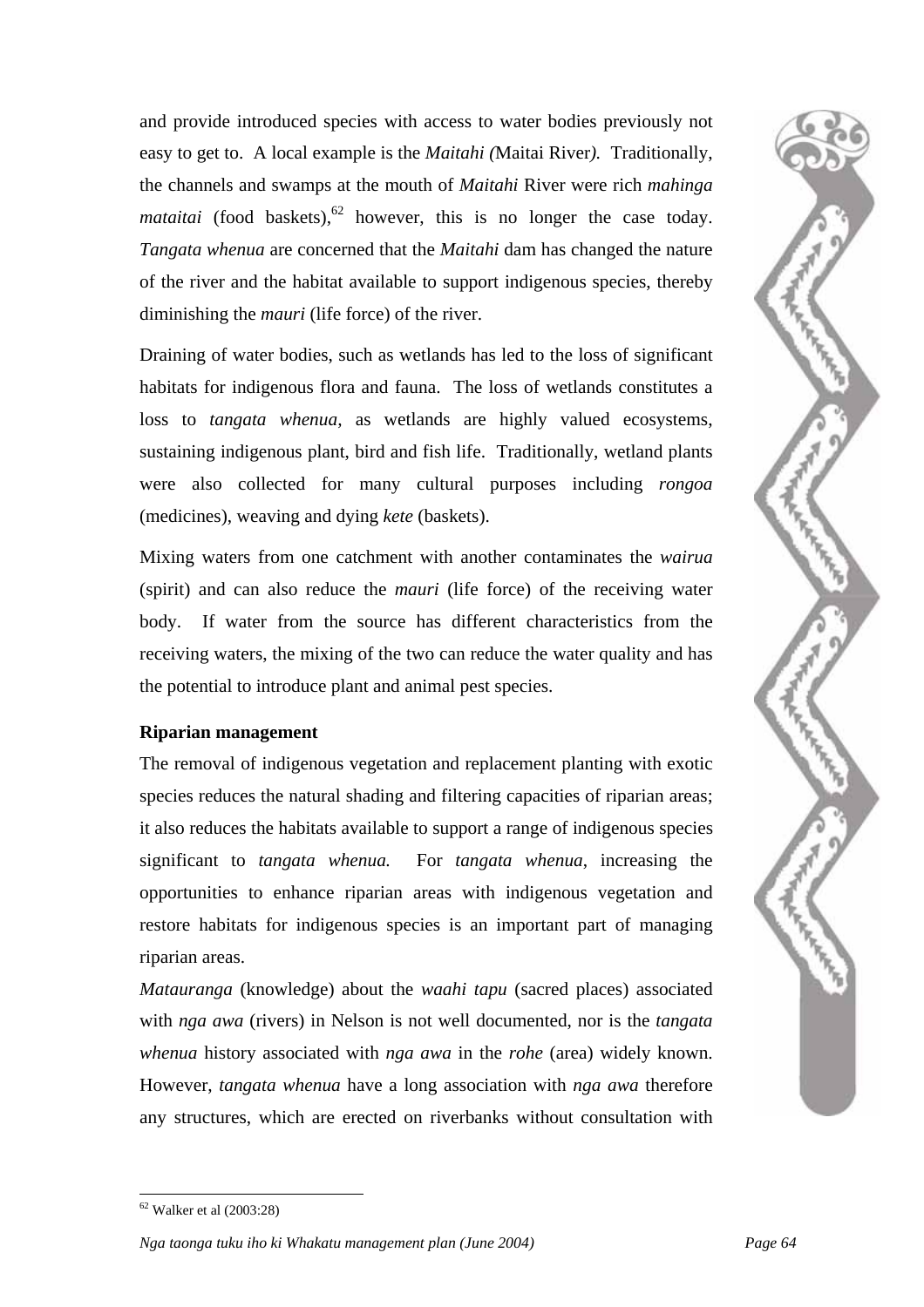and provide introduced species with access to water bodies previously not easy to get to. A local example is the *Maitahi (*Maitai River*).* Traditionally, the channels and swamps at the mouth of *Maitahi* River were rich *mahinga mataitai* (food baskets),[62] however, this is no longer the case today. *Tangata whenua* are concerned that the *Maitahi* dam has changed the nature of the river and the habitat available to support indigenous species, thereby diminishing the *mauri* (life force) of the river.

Draining of water bodies, such as wetlands has led to the loss of significant habitats for indigenous flora and fauna. The loss of wetlands constitutes a loss to *tangata whenua*, as wetlands are highly valued ecosystems, sustaining indigenous plant, bird and fish life. Traditionally, wetland plants were also collected for many cultural purposes including *rongoa* (medicines), weaving and dying *kete* (baskets).

Mixing waters from one catchment with another contaminates the *wairua* (spirit) and can also reduce the *mauri* (life force) of the receiving water body. If water from the source has different characteristics from the receiving waters, the mixing of the two can reduce the water quality and has the potential to introduce plant and animal pest species.

**Riparian management**

The removal of indigenous vegetation and replacement planting with exotic species reduces the natural shading and filtering capacities of riparian areas; it also reduces the habitats available to support a range of indigenous species significant to *tangata whenua.* For *tangata whenua*, increasing the opportunities to enhance riparian areas with indigenous vegetation and restore habitats for indigenous species is an important part of managing riparian areas.

*Matauranga* (knowledge) about the *waahi tapu* (sacred places) associated with *nga awa* (rivers) in Nelson is not well documented, nor is the *tangata whenua* history associated with *nga awa* in the *rohe* (area) widely known. However, *tangata whenua* have a long association with *nga awa* therefore any structures, which are erected on riverbanks without consultation with

[62] Walker et al (2003:28)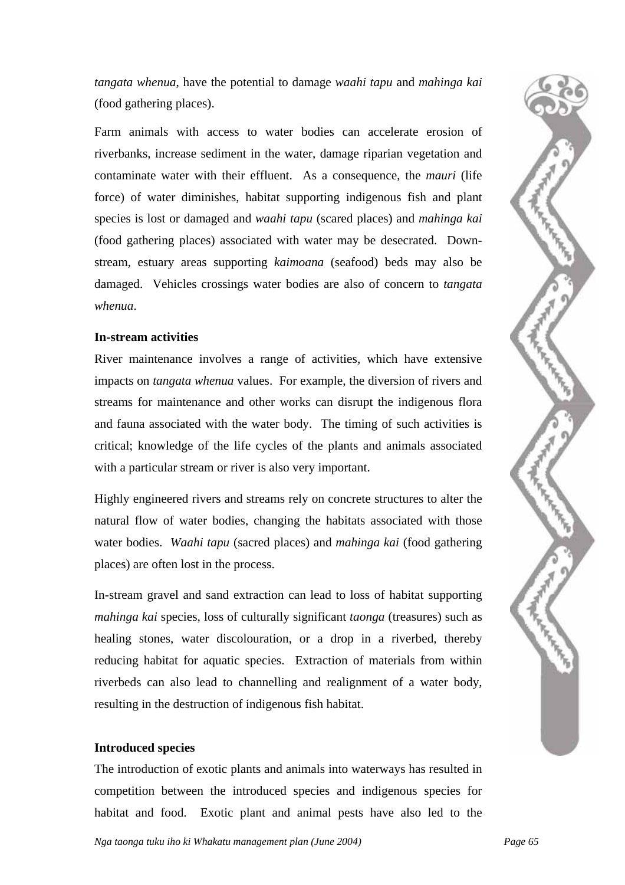*tangata whenua*, have the potential to damage *waahi tapu* and *mahinga kai* (food gathering places).

Farm animals with access to water bodies can accelerate erosion of riverbanks, increase sediment in the water, damage riparian vegetation and contaminate water with their effluent. As a consequence, the *mauri* (life force) of water diminishes, habitat supporting indigenous fish and plant species is lost or damaged and *waahi tapu* (scared places) and *mahinga kai* (food gathering places) associated with water may be desecrated. Down-stream, estuary areas supporting *kaimoana* (seafood) beds may also be damaged. Vehicles crossings water bodies are also of concern to *tangata whenua*.

**In-stream activities**

River maintenance involves a range of activities, which have extensive impacts on *tangata whenua* values. For example, the diversion of rivers and streams for maintenance and other works can disrupt the indigenous flora and fauna associated with the water body. The timing of such activities is critical; knowledge of the life cycles of the plants and animals associated with a particular stream or river is also very important.

Highly engineered rivers and streams rely on concrete structures to alter the natural flow of water bodies, changing the habitats associated with those water bodies. *Waahi tapu* (sacred places) and *mahinga kai* (food gathering places) are often lost in the process.

In-stream gravel and sand extraction can lead to loss of habitat supporting *mahinga kai* species, loss of culturally significant *taonga* (treasures) such as healing stones, water discolouration, or a drop in a riverbed, thereby reducing habitat for aquatic species. Extraction of materials from within riverbeds can also lead to channelling and realignment of a water body, resulting in the destruction of indigenous fish habitat.

**Introduced species**

The introduction of exotic plants and animals into waterways has resulted in competition between the introduced species and indigenous species for habitat and food. Exotic plant and animal pests have also led to the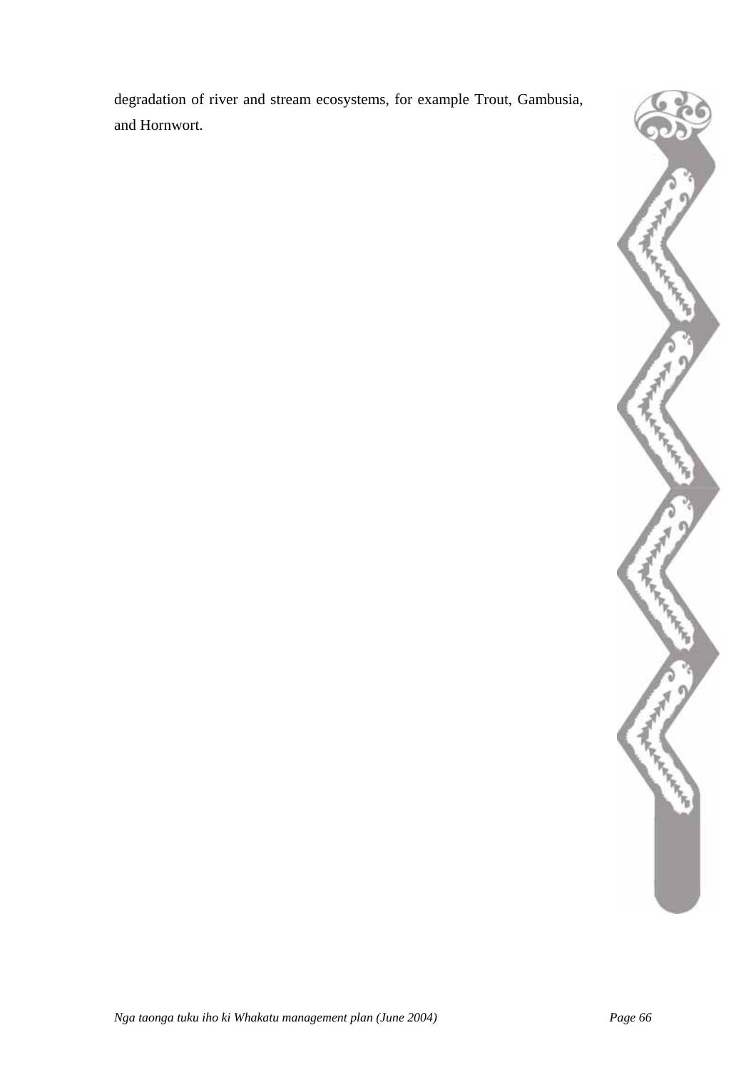degradation of river and stream ecosystems, for example Trout, Gambusia, and Hornwort.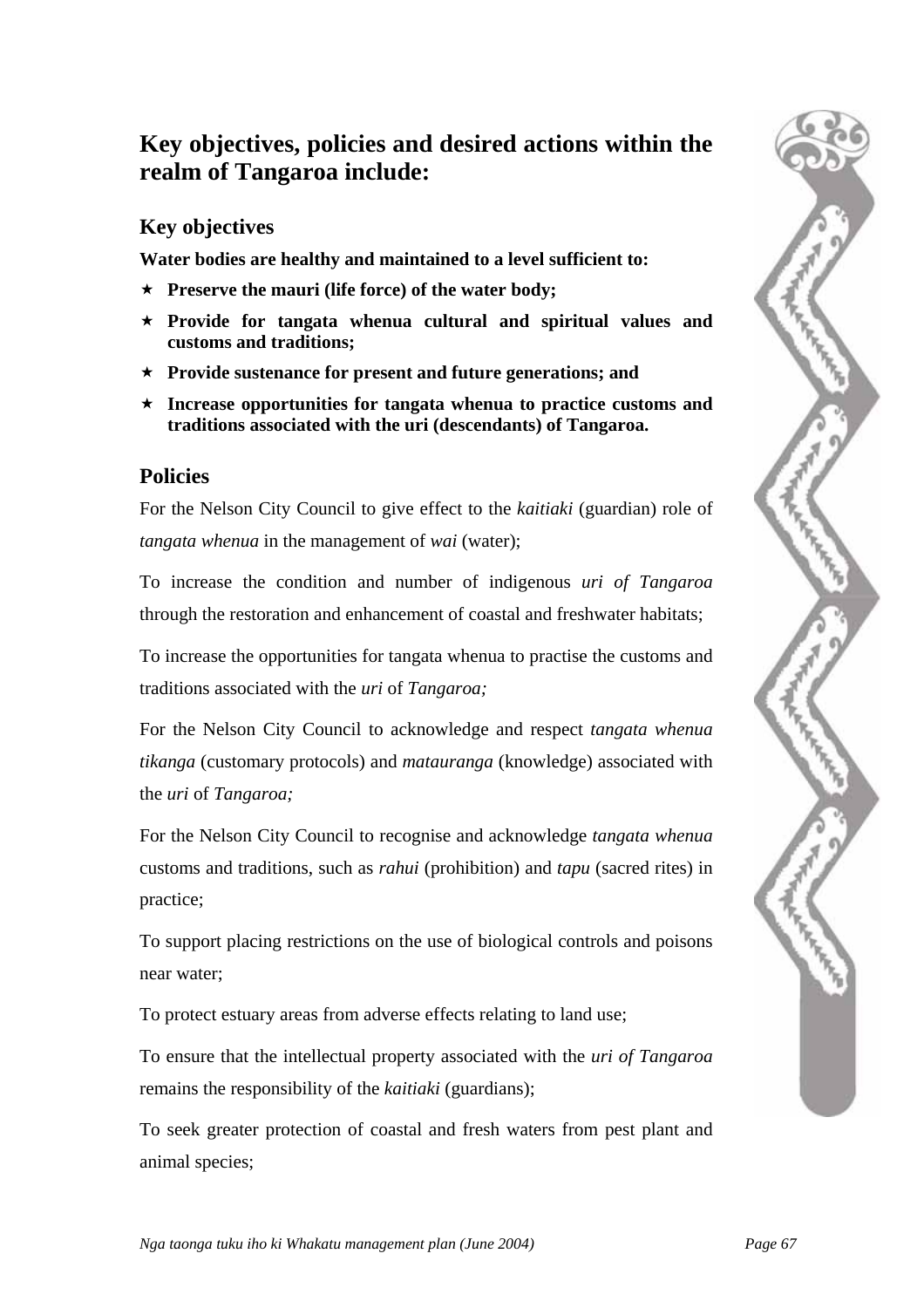## Key objectives, policies and desired actions within the realm of Tangaroa include:

### Key objectives

**Water bodies are healthy and maintained to a level sufficient to:**

- **Preserve the mauri (life force) of the water body;**
- **Provide for tangata whenua cultural and spiritual values and customs and traditions;**
- **Provide sustenance for present and future generations; and**
- **Increase opportunities for tangata whenua to practice customs and traditions associated with the uri (descendants) of Tangaroa.**

### Policies

For the Nelson City Council to give effect to the *kaitiaki* (guardian) role of *tangata whenua* in the management of *wai* (water);

To increase the condition and number of indigenous *uri of Tangaroa* through the restoration and enhancement of coastal and freshwater habitats;

To increase the opportunities for tangata whenua to practise the customs and traditions associated with the *uri* of *Tangaroa;*

For the Nelson City Council to acknowledge and respect *tangata whenua tikanga* (customary protocols) and *matauranga* (knowledge) associated with the *uri* of *Tangaroa;*

For the Nelson City Council to recognise and acknowledge *tangata whenua* customs and traditions, such as *rahui* (prohibition) and *tapu* (sacred rites) in practice;

To support placing restrictions on the use of biological controls and poisons near water;

To protect estuary areas from adverse effects relating to land use;

To ensure that the intellectual property associated with the *uri of Tangaroa* remains the responsibility of the *kaitiaki* (guardians);

To seek greater protection of coastal and fresh waters from pest plant and animal species;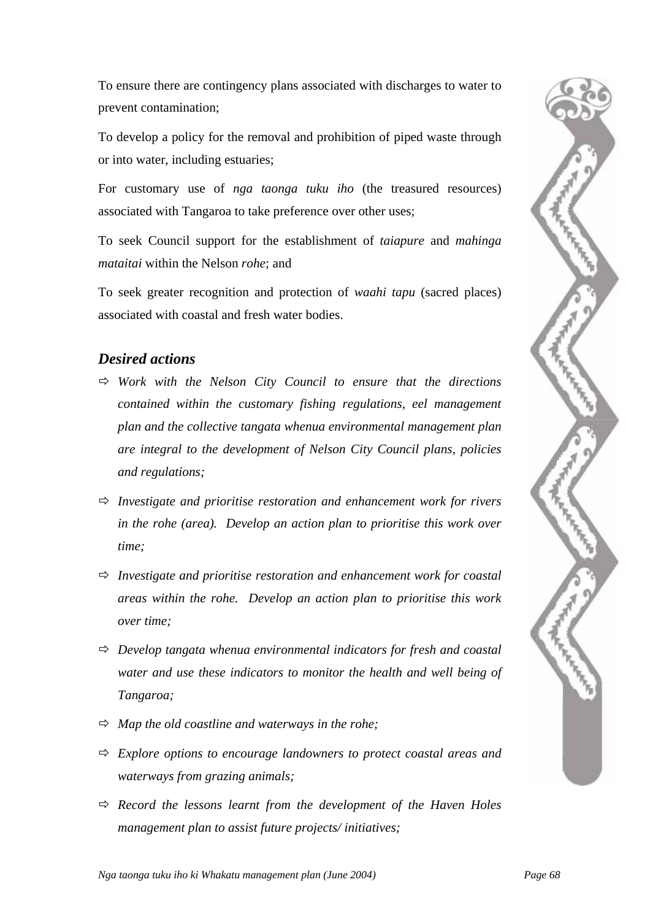To ensure there are contingency plans associated with discharges to water to prevent contamination;

To develop a policy for the removal and prohibition of piped waste through or into water, including estuaries;

For customary use of *nga taonga tuku iho* (the treasured resources) associated with Tangaroa to take preference over other uses;

To seek Council support for the establishment of *taiapure* and *mahinga mataitai* within the Nelson *rohe*; and

To seek greater recognition and protection of *waahi tapu* (sacred places) associated with coastal and fresh water bodies.

### *Desired actions*

- ⇨ *Work with the Nelson City Council to ensure that the directions contained within the customary fishing regulations, eel management plan and the collective tangata whenua environmental management plan are integral to the development of Nelson City Council plans, policies and regulations;*
- ⇨ *Investigate and prioritise restoration and enhancement work for rivers in the rohe (area). Develop an action plan to prioritise this work over time;*
- ⇨ *Investigate and prioritise restoration and enhancement work for coastal areas within the rohe. Develop an action plan to prioritise this work over time;*
- ⇨ *Develop tangata whenua environmental indicators for fresh and coastal water and use these indicators to monitor the health and well being of Tangaroa;*
- ⇨ *Map the old coastline and waterways in the rohe;*
- ⇨ *Explore options to encourage landowners to protect coastal areas and waterways from grazing animals;*
- ⇨ *Record the lessons learnt from the development of the Haven Holes management plan to assist future projects/ initiatives;*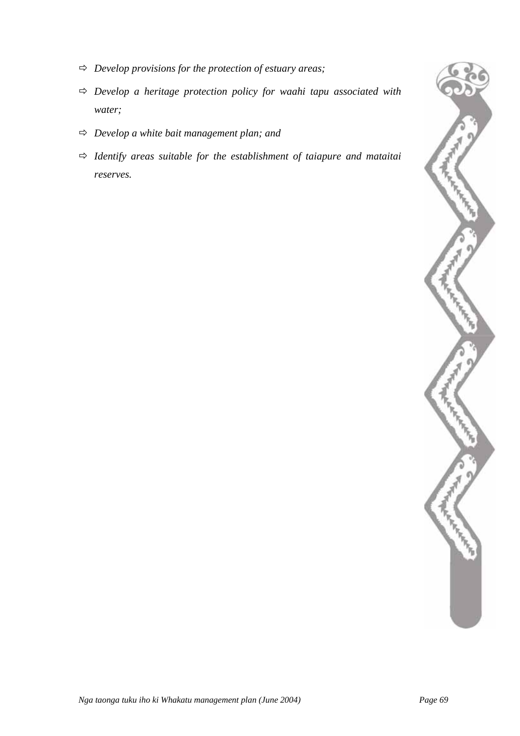- *Develop provisions for the protection of estuary areas;*
- *Develop a heritage protection policy for waahi tapu associated with water;*
- *Develop a white bait management plan; and*
- *Identify areas suitable for the establishment of taiapure and mataitai reserves.*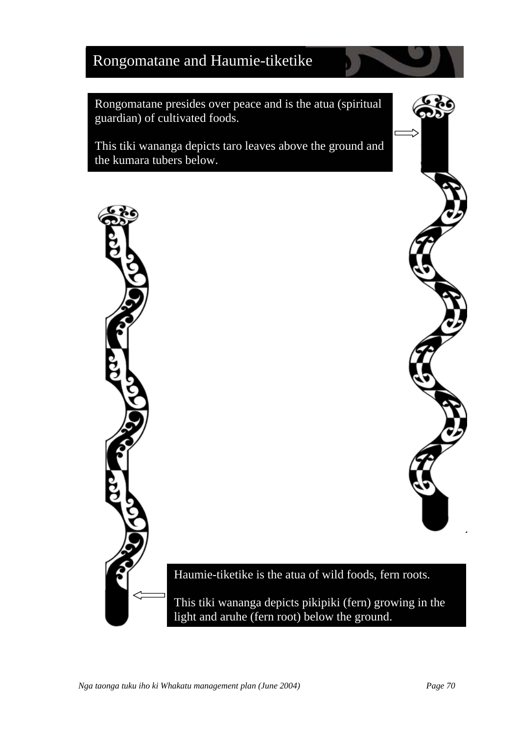# Rongomatane and Haumie-tiketike

Rongomatane presides over peace and is the atua (spiritual guardian) of cultivated foods.

This tiki wananga depicts taro leaves above the ground and the kumara tubers below.

Haumie-tiketike is the atua of wild foods, fern roots.

This tiki wananga depicts pikipiki (fern) growing in the light and aruhe (fern root) below the ground.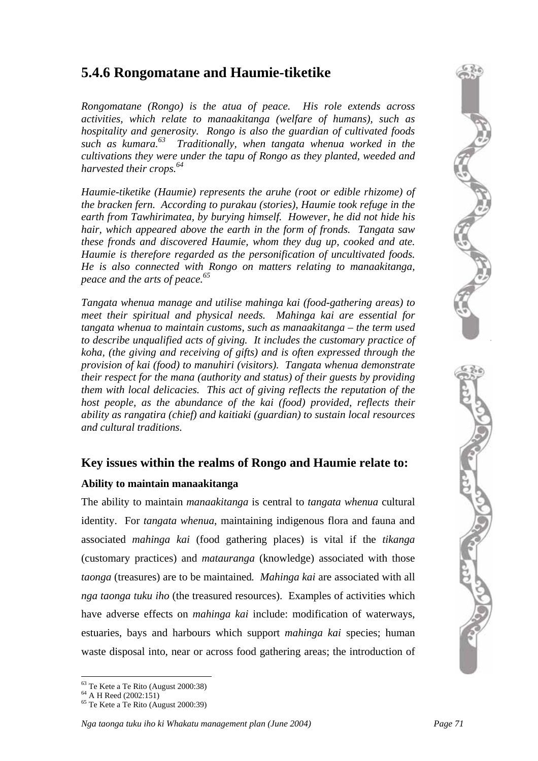## 5.4.6 Rongomatane and Haumie-tiketike

*Rongomatane (Rongo) is the atua of peace. His role extends across activities, which relate to manaakitanga (welfare of humans), such as hospitality and generosity. Rongo is also the guardian of cultivated foods such as kumara.*[63] *Traditionally, when tangata whenua worked in the cultivations they were under the tapu of Rongo as they planted, weeded and harvested their crops.*[64]

*Haumie-tiketike (Haumie) represents the aruhe (root or edible rhizome) of the bracken fern. According to purakau (stories), Haumie took refuge in the earth from Tawhirimatea, by burying himself. However, he did not hide his hair, which appeared above the earth in the form of fronds. Tangata saw these fronds and discovered Haumie, whom they dug up, cooked and ate. Haumie is therefore regarded as the personification of uncultivated foods. He is also connected with Rongo on matters relating to manaakitanga, peace and the arts of peace.*[65]

*Tangata whenua manage and utilise mahinga kai (food-gathering areas) to meet their spiritual and physical needs. Mahinga kai are essential for tangata whenua to maintain customs, such as manaakitanga – the term used to describe unqualified acts of giving. It includes the customary practice of koha, (the giving and receiving of gifts) and is often expressed through the provision of kai (food) to manuhiri (visitors). Tangata whenua demonstrate their respect for the mana (authority and status) of their guests by providing them with local delicacies. This act of giving reflects the reputation of the host people, as the abundance of the kai (food) provided, reflects their ability as rangatira (chief) and kaitiaki (guardian) to sustain local resources and cultural traditions.*

### Key issues within the realms of Rongo and Haumie relate to:

**Ability to maintain manaakitanga**

The ability to maintain *manaakitanga* is central to *tangata whenua* cultural identity. For *tangata whenua*, maintaining indigenous flora and fauna and associated *mahinga kai* (food gathering places) is vital if the *tikanga* (customary practices) and *matauranga* (knowledge) associated with those *taonga* (treasures) are to be maintained. *Mahinga kai* are associated with all *nga taonga tuku iho* (the treasured resources). Examples of activities which have adverse effects on *mahinga kai* include: modification of waterways, estuaries, bays and harbours which support *mahinga kai* species; human waste disposal into, near or across food gathering areas; the introduction of

---

[63] Te Kete a Te Rito (August 2000:38)
[64] A H Reed (2002:151)
[65] Te Kete a Te Rito (August 2000:39)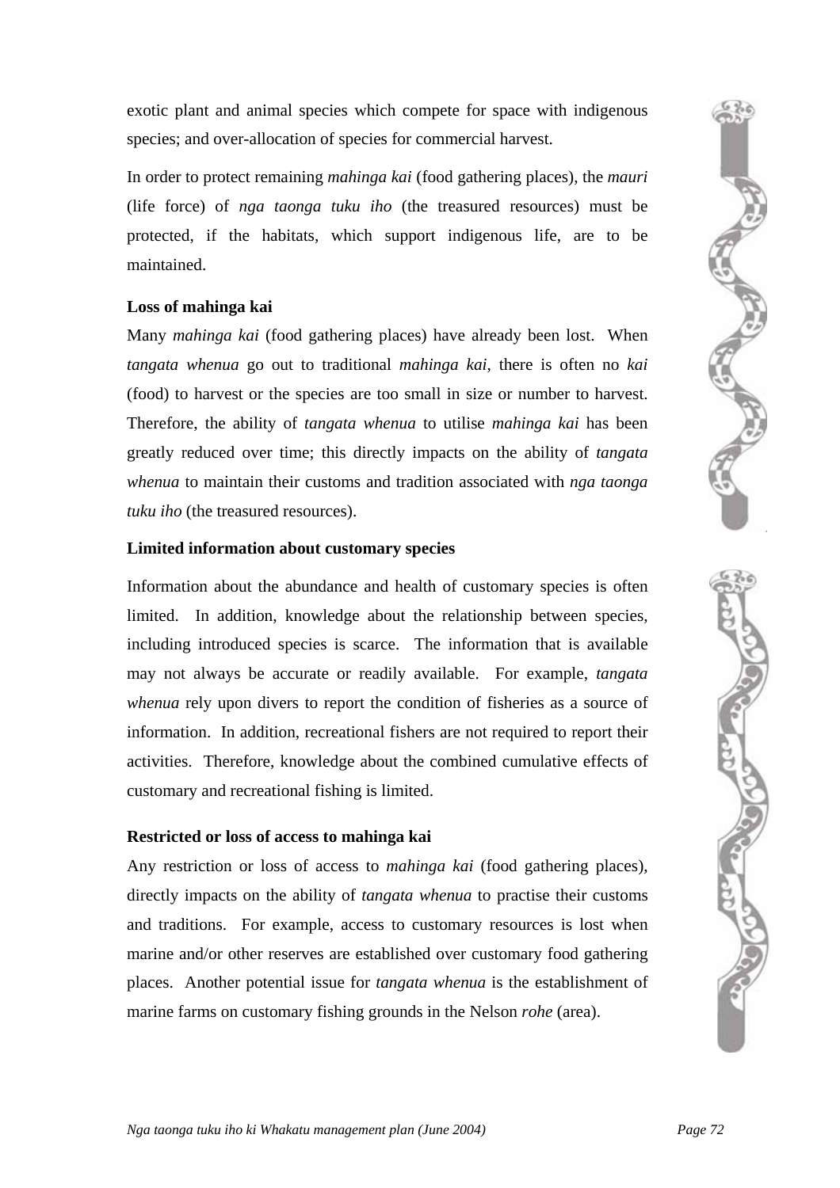exotic plant and animal species which compete for space with indigenous species; and over-allocation of species for commercial harvest.

In order to protect remaining *mahinga kai* (food gathering places), the *mauri* (life force) of *nga taonga tuku iho* (the treasured resources) must be protected, if the habitats, which support indigenous life, are to be maintained.

**Loss of mahinga kai**

Many *mahinga kai* (food gathering places) have already been lost. When *tangata whenua* go out to traditional *mahinga kai*, there is often no *kai* (food) to harvest or the species are too small in size or number to harvest. Therefore, the ability of *tangata whenua* to utilise *mahinga kai* has been greatly reduced over time; this directly impacts on the ability of *tangata whenua* to maintain their customs and tradition associated with *nga taonga tuku iho* (the treasured resources).

**Limited information about customary species**

Information about the abundance and health of customary species is often limited. In addition, knowledge about the relationship between species, including introduced species is scarce. The information that is available may not always be accurate or readily available. For example, *tangata whenua* rely upon divers to report the condition of fisheries as a source of information. In addition, recreational fishers are not required to report their activities. Therefore, knowledge about the combined cumulative effects of customary and recreational fishing is limited.

**Restricted or loss of access to mahinga kai**

Any restriction or loss of access to *mahinga kai* (food gathering places), directly impacts on the ability of *tangata whenua* to practise their customs and traditions. For example, access to customary resources is lost when marine and/or other reserves are established over customary food gathering places. Another potential issue for *tangata whenua* is the establishment of marine farms on customary fishing grounds in the Nelson *rohe* (area).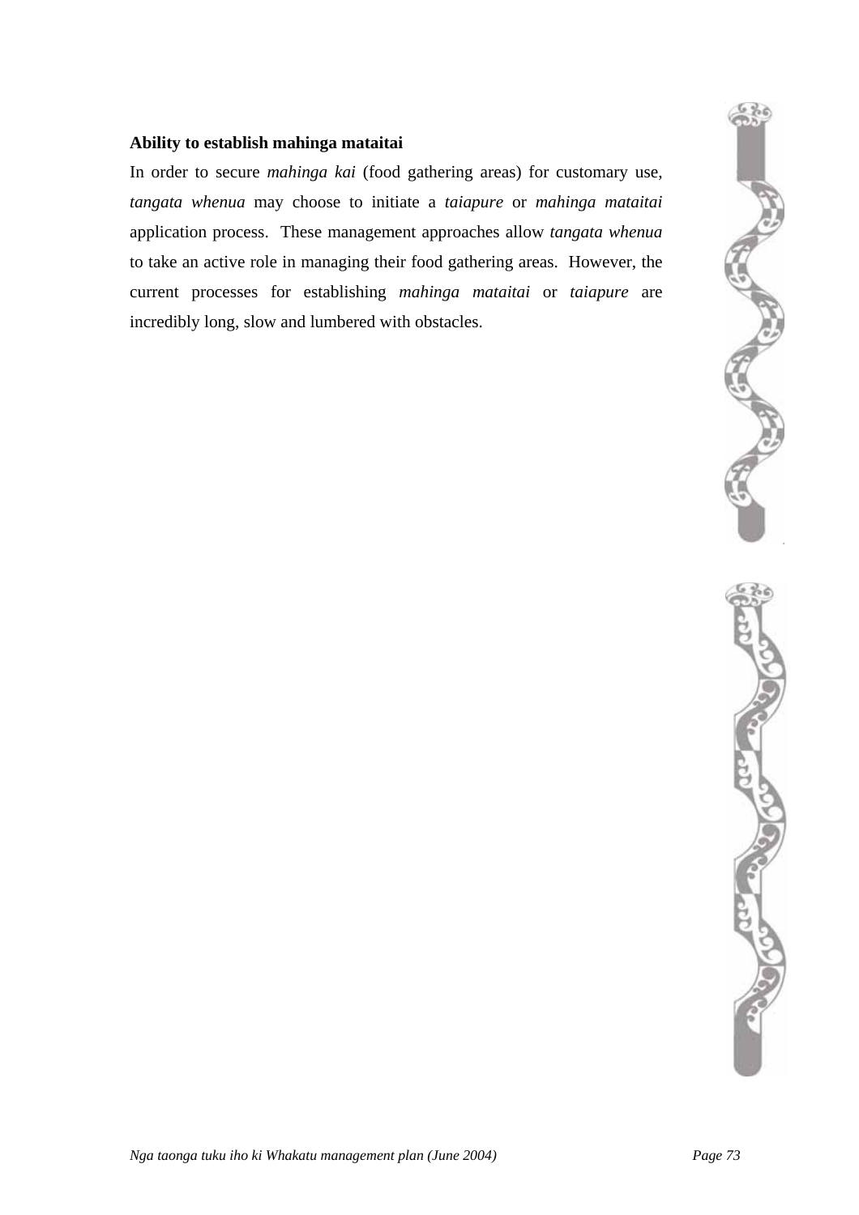**Ability to establish mahinga mataitai**

In order to secure *mahinga kai* (food gathering areas) for customary use, *tangata whenua* may choose to initiate a *taiapure* or *mahinga mataitai* application process. These management approaches allow *tangata whenua* to take an active role in managing their food gathering areas. However, the current processes for establishing *mahinga mataitai* or *taiapure* are incredibly long, slow and lumbered with obstacles.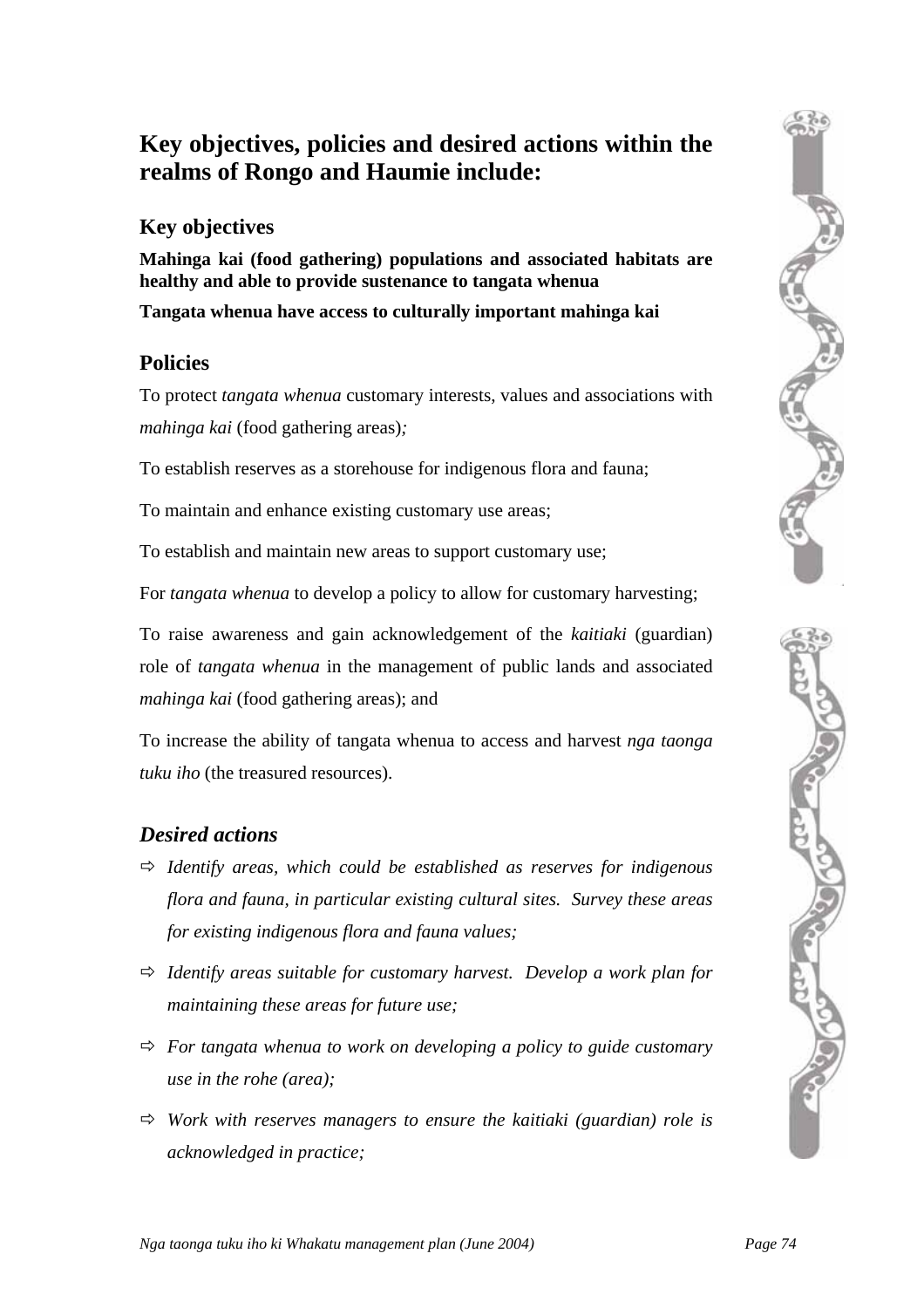## Key objectives, policies and desired actions within the realms of Rongo and Haumie include:

### Key objectives

**Mahinga kai (food gathering) populations and associated habitats are healthy and able to provide sustenance to tangata whenua**

**Tangata whenua have access to culturally important mahinga kai**

### Policies

To protect *tangata whenua* customary interests, values and associations with *mahinga kai* (food gathering areas)*;*

To establish reserves as a storehouse for indigenous flora and fauna;

To maintain and enhance existing customary use areas;

To establish and maintain new areas to support customary use;

For *tangata whenua* to develop a policy to allow for customary harvesting;

To raise awareness and gain acknowledgement of the *kaitiaki* (guardian) role of *tangata whenua* in the management of public lands and associated *mahinga kai* (food gathering areas); and

To increase the ability of tangata whenua to access and harvest *nga taonga tuku iho* (the treasured resources).

### *Desired actions*

- ⇨ *Identify areas, which could be established as reserves for indigenous flora and fauna, in particular existing cultural sites. Survey these areas for existing indigenous flora and fauna values;*
- ⇨ *Identify areas suitable for customary harvest. Develop a work plan for maintaining these areas for future use;*
- ⇨ *For tangata whenua to work on developing a policy to guide customary use in the rohe (area);*
- ⇨ *Work with reserves managers to ensure the kaitiaki (guardian) role is acknowledged in practice;*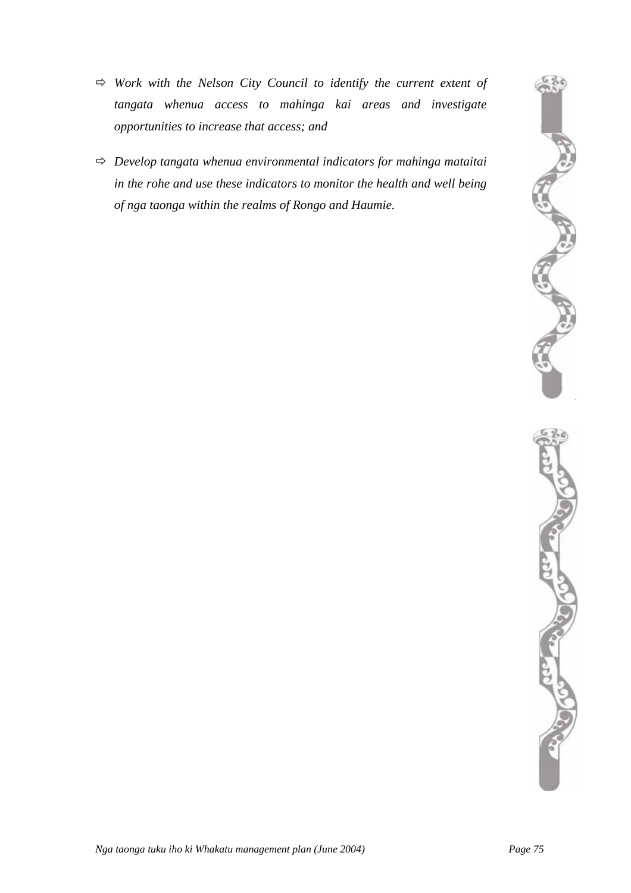- ⇨ *Work with the Nelson City Council to identify the current extent of tangata whenua access to mahinga kai areas and investigate opportunities to increase that access; and*
- ⇨ *Develop tangata whenua environmental indicators for mahinga mataitai in the rohe and use these indicators to monitor the health and well being of nga taonga within the realms of Rongo and Haumie.*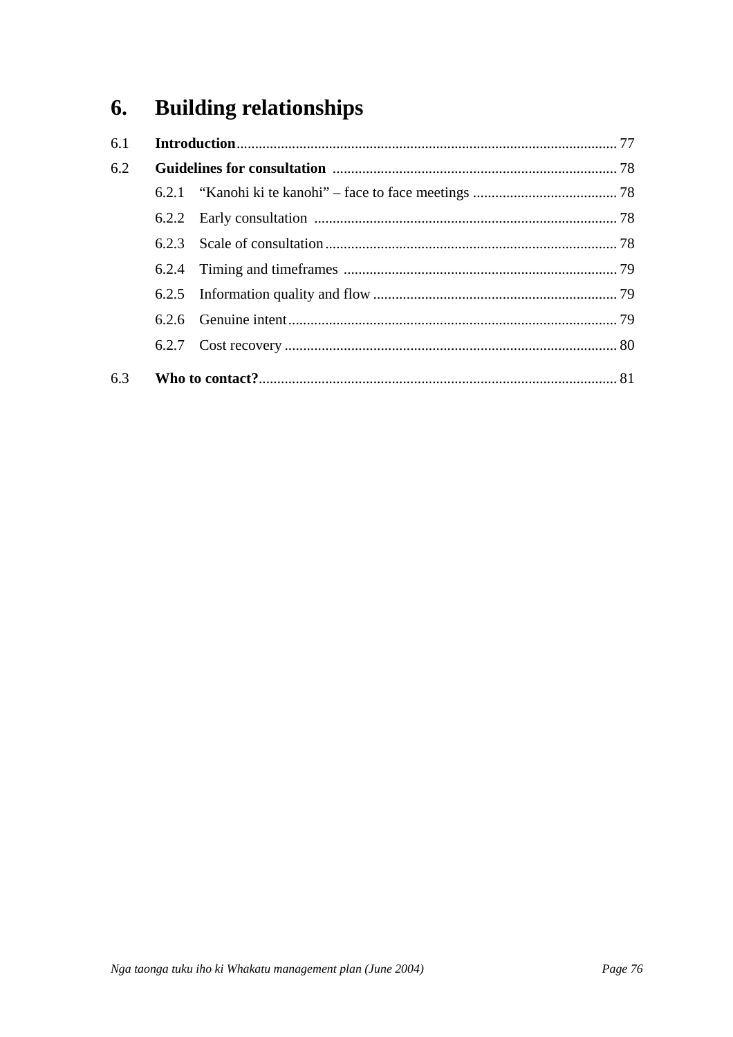# 6. Building relationships

6.1 **Introduction** ........................................................................................................ 77

6.2 **Guidelines for consultation** ............................................................................ 78

- 6.2.1 "Kanohi ki te kanohi" – face to face meetings ....................................... 78
- 6.2.2 Early consultation .................................................................................. 78
- 6.2.3 Scale of consultation ............................................................................... 78
- 6.2.4 Timing and timeframes .......................................................................... 79
- 6.2.5 Information quality and flow .................................................................. 79
- 6.2.6 Genuine intent ......................................................................................... 79
- 6.2.7 Cost recovery .......................................................................................... 80

6.3 **Who to contact?** ................................................................................................ 81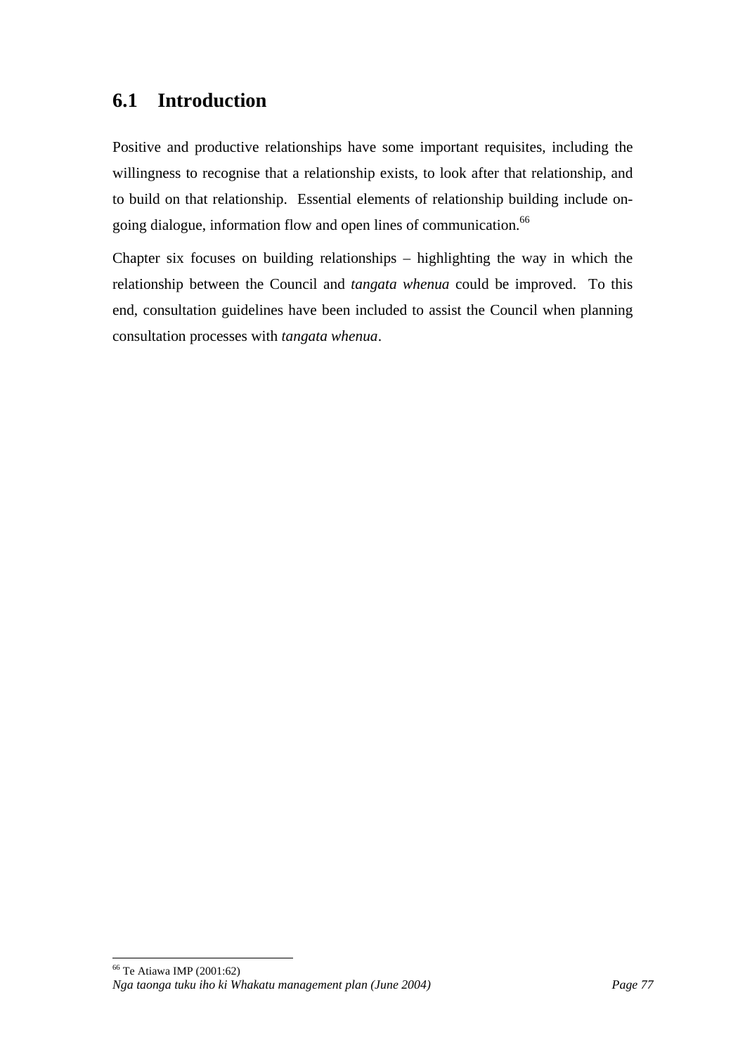## 6.1 Introduction

Positive and productive relationships have some important requisites, including the willingness to recognise that a relationship exists, to look after that relationship, and to build on that relationship. Essential elements of relationship building include on-going dialogue, information flow and open lines of communication.[66]

Chapter six focuses on building relationships – highlighting the way in which the relationship between the Council and *tangata whenua* could be improved. To this end, consultation guidelines have been included to assist the Council when planning consultation processes with *tangata whenua*.

---

[66] Te Atiawa IMP (2001:62)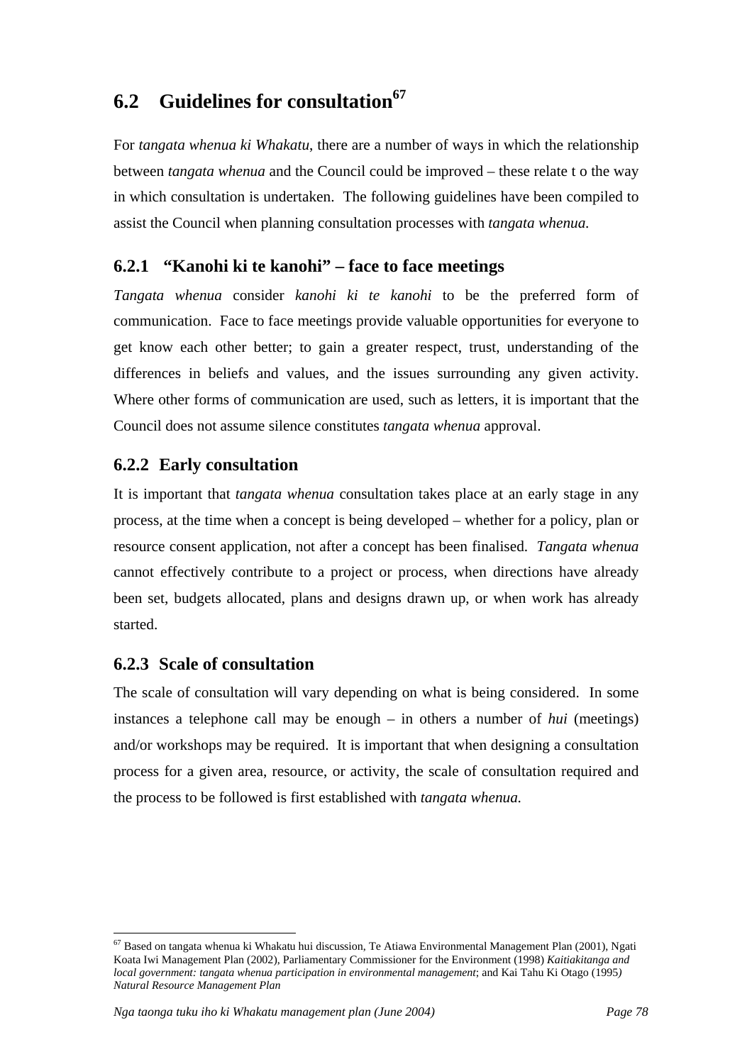## 6.2 Guidelines for consultation[67]

For *tangata whenua ki Whakatu*, there are a number of ways in which the relationship between *tangata whenua* and the Council could be improved – these relate t o the way in which consultation is undertaken. The following guidelines have been compiled to assist the Council when planning consultation processes with *tangata whenua.*

### 6.2.1 "Kanohi ki te kanohi" – face to face meetings

*Tangata whenua* consider *kanohi ki te kanohi* to be the preferred form of communication. Face to face meetings provide valuable opportunities for everyone to get know each other better; to gain a greater respect, trust, understanding of the differences in beliefs and values, and the issues surrounding any given activity. Where other forms of communication are used, such as letters, it is important that the Council does not assume silence constitutes *tangata whenua* approval.

### 6.2.2 Early consultation

It is important that *tangata whenua* consultation takes place at an early stage in any process, at the time when a concept is being developed – whether for a policy, plan or resource consent application, not after a concept has been finalised. *Tangata whenua* cannot effectively contribute to a project or process, when directions have already been set, budgets allocated, plans and designs drawn up, or when work has already started.

### 6.2.3 Scale of consultation

The scale of consultation will vary depending on what is being considered. In some instances a telephone call may be enough – in others a number of *hui* (meetings) and/or workshops may be required. It is important that when designing a consultation process for a given area, resource, or activity, the scale of consultation required and the process to be followed is first established with *tangata whenua.*

---

[67] Based on tangata whenua ki Whakatu hui discussion, Te Atiawa Environmental Management Plan (2001), Ngati Koata Iwi Management Plan (2002), Parliamentary Commissioner for the Environment (1998) *Kaitiakitanga and local government: tangata whenua participation in environmental management*; and Kai Tahu Ki Otago (1995*) Natural Resource Management Plan*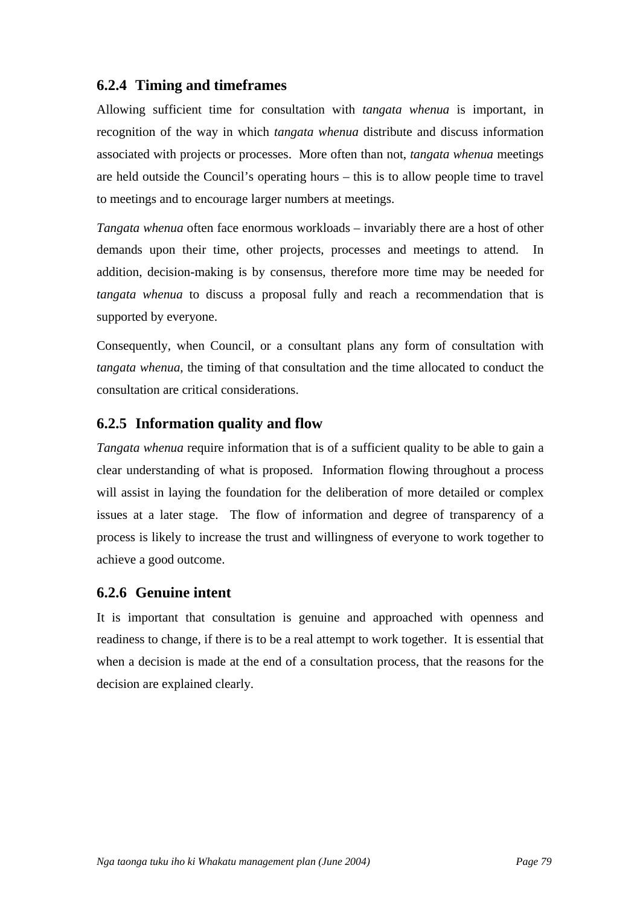### 6.2.4 Timing and timeframes

Allowing sufficient time for consultation with *tangata whenua* is important, in recognition of the way in which *tangata whenua* distribute and discuss information associated with projects or processes. More often than not, *tangata whenua* meetings are held outside the Council's operating hours – this is to allow people time to travel to meetings and to encourage larger numbers at meetings.

*Tangata whenua* often face enormous workloads – invariably there are a host of other demands upon their time, other projects, processes and meetings to attend. In addition, decision-making is by consensus, therefore more time may be needed for *tangata whenua* to discuss a proposal fully and reach a recommendation that is supported by everyone.

Consequently, when Council, or a consultant plans any form of consultation with *tangata whenua*, the timing of that consultation and the time allocated to conduct the consultation are critical considerations.

### 6.2.5 Information quality and flow

*Tangata whenua* require information that is of a sufficient quality to be able to gain a clear understanding of what is proposed. Information flowing throughout a process will assist in laying the foundation for the deliberation of more detailed or complex issues at a later stage. The flow of information and degree of transparency of a process is likely to increase the trust and willingness of everyone to work together to achieve a good outcome.

### 6.2.6 Genuine intent

It is important that consultation is genuine and approached with openness and readiness to change, if there is to be a real attempt to work together. It is essential that when a decision is made at the end of a consultation process, that the reasons for the decision are explained clearly.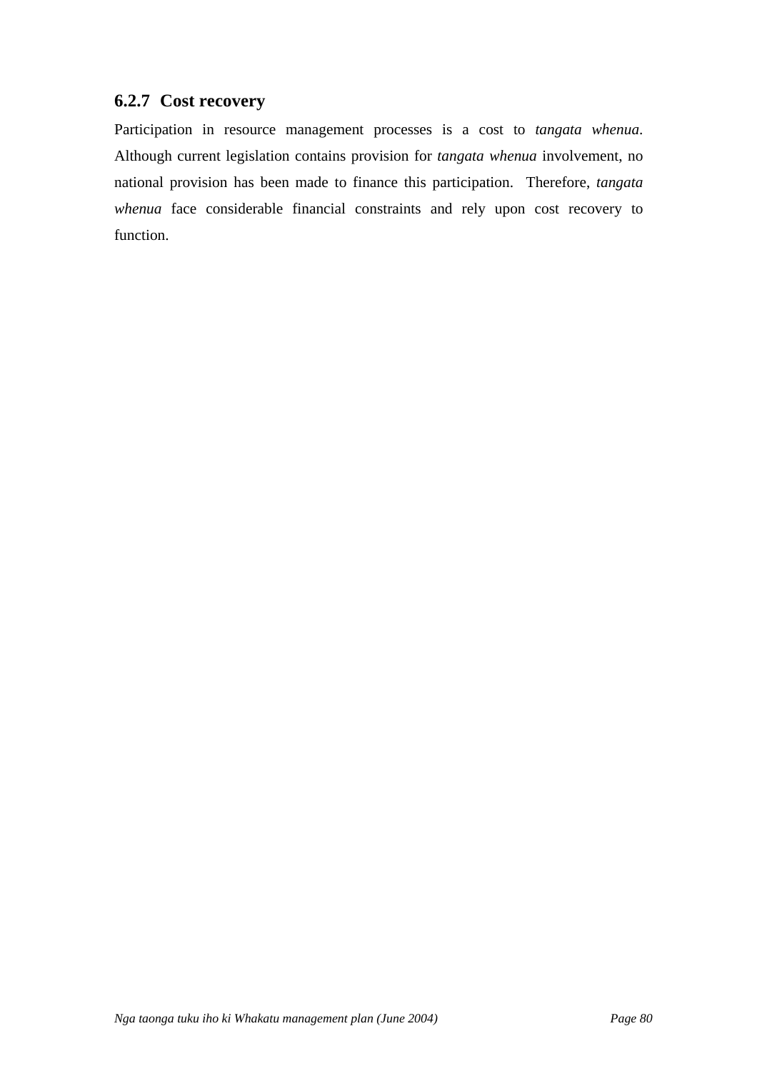### 6.2.7 Cost recovery

Participation in resource management processes is a cost to *tangata whenua*. Although current legislation contains provision for *tangata whenua* involvement, no national provision has been made to finance this participation. Therefore, *tangata whenua* face considerable financial constraints and rely upon cost recovery to function.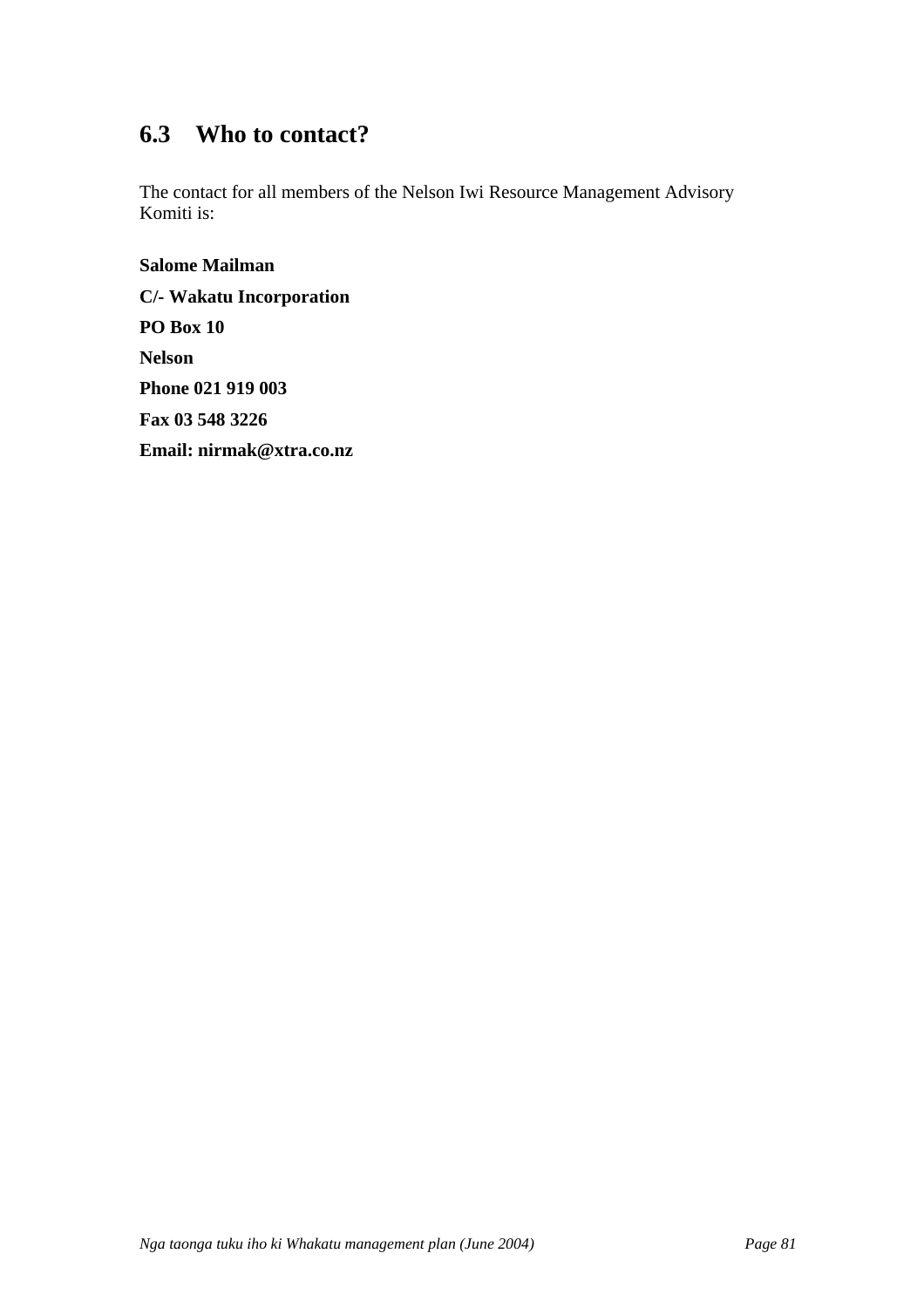## 6.3 Who to contact?

The contact for all members of the Nelson Iwi Resource Management Advisory Komiti is:

**Salome Mailman**

**C/- Wakatu Incorporation**

**PO Box 10**

**Nelson**

**Phone 021 919 003**

**Fax 03 548 3226**

**Email: nirmak@xtra.co.nz**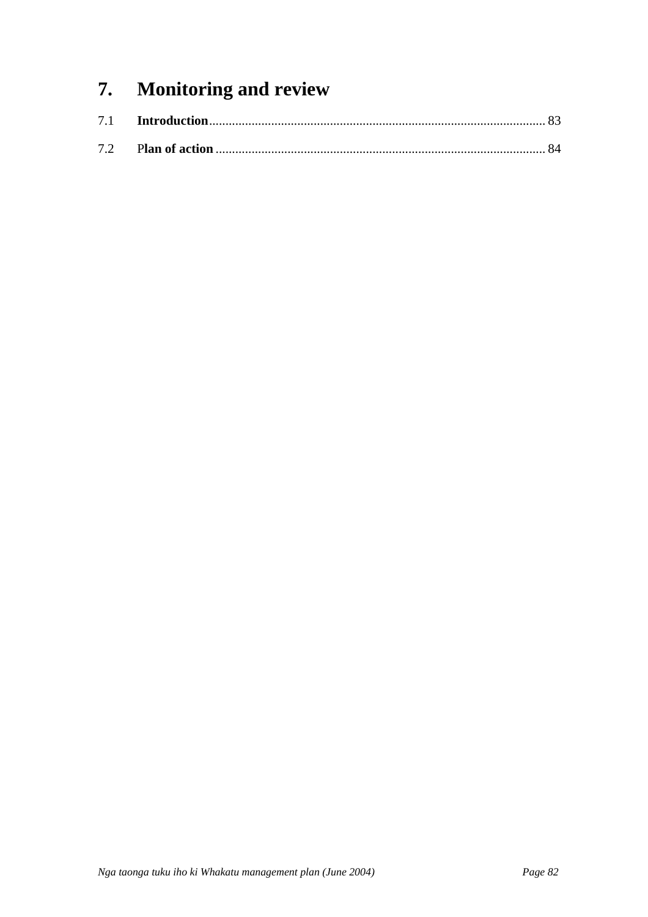# 7. Monitoring and review

7.1 **Introduction** ........................................................................................................ 83

7.2 **Plan of action** ....................................................................................................... 84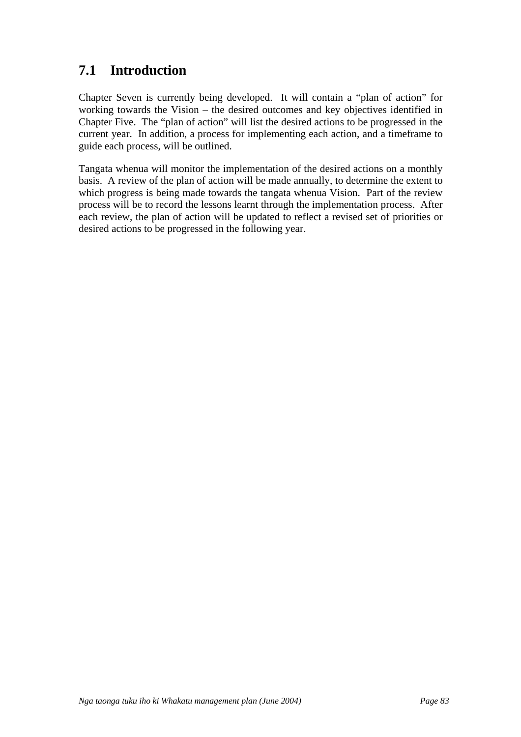## 7.1 Introduction

Chapter Seven is currently being developed. It will contain a "plan of action" for working towards the Vision – the desired outcomes and key objectives identified in Chapter Five. The "plan of action" will list the desired actions to be progressed in the current year. In addition, a process for implementing each action, and a timeframe to guide each process, will be outlined.

Tangata whenua will monitor the implementation of the desired actions on a monthly basis. A review of the plan of action will be made annually, to determine the extent to which progress is being made towards the tangata whenua Vision. Part of the review process will be to record the lessons learnt through the implementation process. After each review, the plan of action will be updated to reflect a revised set of priorities or desired actions to be progressed in the following year.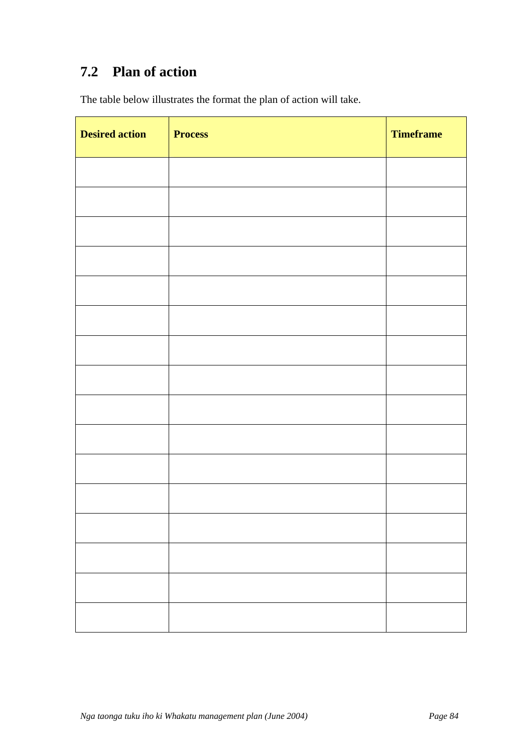## 7.2 Plan of action

The table below illustrates the format the plan of action will take.

| **Desired action** | **Process** | **Timeframe** |
|---|---|---|
| | | |
| | | |
| | | |
| | | |
| | | |
| | | |
| | | |
| | | |
| | | |
| | | |
| | | |
| | | |
| | | |
| | | |
| | | |
| | | |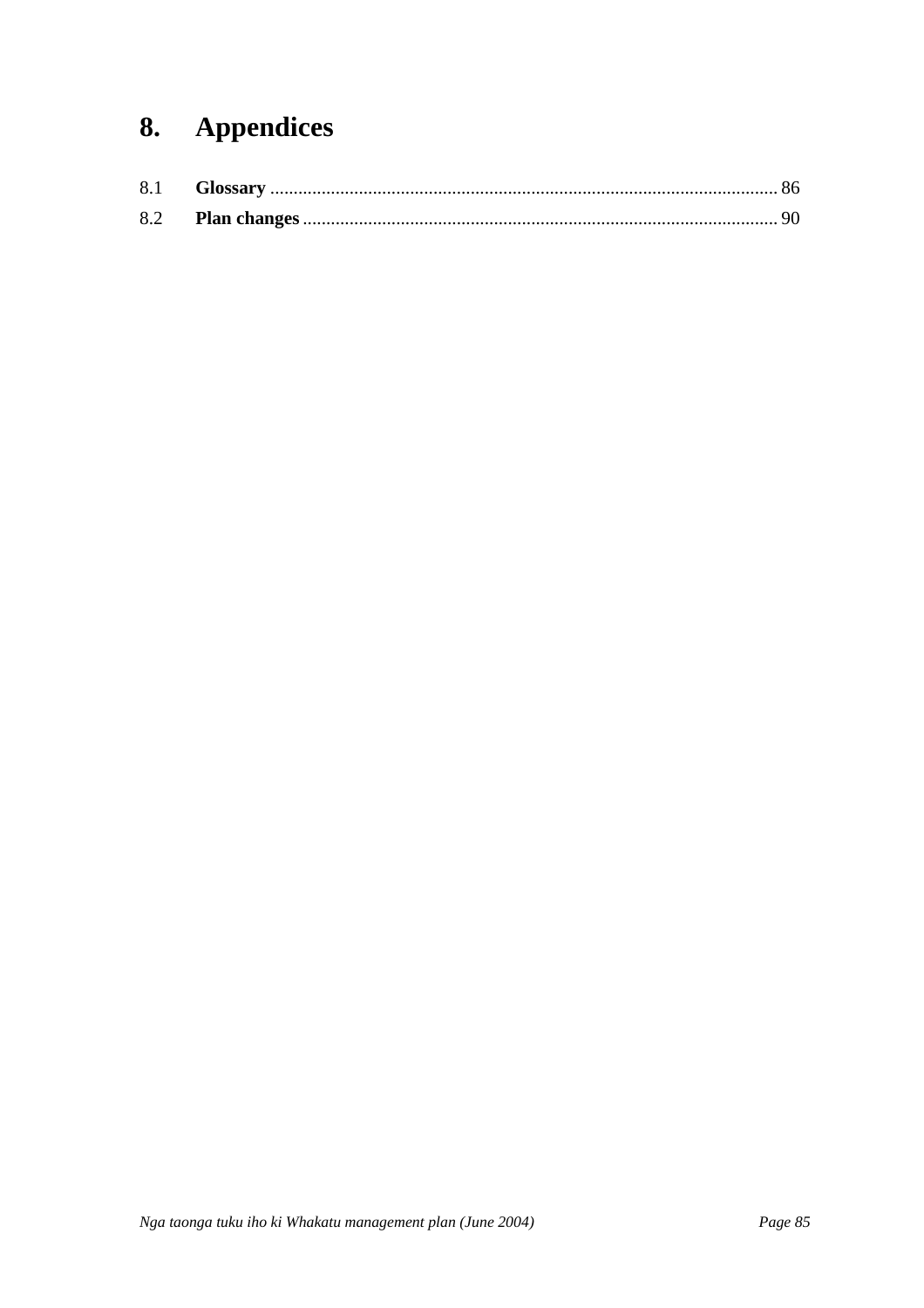# 8. Appendices

8.1 **Glossary** .......................................................................................................... 86

8.2 **Plan changes** ................................................................................................... 90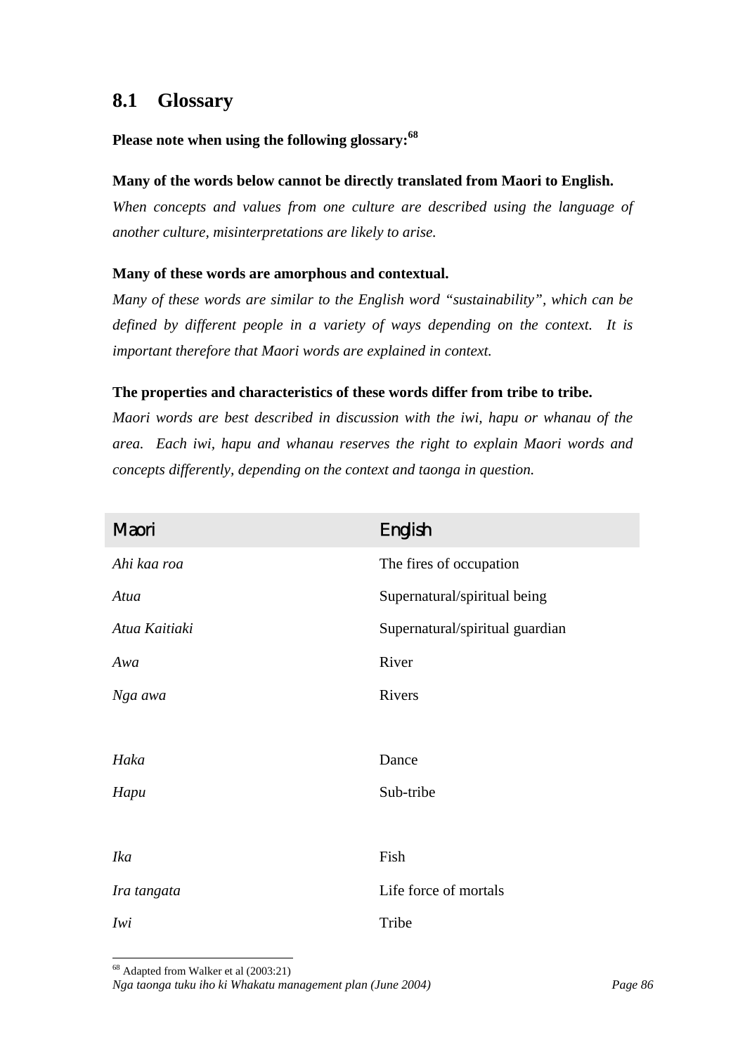## 8.1 Glossary

**Please note when using the following glossary:**[68]

**Many of the words below cannot be directly translated from Maori to English.**

*When concepts and values from one culture are described using the language of another culture, misinterpretations are likely to arise.*

**Many of these words are amorphous and contextual.**

*Many of these words are similar to the English word "sustainability", which can be defined by different people in a variety of ways depending on the context. It is important therefore that Maori words are explained in context.*

**The properties and characteristics of these words differ from tribe to tribe.**

*Maori words are best described in discussion with the iwi, hapu or whanau of the area. Each iwi, hapu and whanau reserves the right to explain Maori words and concepts differently, depending on the context and taonga in question.*

| Maori | English |
|---|---|
| *Ahi kaa roa* | The fires of occupation |
| *Atua* | Supernatural/spiritual being |
| *Atua Kaitiaki* | Supernatural/spiritual guardian |
| *Awa* | River |
| *Nga awa* | Rivers |
| | |
| *Haka* | Dance |
| *Hapu* | Sub-tribe |
| | |
| *Ika* | Fish |
| *Ira tangata* | Life force of mortals |
| *Iwi* | Tribe |

[68] Adapted from Walker et al (2003:21)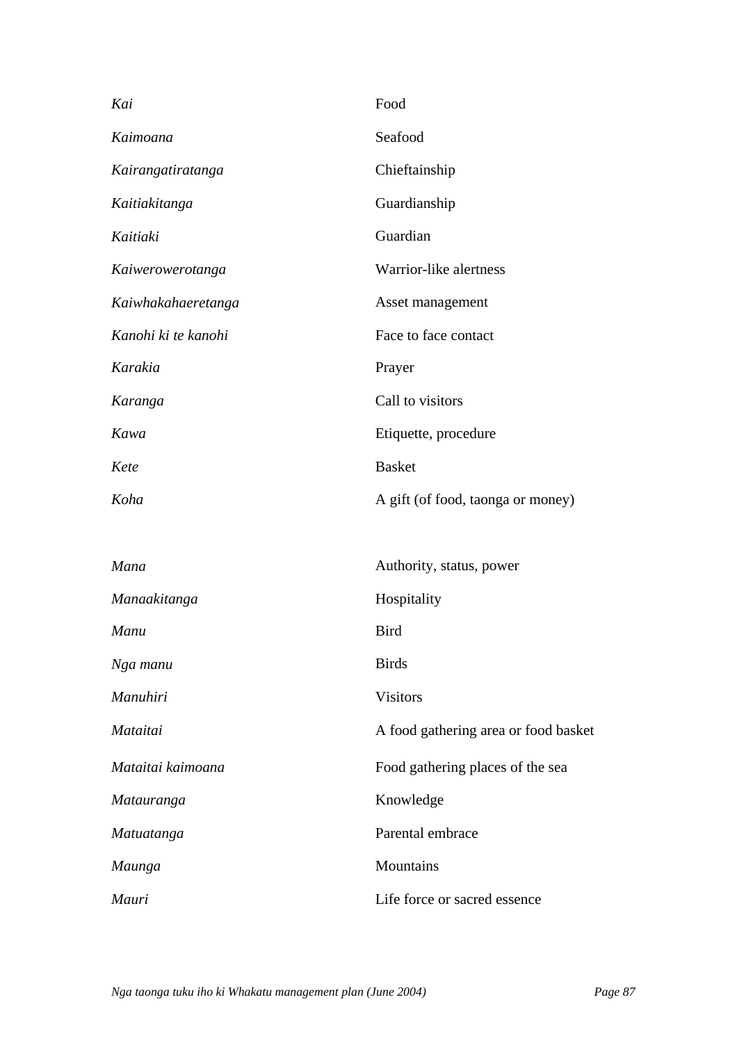| | |
|---|---|
| *Kai* | Food |
| *Kaimoana* | Seafood |
| *Kairangatiratanga* | Chieftainship |
| *Kaitiakitanga* | Guardianship |
| *Kaitiaki* | Guardian |
| *Kaiwerowerotanga* | Warrior-like alertness |
| *Kaiwhakahaeretanga* | Asset management |
| *Kanohi ki te kanohi* | Face to face contact |
| *Karakia* | Prayer |
| *Karanga* | Call to visitors |
| *Kawa* | Etiquette, procedure |
| *Kete* | Basket |
| *Koha* | A gift (of food, taonga or money) |

| | |
|---|---|
| *Mana* | Authority, status, power |
| *Manaakitanga* | Hospitality |
| *Manu* | Bird |
| *Nga manu* | Birds |
| *Manuhiri* | Visitors |
| *Mataitai* | A food gathering area or food basket |
| *Mataitai kaimoana* | Food gathering places of the sea |
| *Matauranga* | Knowledge |
| *Matuatanga* | Parental embrace |
| *Maunga* | Mountains |
| *Mauri* | Life force or sacred essence |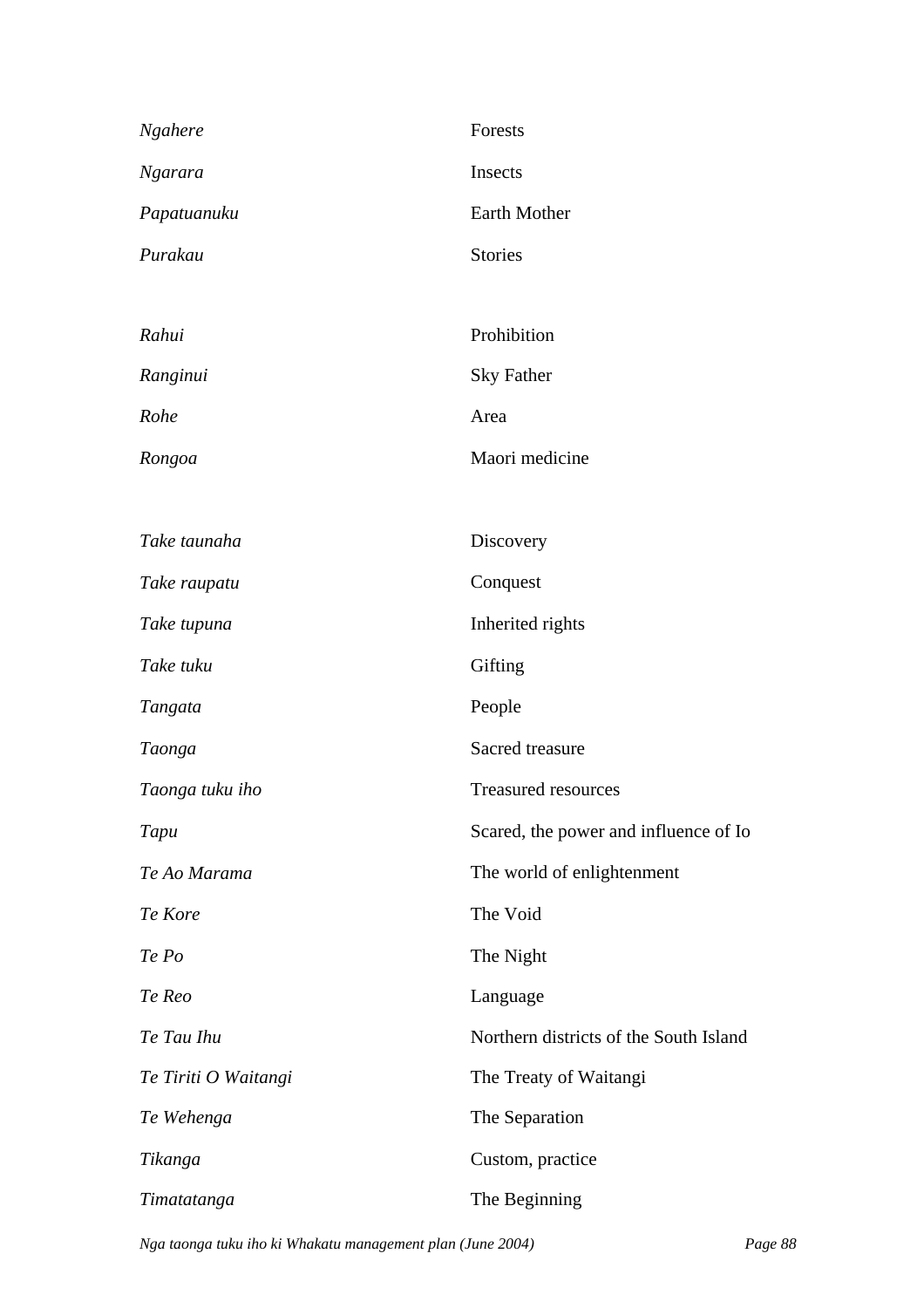| | |
|---|---|
| *Ngahere* | Forests |
| *Ngarara* | Insects |
| *Papatuanuku* | Earth Mother |
| *Purakau* | Stories |
| | |
| *Rahui* | Prohibition |
| *Ranginui* | Sky Father |
| *Rohe* | Area |
| *Rongoa* | Maori medicine |
| | |
| *Take taunaha* | Discovery |
| *Take raupatu* | Conquest |
| *Take tupuna* | Inherited rights |
| *Take tuku* | Gifting |
| *Tangata* | People |
| *Taonga* | Sacred treasure |
| *Taonga tuku iho* | Treasured resources |
| *Tapu* | Scared, the power and influence of Io |
| *Te Ao Marama* | The world of enlightenment |
| *Te Kore* | The Void |
| *Te Po* | The Night |
| *Te Reo* | Language |
| *Te Tau Ihu* | Northern districts of the South Island |
| *Te Tiriti O Waitangi* | The Treaty of Waitangi |
| *Te Wehenga* | The Separation |
| *Tikanga* | Custom, practice |
| *Timatatanga* | The Beginning |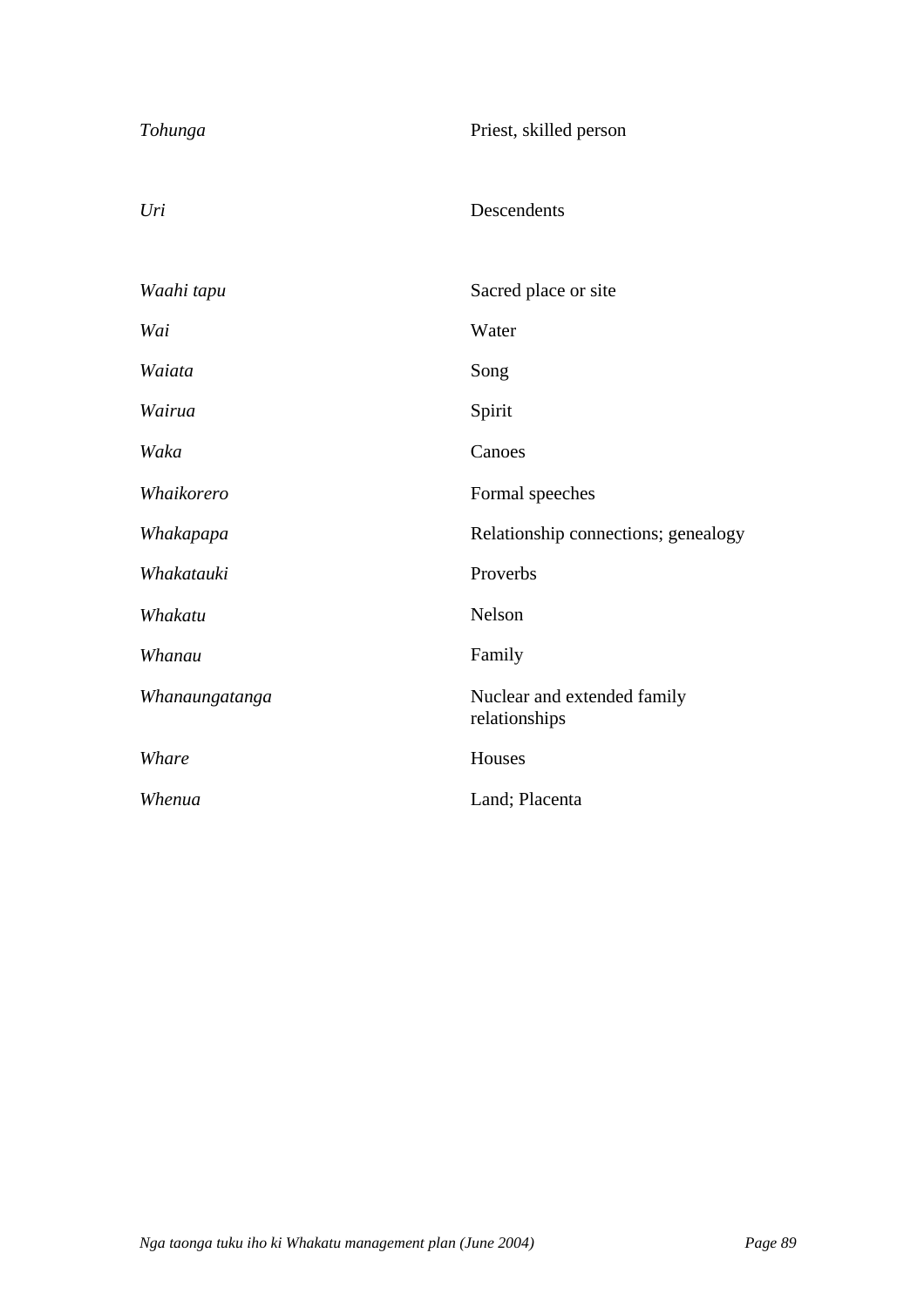| | |
|---|---|
| *Tohunga* | Priest, skilled person |
| *Uri* | Descendents |
| *Waahi tapu* | Sacred place or site |
| *Wai* | Water |
| *Waiata* | Song |
| *Wairua* | Spirit |
| *Waka* | Canoes |
| *Whaikorero* | Formal speeches |
| *Whakapapa* | Relationship connections; genealogy |
| *Whakatauki* | Proverbs |
| *Whakatu* | Nelson |
| *Whanau* | Family |
| *Whanaungatanga* | Nuclear and extended family relationships |
| *Whare* | Houses |
| *Whenua* | Land; Placenta |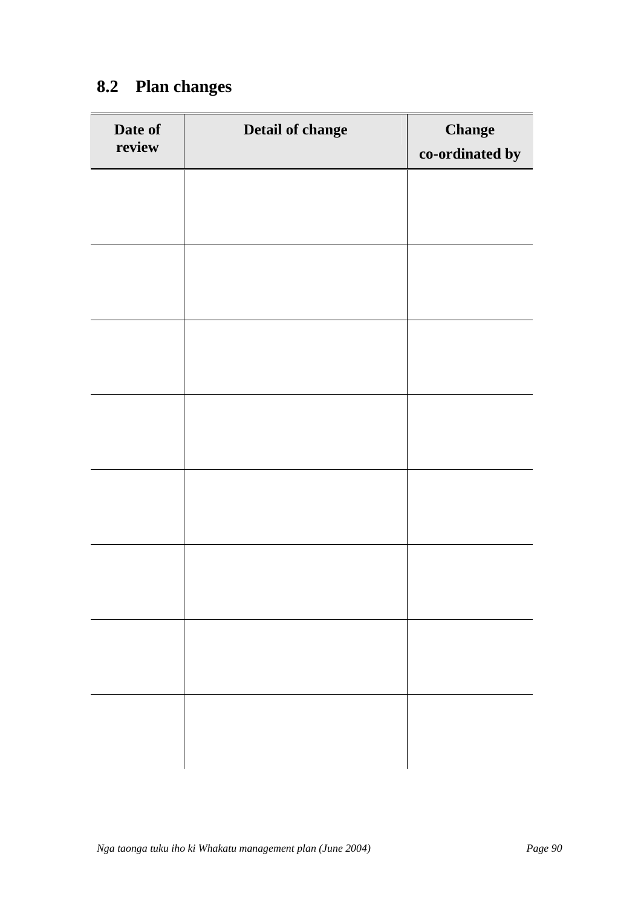## 8.2 Plan changes

| Date of review | Detail of change | Change co-ordinated by |
|---|---|---|
| | | |
| | | |
| | | |
| | | |
| | | |
| | | |
| | | |
| | | |